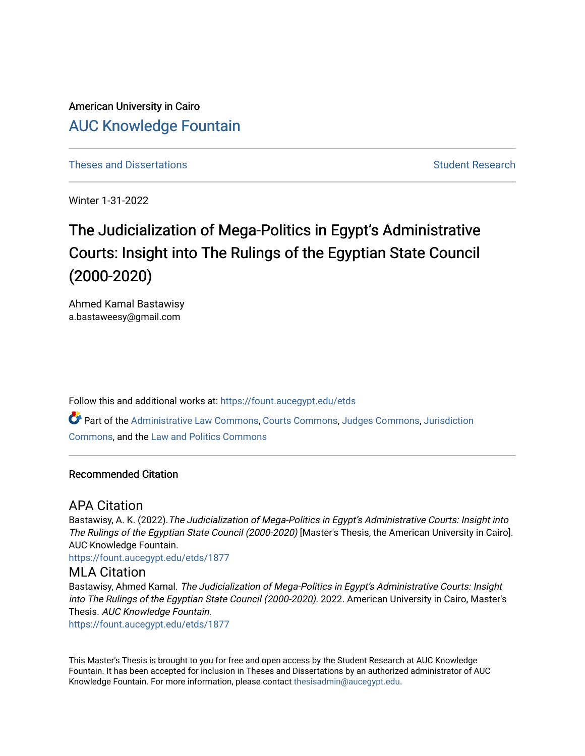American University in Cairo

## AUC Knowledge Fountain

Theses and Dissertations | Student Research

Winter 1-31-2022

# The Judicialization of Mega-Politics in Egypt's Administrative Courts: Insight into The Rulings of the Egyptian State Council (2000-2020)

Ahmed Kamal Bastawisy
a.bastaweesy@gmail.com

Follow this and additional works at: https://fount.aucegypt.edu/etds

Part of the Administrative Law Commons, Courts Commons, Judges Commons, Jurisdiction Commons, and the Law and Politics Commons

### Recommended Citation

#### APA Citation

Bastawisy, A. K. (2022).*The Judicialization of Mega-Politics in Egypt's Administrative Courts: Insight into The Rulings of the Egyptian State Council (2000-2020)* [Master's Thesis, the American University in Cairo]. AUC Knowledge Fountain.
https://fount.aucegypt.edu/etds/1877

#### MLA Citation

Bastawisy, Ahmed Kamal. *The Judicialization of Mega-Politics in Egypt's Administrative Courts: Insight into The Rulings of the Egyptian State Council (2000-2020).* 2022. American University in Cairo, Master's Thesis. *AUC Knowledge Fountain.*
https://fount.aucegypt.edu/etds/1877

This Master's Thesis is brought to you for free and open access by the Student Research at AUC Knowledge Fountain. It has been accepted for inclusion in Theses and Dissertations by an authorized administrator of AUC Knowledge Fountain. For more information, please contact thesisadmin@aucegypt.edu.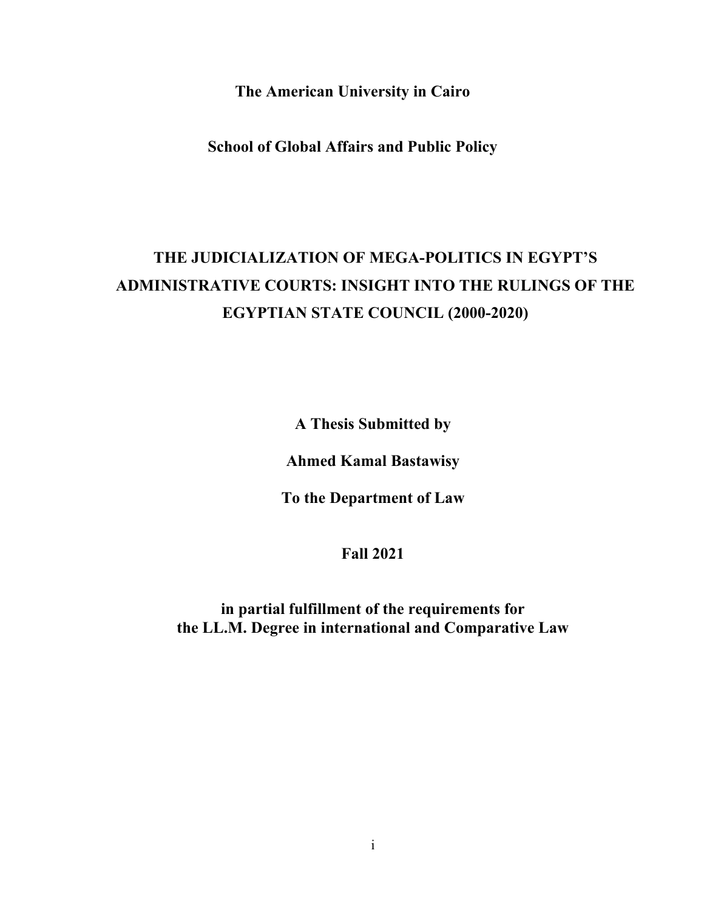**The American University in Cairo**

**School of Global Affairs and Public Policy**

# THE JUDICIALIZATION OF MEGA-POLITICS IN EGYPT'S ADMINISTRATIVE COURTS: INSIGHT INTO THE RULINGS OF THE EGYPTIAN STATE COUNCIL (2000-2020)

**A Thesis Submitted by**

**Ahmed Kamal Bastawisy**

**To the Department of Law**

**Fall 2021**

**in partial fulfillment of the requirements for the LL.M. Degree in international and Comparative Law**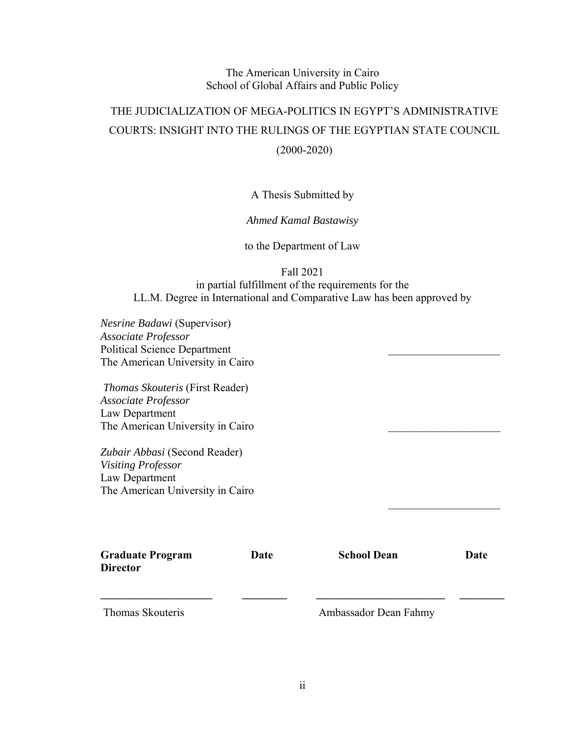The American University in Cairo
School of Global Affairs and Public Policy

# THE JUDICIALIZATION OF MEGA-POLITICS IN EGYPT'S ADMINISTRATIVE COURTS: INSIGHT INTO THE RULINGS OF THE EGYPTIAN STATE COUNCIL (2000-2020)

A Thesis Submitted by

*Ahmed Kamal Bastawisy*

to the Department of Law

Fall 2021
in partial fulfillment of the requirements for the
LL.M. Degree in International and Comparative Law has been approved by

*Nesrine Badawi* (Supervisor)
*Associate Professor*
Political Science Department
The American University in Cairo
____________________

*Thomas Skouteris* (First Reader)
*Associate Professor*
Law Department
The American University in Cairo
____________________

*Zubair Abbasi* (Second Reader)
*Visiting Professor*
Law Department
The American University in Cairo
____________________

| **Graduate Program Director** | **Date** | **School Dean** | **Date** |
|---|---|---|---|
| ____________________ | ________ | ____________________ | ________ |
| Thomas Skouteris | | Ambassador Dean Fahmy | |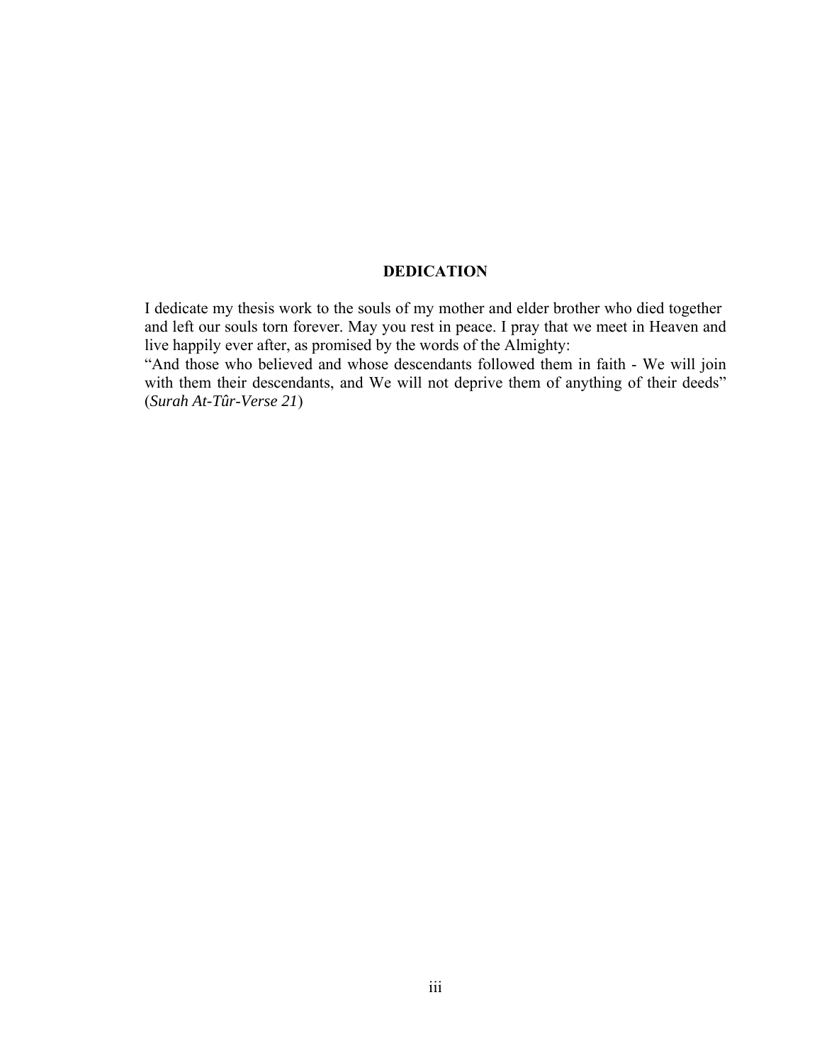# DEDICATION

I dedicate my thesis work to the souls of my mother and elder brother who died together and left our souls torn forever. May you rest in peace. I pray that we meet in Heaven and live happily ever after, as promised by the words of the Almighty:

"And those who believed and whose descendants followed them in faith - We will join with them their descendants, and We will not deprive them of anything of their deeds" (*Surah At-Tûr-Verse 21*)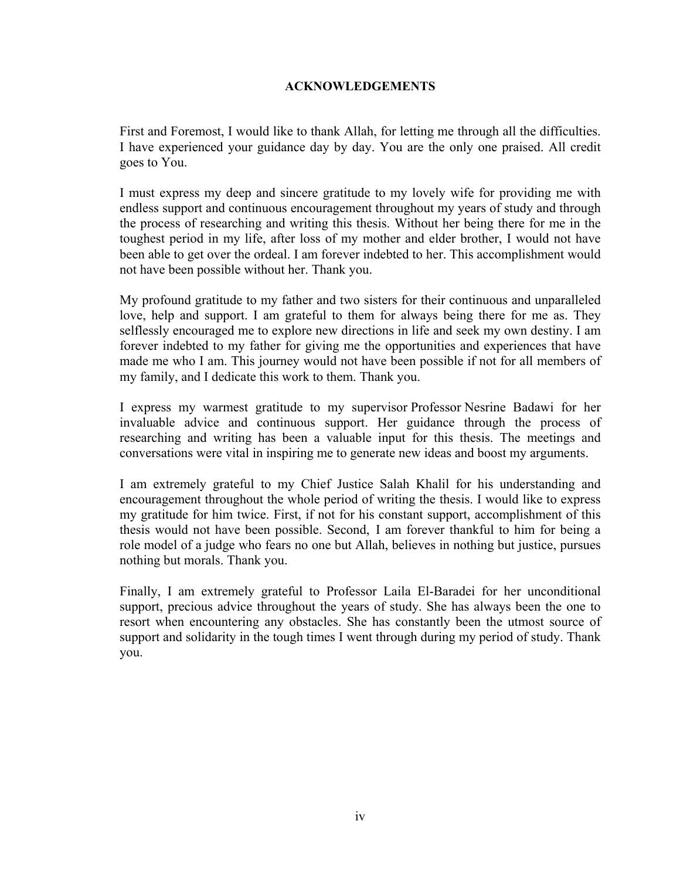# ACKNOWLEDGEMENTS

First and Foremost, I would like to thank Allah, for letting me through all the difficulties. I have experienced your guidance day by day. You are the only one praised. All credit goes to You.

I must express my deep and sincere gratitude to my lovely wife for providing me with endless support and continuous encouragement throughout my years of study and through the process of researching and writing this thesis. Without her being there for me in the toughest period in my life, after loss of my mother and elder brother, I would not have been able to get over the ordeal. I am forever indebted to her. This accomplishment would not have been possible without her. Thank you.

My profound gratitude to my father and two sisters for their continuous and unparalleled love, help and support. I am grateful to them for always being there for me as. They selflessly encouraged me to explore new directions in life and seek my own destiny. I am forever indebted to my father for giving me the opportunities and experiences that have made me who I am. This journey would not have been possible if not for all members of my family, and I dedicate this work to them. Thank you.

I express my warmest gratitude to my supervisor Professor Nesrine Badawi for her invaluable advice and continuous support. Her guidance through the process of researching and writing has been a valuable input for this thesis. The meetings and conversations were vital in inspiring me to generate new ideas and boost my arguments.

I am extremely grateful to my Chief Justice Salah Khalil for his understanding and encouragement throughout the whole period of writing the thesis. I would like to express my gratitude for him twice. First, if not for his constant support, accomplishment of this thesis would not have been possible. Second, I am forever thankful to him for being a role model of a judge who fears no one but Allah, believes in nothing but justice, pursues nothing but morals. Thank you.

Finally, I am extremely grateful to Professor Laila El-Baradei for her unconditional support, precious advice throughout the years of study. She has always been the one to resort when encountering any obstacles. She has constantly been the utmost source of support and solidarity in the tough times I went through during my period of study. Thank you.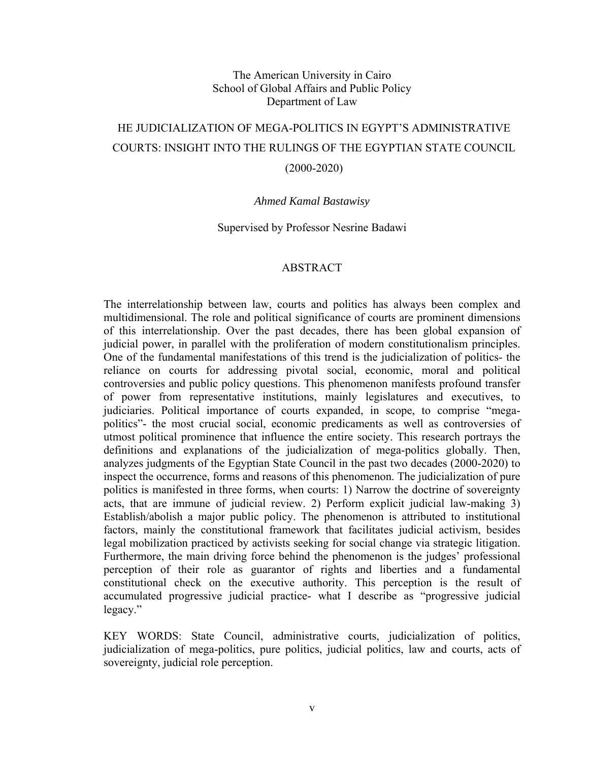The American University in Cairo
School of Global Affairs and Public Policy
Department of Law

# HE JUDICIALIZATION OF MEGA-POLITICS IN EGYPT'S ADMINISTRATIVE COURTS: INSIGHT INTO THE RULINGS OF THE EGYPTIAN STATE COUNCIL (2000-2020)

*Ahmed Kamal Bastawisy*

Supervised by Professor Nesrine Badawi

## ABSTRACT

The interrelationship between law, courts and politics has always been complex and multidimensional. The role and political significance of courts are prominent dimensions of this interrelationship. Over the past decades, there has been global expansion of judicial power, in parallel with the proliferation of modern constitutionalism principles. One of the fundamental manifestations of this trend is the judicialization of politics- the reliance on courts for addressing pivotal social, economic, moral and political controversies and public policy questions. This phenomenon manifests profound transfer of power from representative institutions, mainly legislatures and executives, to judiciaries. Political importance of courts expanded, in scope, to comprise "mega-politics"- the most crucial social, economic predicaments as well as controversies of utmost political prominence that influence the entire society. This research portrays the definitions and explanations of the judicialization of mega-politics globally. Then, analyzes judgments of the Egyptian State Council in the past two decades (2000-2020) to inspect the occurrence, forms and reasons of this phenomenon. The judicialization of pure politics is manifested in three forms, when courts: 1) Narrow the doctrine of sovereignty acts, that are immune of judicial review. 2) Perform explicit judicial law-making 3) Establish/abolish a major public policy. The phenomenon is attributed to institutional factors, mainly the constitutional framework that facilitates judicial activism, besides legal mobilization practiced by activists seeking for social change via strategic litigation. Furthermore, the main driving force behind the phenomenon is the judges' professional perception of their role as guarantor of rights and liberties and a fundamental constitutional check on the executive authority. This perception is the result of accumulated progressive judicial practice- what I describe as "progressive judicial legacy."

KEY WORDS: State Council, administrative courts, judicialization of politics, judicialization of mega-politics, pure politics, judicial politics, law and courts, acts of sovereignty, judicial role perception.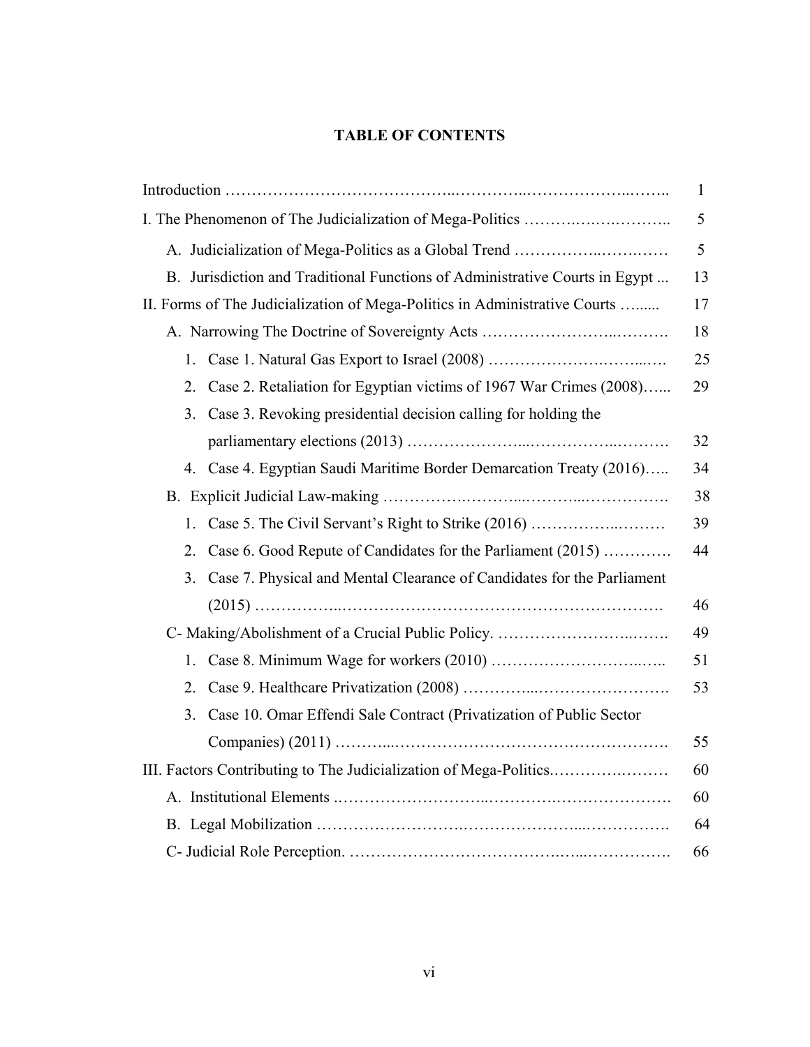# TABLE OF CONTENTS

| | |
|---|---|
| Introduction | 1 |
| I. The Phenomenon of The Judicialization of Mega-Politics | 5 |
| A. Judicialization of Mega-Politics as a Global Trend | 5 |
| B. Jurisdiction and Traditional Functions of Administrative Courts in Egypt | 13 |
| II. Forms of The Judicialization of Mega-Politics in Administrative Courts | 17 |
| A. Narrowing The Doctrine of Sovereignty Acts | 18 |
| 1. Case 1. Natural Gas Export to Israel (2008) | 25 |
| 2. Case 2. Retaliation for Egyptian victims of 1967 War Crimes (2008) | 29 |
| 3. Case 3. Revoking presidential decision calling for holding the parliamentary elections (2013) | 32 |
| 4. Case 4. Egyptian Saudi Maritime Border Demarcation Treaty (2016) | 34 |
| B. Explicit Judicial Law-making | 38 |
| 1. Case 5. The Civil Servant's Right to Strike (2016) | 39 |
| 2. Case 6. Good Repute of Candidates for the Parliament (2015) | 44 |
| 3. Case 7. Physical and Mental Clearance of Candidates for the Parliament (2015) | 46 |
| C- Making/Abolishment of a Crucial Public Policy. | 49 |
| 1. Case 8. Minimum Wage for workers (2010) | 51 |
| 2. Case 9. Healthcare Privatization (2008) | 53 |
| 3. Case 10. Omar Effendi Sale Contract (Privatization of Public Sector Companies) (2011) | 55 |
| III. Factors Contributing to The Judicialization of Mega-Politics. | 60 |
| A. Institutional Elements | 60 |
| B. Legal Mobilization | 64 |
| C- Judicial Role Perception. | 66 |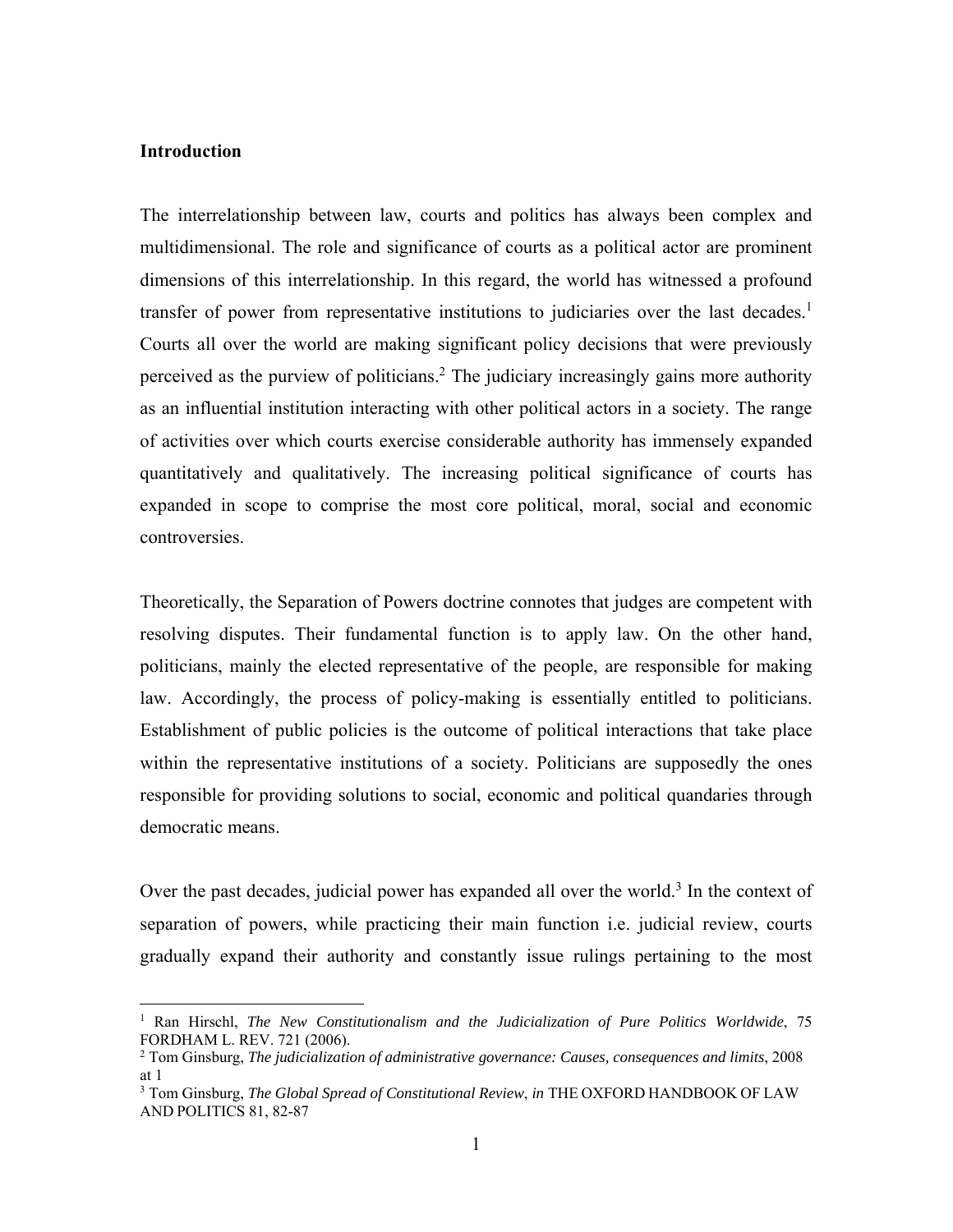## Introduction

The interrelationship between law, courts and politics has always been complex and multidimensional. The role and significance of courts as a political actor are prominent dimensions of this interrelationship. In this regard, the world has witnessed a profound transfer of power from representative institutions to judiciaries over the last decades.[1] Courts all over the world are making significant policy decisions that were previously perceived as the purview of politicians.[2] The judiciary increasingly gains more authority as an influential institution interacting with other political actors in a society. The range of activities over which courts exercise considerable authority has immensely expanded quantitatively and qualitatively. The increasing political significance of courts has expanded in scope to comprise the most core political, moral, social and economic controversies.

Theoretically, the Separation of Powers doctrine connotes that judges are competent with resolving disputes. Their fundamental function is to apply law. On the other hand, politicians, mainly the elected representative of the people, are responsible for making law. Accordingly, the process of policy-making is essentially entitled to politicians. Establishment of public policies is the outcome of political interactions that take place within the representative institutions of a society. Politicians are supposedly the ones responsible for providing solutions to social, economic and political quandaries through democratic means.

Over the past decades, judicial power has expanded all over the world.[3] In the context of separation of powers, while practicing their main function i.e. judicial review, courts gradually expand their authority and constantly issue rulings pertaining to the most

---

[1] Ran Hirschl, *The New Constitutionalism and the Judicialization of Pure Politics Worldwide*, 75 FORDHAM L. REV. 721 (2006).

[2] Tom Ginsburg, *The judicialization of administrative governance: Causes, consequences and limits*, 2008 at 1

[3] Tom Ginsburg, *The Global Spread of Constitutional Review*, *in* THE OXFORD HANDBOOK OF LAW AND POLITICS 81, 82-87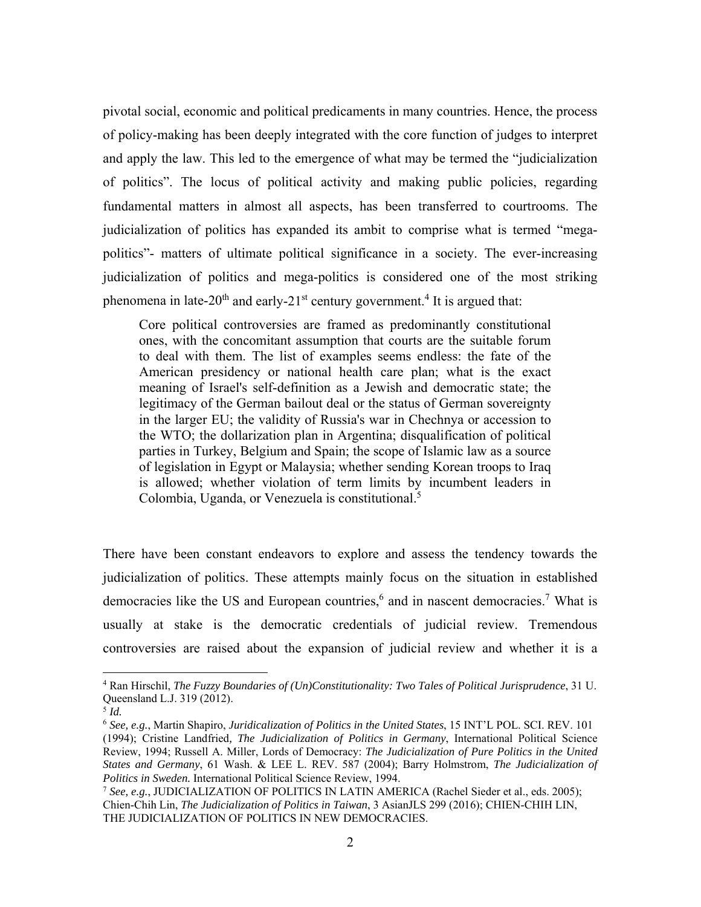pivotal social, economic and political predicaments in many countries. Hence, the process of policy-making has been deeply integrated with the core function of judges to interpret and apply the law. This led to the emergence of what may be termed the "judicialization of politics". The locus of political activity and making public policies, regarding fundamental matters in almost all aspects, has been transferred to courtrooms. The judicialization of politics has expanded its ambit to comprise what is termed "mega-politics"- matters of ultimate political significance in a society. The ever-increasing judicialization of politics and mega-politics is considered one of the most striking phenomena in late-20th and early-21st century government.[4] It is argued that:

> Core political controversies are framed as predominantly constitutional ones, with the concomitant assumption that courts are the suitable forum to deal with them. The list of examples seems endless: the fate of the American presidency or national health care plan; what is the exact meaning of Israel's self-definition as a Jewish and democratic state; the legitimacy of the German bailout deal or the status of German sovereignty in the larger EU; the validity of Russia's war in Chechnya or accession to the WTO; the dollarization plan in Argentina; disqualification of political parties in Turkey, Belgium and Spain; the scope of Islamic law as a source of legislation in Egypt or Malaysia; whether sending Korean troops to Iraq is allowed; whether violation of term limits by incumbent leaders in Colombia, Uganda, or Venezuela is constitutional.[5]

There have been constant endeavors to explore and assess the tendency towards the judicialization of politics. These attempts mainly focus on the situation in established democracies like the US and European countries,[6] and in nascent democracies.[7] What is usually at stake is the democratic credentials of judicial review. Tremendous controversies are raised about the expansion of judicial review and whether it is a

---

[4] Ran Hirschil, *The Fuzzy Boundaries of (Un)Constitutionality: Two Tales of Political Jurisprudence*, 31 U. Queensland L.J. 319 (2012).

[5] *Id.*

[6] *See, e.g.*, Martin Shapiro, *Juridicalization of Politics in the United States*, 15 INT'L POL. SCI. REV. 101 (1994); Cristine Landfried, *The Judicialization of Politics in Germany*, International Political Science Review, 1994; Russell A. Miller, Lords of Democracy: *The Judicialization of Pure Politics in the United States and Germany*, 61 Wash. & LEE L. REV. 587 (2004); Barry Holmstrom, *The Judicialization of Politics in Sweden.* International Political Science Review, 1994.

[7] *See, e.g.*, JUDICIALIZATION OF POLITICS IN LATIN AMERICA (Rachel Sieder et al., eds. 2005); Chien-Chih Lin, *The Judicialization of Politics in Taiwan*, 3 AsianJLS 299 (2016); CHIEN-CHIH LIN, THE JUDICIALIZATION OF POLITICS IN NEW DEMOCRACIES.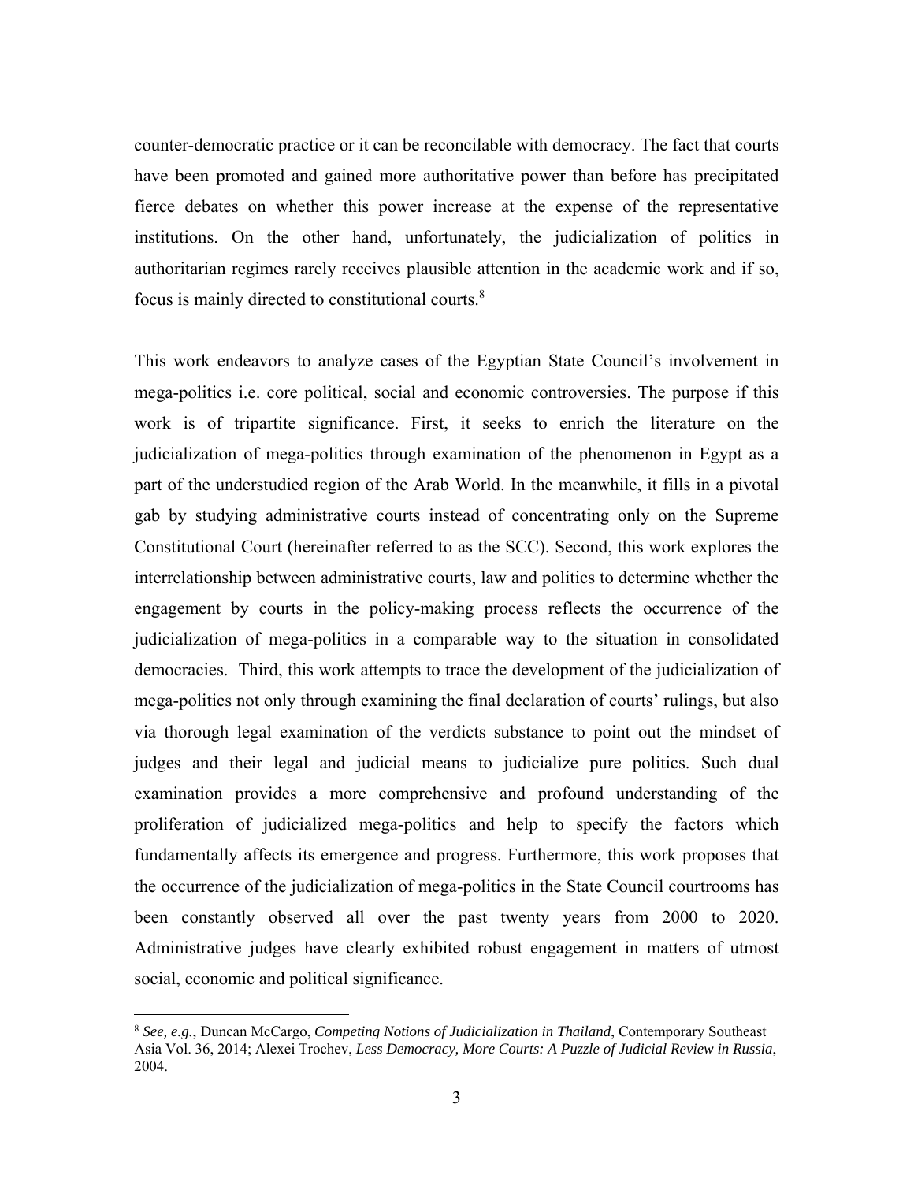counter-democratic practice or it can be reconcilable with democracy. The fact that courts have been promoted and gained more authoritative power than before has precipitated fierce debates on whether this power increase at the expense of the representative institutions. On the other hand, unfortunately, the judicialization of politics in authoritarian regimes rarely receives plausible attention in the academic work and if so, focus is mainly directed to constitutional courts.[8]

This work endeavors to analyze cases of the Egyptian State Council's involvement in mega-politics i.e. core political, social and economic controversies. The purpose if this work is of tripartite significance. First, it seeks to enrich the literature on the judicialization of mega-politics through examination of the phenomenon in Egypt as a part of the understudied region of the Arab World. In the meanwhile, it fills in a pivotal gab by studying administrative courts instead of concentrating only on the Supreme Constitutional Court (hereinafter referred to as the SCC). Second, this work explores the interrelationship between administrative courts, law and politics to determine whether the engagement by courts in the policy-making process reflects the occurrence of the judicialization of mega-politics in a comparable way to the situation in consolidated democracies. Third, this work attempts to trace the development of the judicialization of mega-politics not only through examining the final declaration of courts' rulings, but also via thorough legal examination of the verdicts substance to point out the mindset of judges and their legal and judicial means to judicialize pure politics. Such dual examination provides a more comprehensive and profound understanding of the proliferation of judicialized mega-politics and help to specify the factors which fundamentally affects its emergence and progress. Furthermore, this work proposes that the occurrence of the judicialization of mega-politics in the State Council courtrooms has been constantly observed all over the past twenty years from 2000 to 2020. Administrative judges have clearly exhibited robust engagement in matters of utmost social, economic and political significance.

---

[8] *See, e.g.*, Duncan McCargo, *Competing Notions of Judicialization in Thailand*, Contemporary Southeast Asia Vol. 36, 2014; Alexei Trochev, *Less Democracy, More Courts: A Puzzle of Judicial Review in Russia*, 2004.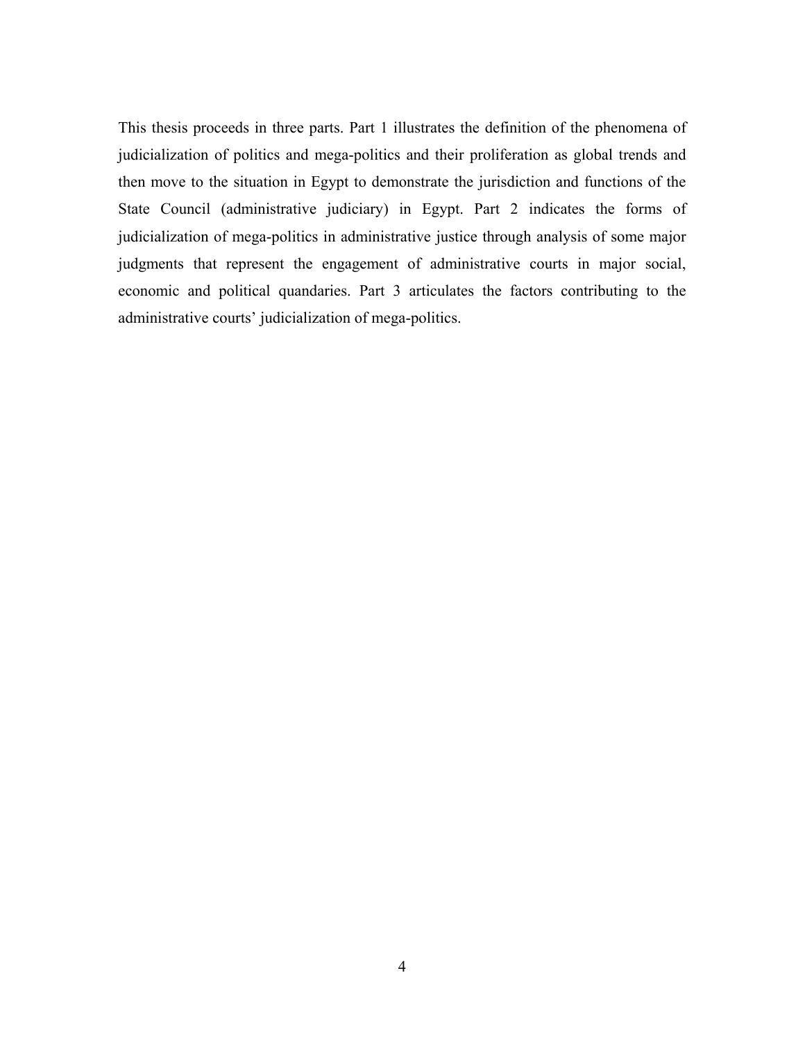This thesis proceeds in three parts. Part 1 illustrates the definition of the phenomena of judicialization of politics and mega-politics and their proliferation as global trends and then move to the situation in Egypt to demonstrate the jurisdiction and functions of the State Council (administrative judiciary) in Egypt. Part 2 indicates the forms of judicialization of mega-politics in administrative justice through analysis of some major judgments that represent the engagement of administrative courts in major social, economic and political quandaries. Part 3 articulates the factors contributing to the administrative courts' judicialization of mega-politics.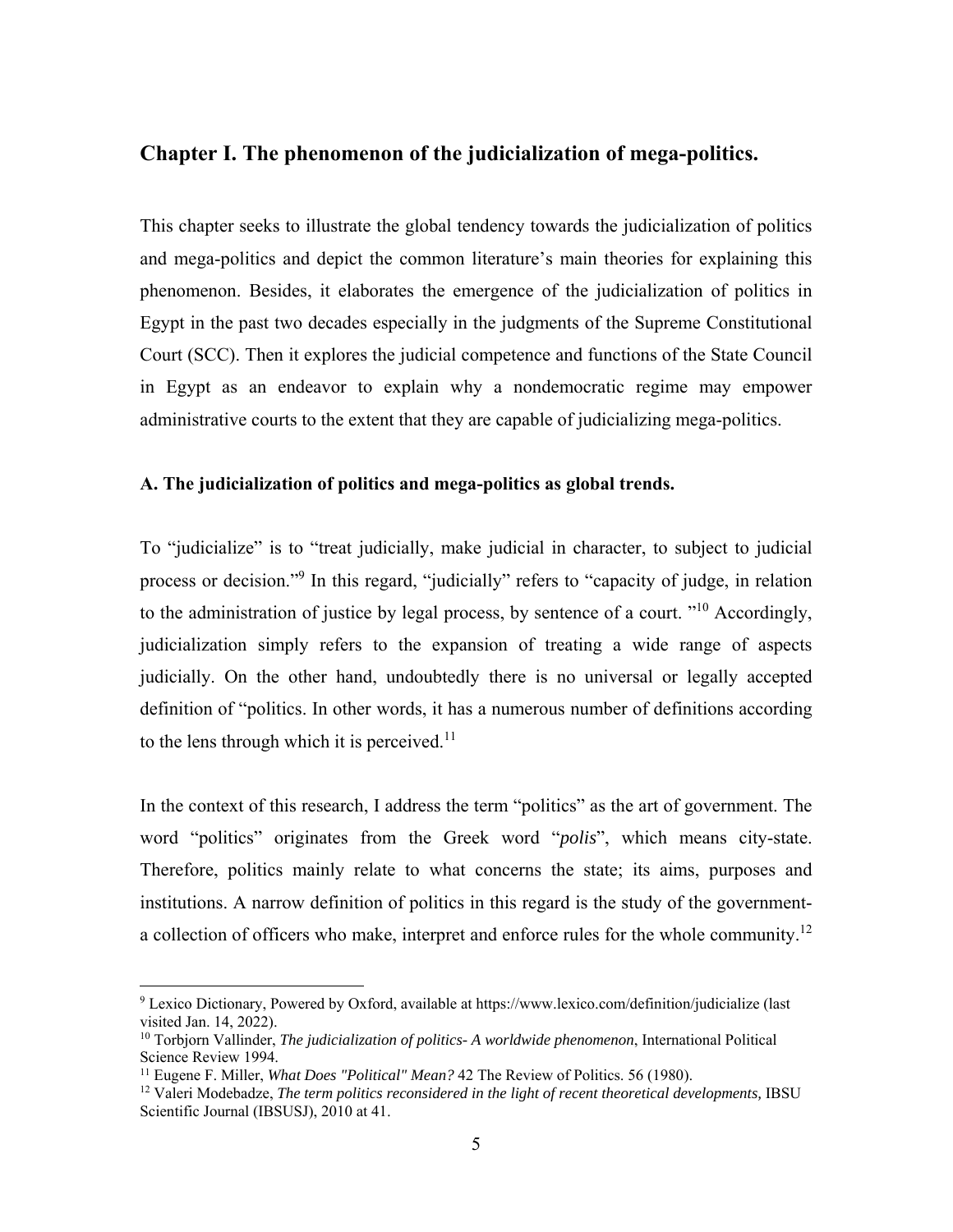## Chapter I. The phenomenon of the judicialization of mega-politics.

This chapter seeks to illustrate the global tendency towards the judicialization of politics and mega-politics and depict the common literature's main theories for explaining this phenomenon. Besides, it elaborates the emergence of the judicialization of politics in Egypt in the past two decades especially in the judgments of the Supreme Constitutional Court (SCC). Then it explores the judicial competence and functions of the State Council in Egypt as an endeavor to explain why a nondemocratic regime may empower administrative courts to the extent that they are capable of judicializing mega-politics.

### A. The judicialization of politics and mega-politics as global trends.

To "judicialize" is to "treat judicially, make judicial in character, to subject to judicial process or decision."[9] In this regard, "judicially" refers to "capacity of judge, in relation to the administration of justice by legal process, by sentence of a court. "[10] Accordingly, judicialization simply refers to the expansion of treating a wide range of aspects judicially. On the other hand, undoubtedly there is no universal or legally accepted definition of "politics. In other words, it has a numerous number of definitions according to the lens through which it is perceived.[11]

In the context of this research, I address the term "politics" as the art of government. The word "politics" originates from the Greek word "*polis*", which means city-state. Therefore, politics mainly relate to what concerns the state; its aims, purposes and institutions. A narrow definition of politics in this regard is the study of the government- a collection of officers who make, interpret and enforce rules for the whole community.[12]

---

[9] Lexico Dictionary, Powered by Oxford, available at https://www.lexico.com/definition/judicialize (last visited Jan. 14, 2022).

[10] Torbjorn Vallinder, *The judicialization of politics- A worldwide phenomenon*, International Political Science Review 1994.

[11] Eugene F. Miller, *What Does "Political" Mean?* 42 The Review of Politics. 56 (1980).

[12] Valeri Modebadze, *The term politics reconsidered in the light of recent theoretical developments,* IBSU Scientific Journal (IBSUSJ), 2010 at 41.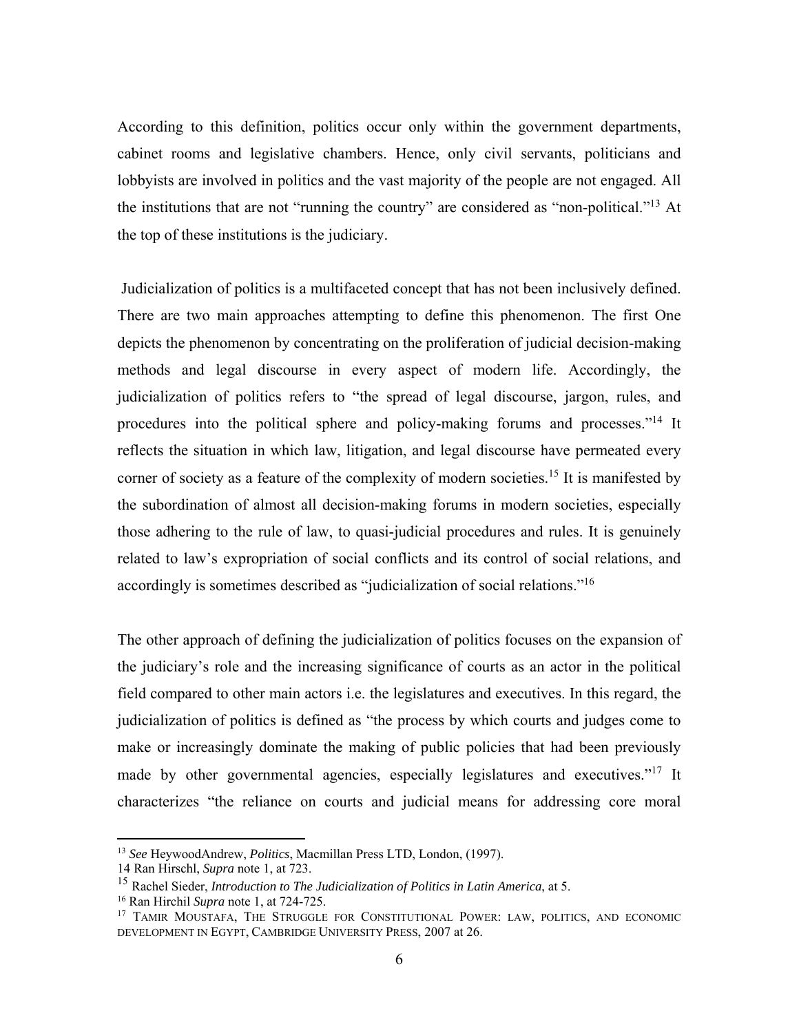According to this definition, politics occur only within the government departments, cabinet rooms and legislative chambers. Hence, only civil servants, politicians and lobbyists are involved in politics and the vast majority of the people are not engaged. All the institutions that are not "running the country" are considered as "non-political."[13] At the top of these institutions is the judiciary.

Judicialization of politics is a multifaceted concept that has not been inclusively defined. There are two main approaches attempting to define this phenomenon. The first One depicts the phenomenon by concentrating on the proliferation of judicial decision-making methods and legal discourse in every aspect of modern life. Accordingly, the judicialization of politics refers to "the spread of legal discourse, jargon, rules, and procedures into the political sphere and policy-making forums and processes."[14] It reflects the situation in which law, litigation, and legal discourse have permeated every corner of society as a feature of the complexity of modern societies.[15] It is manifested by the subordination of almost all decision-making forums in modern societies, especially those adhering to the rule of law, to quasi-judicial procedures and rules. It is genuinely related to law's expropriation of social conflicts and its control of social relations, and accordingly is sometimes described as "judicialization of social relations."[16]

The other approach of defining the judicialization of politics focuses on the expansion of the judiciary's role and the increasing significance of courts as an actor in the political field compared to other main actors i.e. the legislatures and executives. In this regard, the judicialization of politics is defined as "the process by which courts and judges come to make or increasingly dominate the making of public policies that had been previously made by other governmental agencies, especially legislatures and executives."[17] It characterizes "the reliance on courts and judicial means for addressing core moral

[13] *See* HeywoodAndrew, *Politics*, Macmillan Press LTD, London, (1997).

14 Ran Hirschl, *Supra* note 1, at 723.

[15] Rachel Sieder, *Introduction to The Judicialization of Politics in Latin America*, at 5.

[16] Ran Hirchil *Supra* note 1, at 724-725.

[17] TAMIR MOUSTAFA, THE STRUGGLE FOR CONSTITUTIONAL POWER: LAW, POLITICS, AND ECONOMIC DEVELOPMENT IN EGYPT, CAMBRIDGE UNIVERSITY PRESS, 2007 at 26.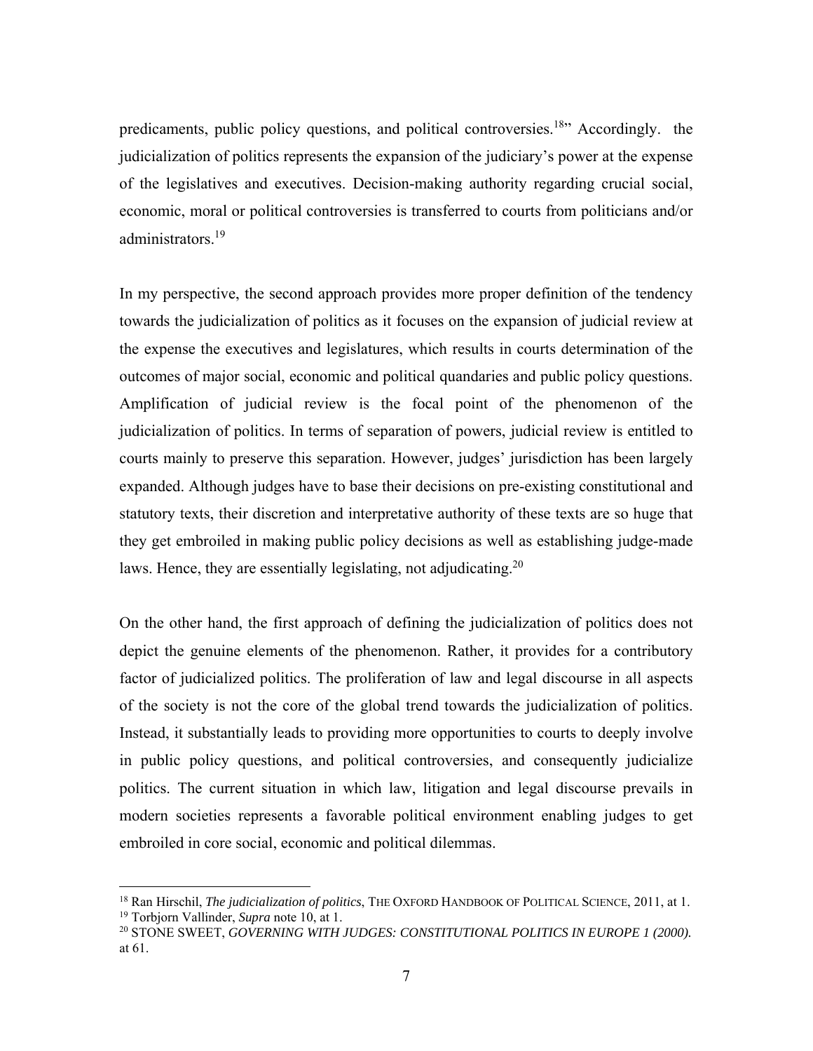predicaments, public policy questions, and political controversies.[18]" Accordingly. the judicialization of politics represents the expansion of the judiciary's power at the expense of the legislatives and executives. Decision-making authority regarding crucial social, economic, moral or political controversies is transferred to courts from politicians and/or administrators.[19]

In my perspective, the second approach provides more proper definition of the tendency towards the judicialization of politics as it focuses on the expansion of judicial review at the expense the executives and legislatures, which results in courts determination of the outcomes of major social, economic and political quandaries and public policy questions. Amplification of judicial review is the focal point of the phenomenon of the judicialization of politics. In terms of separation of powers, judicial review is entitled to courts mainly to preserve this separation. However, judges' jurisdiction has been largely expanded. Although judges have to base their decisions on pre-existing constitutional and statutory texts, their discretion and interpretative authority of these texts are so huge that they get embroiled in making public policy decisions as well as establishing judge-made laws. Hence, they are essentially legislating, not adjudicating.[20]

On the other hand, the first approach of defining the judicialization of politics does not depict the genuine elements of the phenomenon. Rather, it provides for a contributory factor of judicialized politics. The proliferation of law and legal discourse in all aspects of the society is not the core of the global trend towards the judicialization of politics. Instead, it substantially leads to providing more opportunities to courts to deeply involve in public policy questions, and political controversies, and consequently judicialize politics. The current situation in which law, litigation and legal discourse prevails in modern societies represents a favorable political environment enabling judges to get embroiled in core social, economic and political dilemmas.

---

[18] Ran Hirschil, *The judicialization of politics*, THE OXFORD HANDBOOK OF POLITICAL SCIENCE, 2011, at 1.
[19] Torbjorn Vallinder, *Supra* note 10, at 1.
[20] STONE SWEET, *GOVERNING WITH JUDGES: CONSTITUTIONAL POLITICS IN EUROPE 1 (2000).* at 61.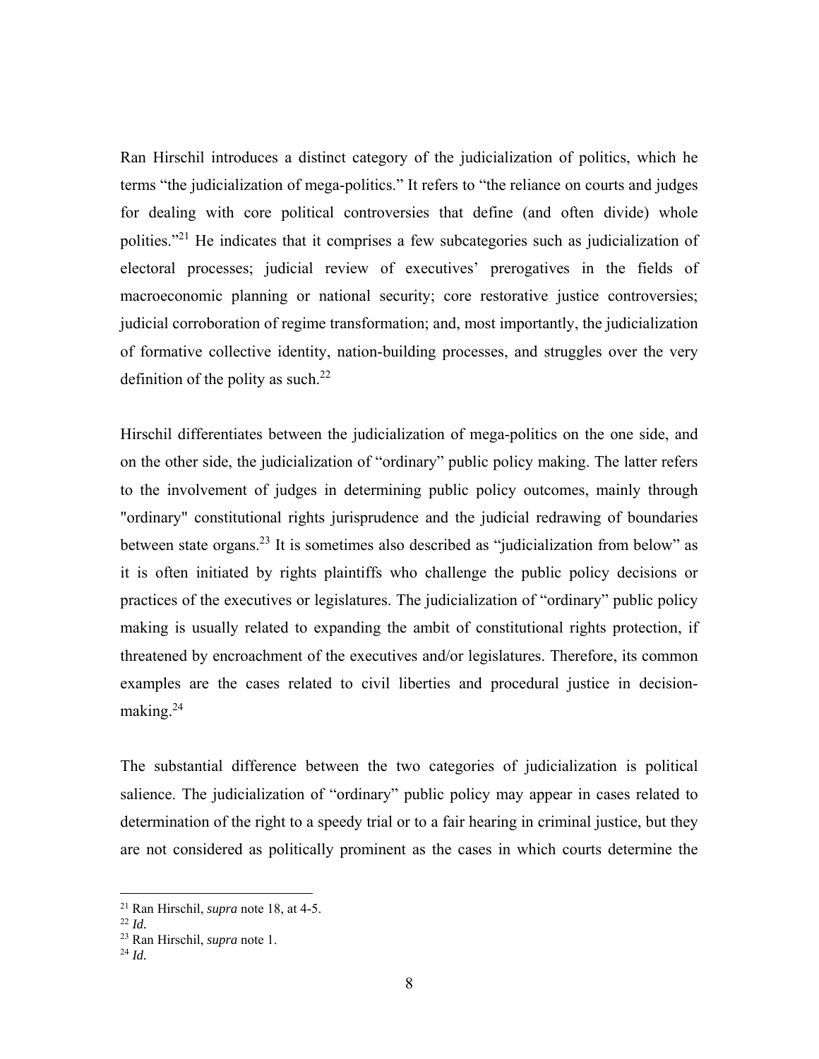Ran Hirschil introduces a distinct category of the judicialization of politics, which he terms "the judicialization of mega-politics." It refers to "the reliance on courts and judges for dealing with core political controversies that define (and often divide) whole polities."[21] He indicates that it comprises a few subcategories such as judicialization of electoral processes; judicial review of executives' prerogatives in the fields of macroeconomic planning or national security; core restorative justice controversies; judicial corroboration of regime transformation; and, most importantly, the judicialization of formative collective identity, nation-building processes, and struggles over the very definition of the polity as such.[22]

Hirschil differentiates between the judicialization of mega-politics on the one side, and on the other side, the judicialization of "ordinary" public policy making. The latter refers to the involvement of judges in determining public policy outcomes, mainly through "ordinary" constitutional rights jurisprudence and the judicial redrawing of boundaries between state organs.[23] It is sometimes also described as "judicialization from below" as it is often initiated by rights plaintiffs who challenge the public policy decisions or practices of the executives or legislatures. The judicialization of "ordinary" public policy making is usually related to expanding the ambit of constitutional rights protection, if threatened by encroachment of the executives and/or legislatures. Therefore, its common examples are the cases related to civil liberties and procedural justice in decision-making.[24]

The substantial difference between the two categories of judicialization is political salience. The judicialization of "ordinary" public policy may appear in cases related to determination of the right to a speedy trial or to a fair hearing in criminal justice, but they are not considered as politically prominent as the cases in which courts determine the

---

[21] Ran Hirschil, *supra* note 18, at 4-5.

[22] *Id.*

[23] Ran Hirschil, *supra* note 1.

[24] *Id.*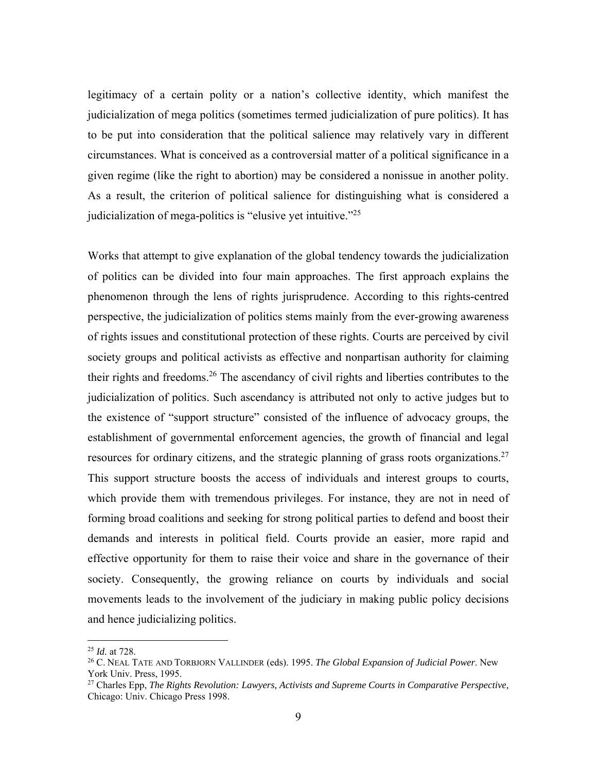legitimacy of a certain polity or a nation's collective identity, which manifest the judicialization of mega politics (sometimes termed judicialization of pure politics). It has to be put into consideration that the political salience may relatively vary in different circumstances. What is conceived as a controversial matter of a political significance in a given regime (like the right to abortion) may be considered a nonissue in another polity. As a result, the criterion of political salience for distinguishing what is considered a judicialization of mega-politics is "elusive yet intuitive."[25]

Works that attempt to give explanation of the global tendency towards the judicialization of politics can be divided into four main approaches. The first approach explains the phenomenon through the lens of rights jurisprudence. According to this rights-centred perspective, the judicialization of politics stems mainly from the ever-growing awareness of rights issues and constitutional protection of these rights. Courts are perceived by civil society groups and political activists as effective and nonpartisan authority for claiming their rights and freedoms.[26] The ascendancy of civil rights and liberties contributes to the judicialization of politics. Such ascendancy is attributed not only to active judges but to the existence of "support structure" consisted of the influence of advocacy groups, the establishment of governmental enforcement agencies, the growth of financial and legal resources for ordinary citizens, and the strategic planning of grass roots organizations.[27] This support structure boosts the access of individuals and interest groups to courts, which provide them with tremendous privileges. For instance, they are not in need of forming broad coalitions and seeking for strong political parties to defend and boost their demands and interests in political field. Courts provide an easier, more rapid and effective opportunity for them to raise their voice and share in the governance of their society. Consequently, the growing reliance on courts by individuals and social movements leads to the involvement of the judiciary in making public policy decisions and hence judicializing politics.

---

[25] *Id.* at 728.

[26] C. NEAL TATE AND TORBJORN VALLINDER (eds). 1995. *The Global Expansion of Judicial Power*. New York Univ. Press, 1995.

[27] Charles Epp, *The Rights Revolution: Lawyers, Activists and Supreme Courts in Comparative Perspective,* Chicago: Univ. Chicago Press 1998.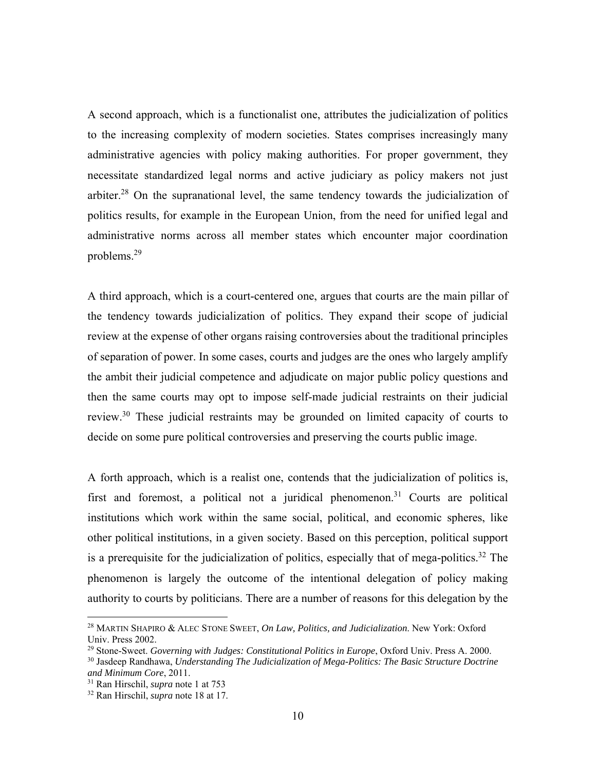A second approach, which is a functionalist one, attributes the judicialization of politics to the increasing complexity of modern societies. States comprises increasingly many administrative agencies with policy making authorities. For proper government, they necessitate standardized legal norms and active judiciary as policy makers not just arbiter.[28] On the supranational level, the same tendency towards the judicialization of politics results, for example in the European Union, from the need for unified legal and administrative norms across all member states which encounter major coordination problems.[29]

A third approach, which is a court-centered one, argues that courts are the main pillar of the tendency towards judicialization of politics. They expand their scope of judicial review at the expense of other organs raising controversies about the traditional principles of separation of power. In some cases, courts and judges are the ones who largely amplify the ambit their judicial competence and adjudicate on major public policy questions and then the same courts may opt to impose self-made judicial restraints on their judicial review.[30] These judicial restraints may be grounded on limited capacity of courts to decide on some pure political controversies and preserving the courts public image.

A forth approach, which is a realist one, contends that the judicialization of politics is, first and foremost, a political not a juridical phenomenon.[31] Courts are political institutions which work within the same social, political, and economic spheres, like other political institutions, in a given society. Based on this perception, political support is a prerequisite for the judicialization of politics, especially that of mega-politics.[32] The phenomenon is largely the outcome of the intentional delegation of policy making authority to courts by politicians. There are a number of reasons for this delegation by the

---

[28] MARTIN SHAPIRO & ALEC STONE SWEET, *On Law, Politics, and Judicialization*. New York: Oxford Univ. Press 2002.

[29] Stone-Sweet. *Governing with Judges: Constitutional Politics in Europe*, Oxford Univ. Press A. 2000.

[30] Jasdeep Randhawa, *Understanding The Judicialization of Mega-Politics: The Basic Structure Doctrine and Minimum Core*, 2011.

[31] Ran Hirschil, *supra* note 1 at 753

[32] Ran Hirschil, *supra* note 18 at 17.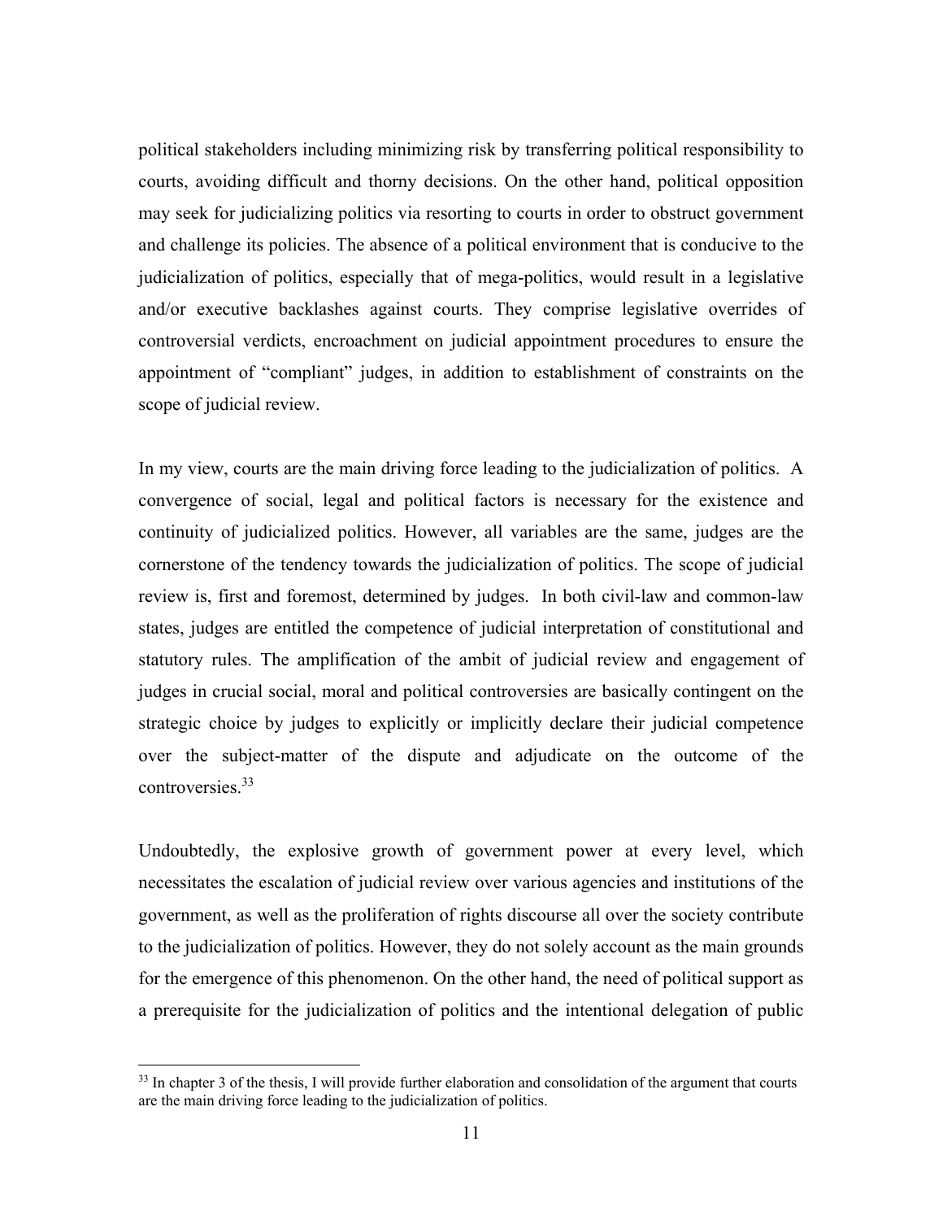political stakeholders including minimizing risk by transferring political responsibility to courts, avoiding difficult and thorny decisions. On the other hand, political opposition may seek for judicializing politics via resorting to courts in order to obstruct government and challenge its policies. The absence of a political environment that is conducive to the judicialization of politics, especially that of mega-politics, would result in a legislative and/or executive backlashes against courts. They comprise legislative overrides of controversial verdicts, encroachment on judicial appointment procedures to ensure the appointment of "compliant" judges, in addition to establishment of constraints on the scope of judicial review.

In my view, courts are the main driving force leading to the judicialization of politics. A convergence of social, legal and political factors is necessary for the existence and continuity of judicialized politics. However, all variables are the same, judges are the cornerstone of the tendency towards the judicialization of politics. The scope of judicial review is, first and foremost, determined by judges. In both civil-law and common-law states, judges are entitled the competence of judicial interpretation of constitutional and statutory rules. The amplification of the ambit of judicial review and engagement of judges in crucial social, moral and political controversies are basically contingent on the strategic choice by judges to explicitly or implicitly declare their judicial competence over the subject-matter of the dispute and adjudicate on the outcome of the controversies.[33]

Undoubtedly, the explosive growth of government power at every level, which necessitates the escalation of judicial review over various agencies and institutions of the government, as well as the proliferation of rights discourse all over the society contribute to the judicialization of politics. However, they do not solely account as the main grounds for the emergence of this phenomenon. On the other hand, the need of political support as a prerequisite for the judicialization of politics and the intentional delegation of public

[33] In chapter 3 of the thesis, I will provide further elaboration and consolidation of the argument that courts are the main driving force leading to the judicialization of politics.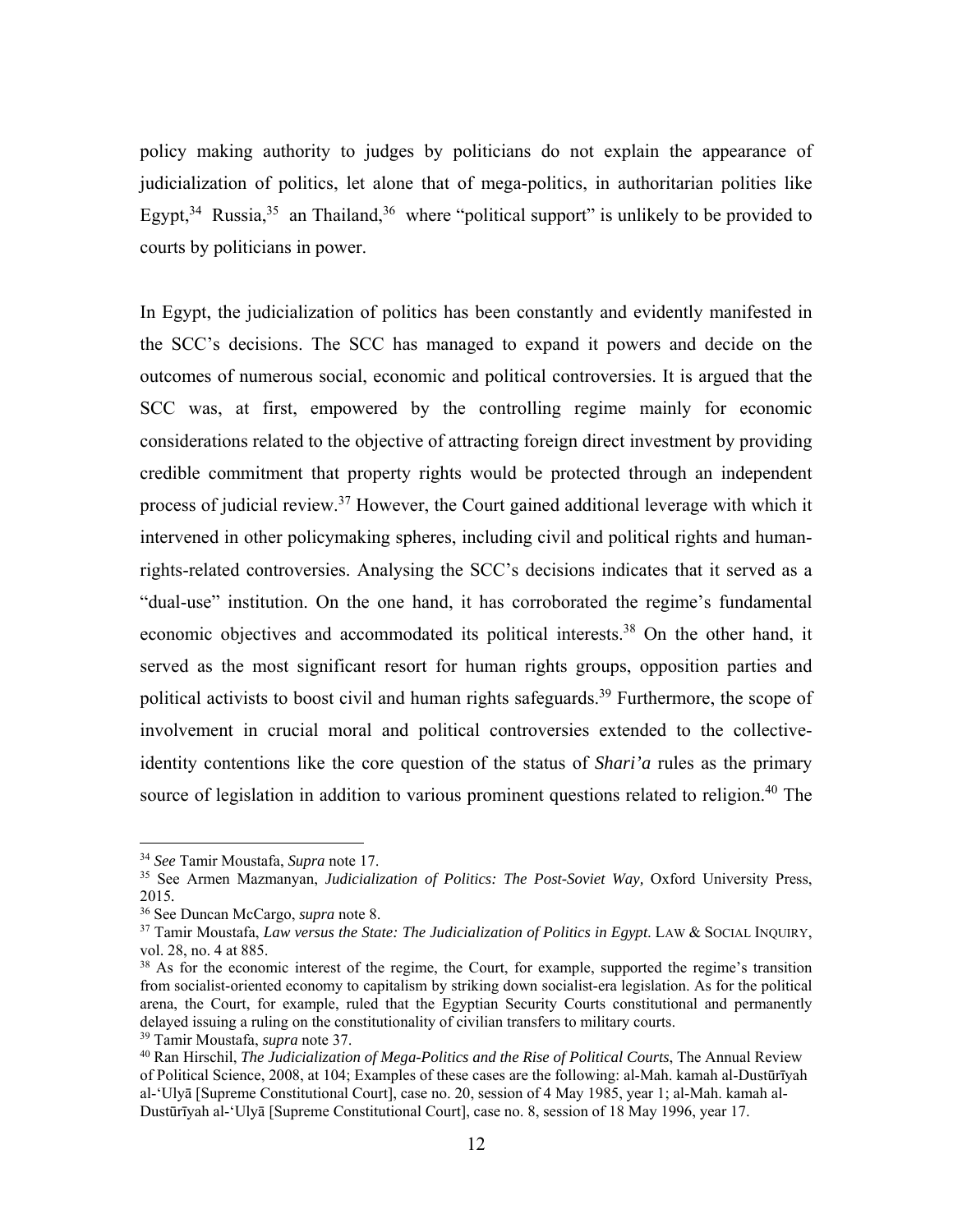policy making authority to judges by politicians do not explain the appearance of judicialization of politics, let alone that of mega-politics, in authoritarian polities like Egypt,[34] Russia,[35] an Thailand,[36] where "political support" is unlikely to be provided to courts by politicians in power.

In Egypt, the judicialization of politics has been constantly and evidently manifested in the SCC's decisions. The SCC has managed to expand it powers and decide on the outcomes of numerous social, economic and political controversies. It is argued that the SCC was, at first, empowered by the controlling regime mainly for economic considerations related to the objective of attracting foreign direct investment by providing credible commitment that property rights would be protected through an independent process of judicial review.[37] However, the Court gained additional leverage with which it intervened in other policymaking spheres, including civil and political rights and human-rights-related controversies. Analysing the SCC's decisions indicates that it served as a "dual-use" institution. On the one hand, it has corroborated the regime's fundamental economic objectives and accommodated its political interests.[38] On the other hand, it served as the most significant resort for human rights groups, opposition parties and political activists to boost civil and human rights safeguards.[39] Furthermore, the scope of involvement in crucial moral and political controversies extended to the collective-identity contentions like the core question of the status of *Shari'a* rules as the primary source of legislation in addition to various prominent questions related to religion.[40] The

---

[34] *See* Tamir Moustafa, *Supra* note 17.

[35] See Armen Mazmanyan, *Judicialization of Politics: The Post-Soviet Way,* Oxford University Press, 2015.

[36] See Duncan McCargo, *supra* note 8.

[37] Tamir Moustafa, *Law versus the State: The Judicialization of Politics in Egypt*. LAW & SOCIAL INQUIRY, vol. 28, no. 4 at 885.

[38] As for the economic interest of the regime, the Court, for example, supported the regime's transition from socialist-oriented economy to capitalism by striking down socialist-era legislation. As for the political arena, the Court, for example, ruled that the Egyptian Security Courts constitutional and permanently delayed issuing a ruling on the constitutionality of civilian transfers to military courts.

[39] Tamir Moustafa, *supra* note 37.

[40] Ran Hirschil, *The Judicialization of Mega-Politics and the Rise of Political Courts*, The Annual Review of Political Science, 2008, at 104; Examples of these cases are the following: al-Mah. kamah al-Dustūrīyah al-'Ulyā [Supreme Constitutional Court], case no. 20, session of 4 May 1985, year 1; al-Mah. kamah al-Dustūrīyah al-'Ulyā [Supreme Constitutional Court], case no. 8, session of 18 May 1996, year 17.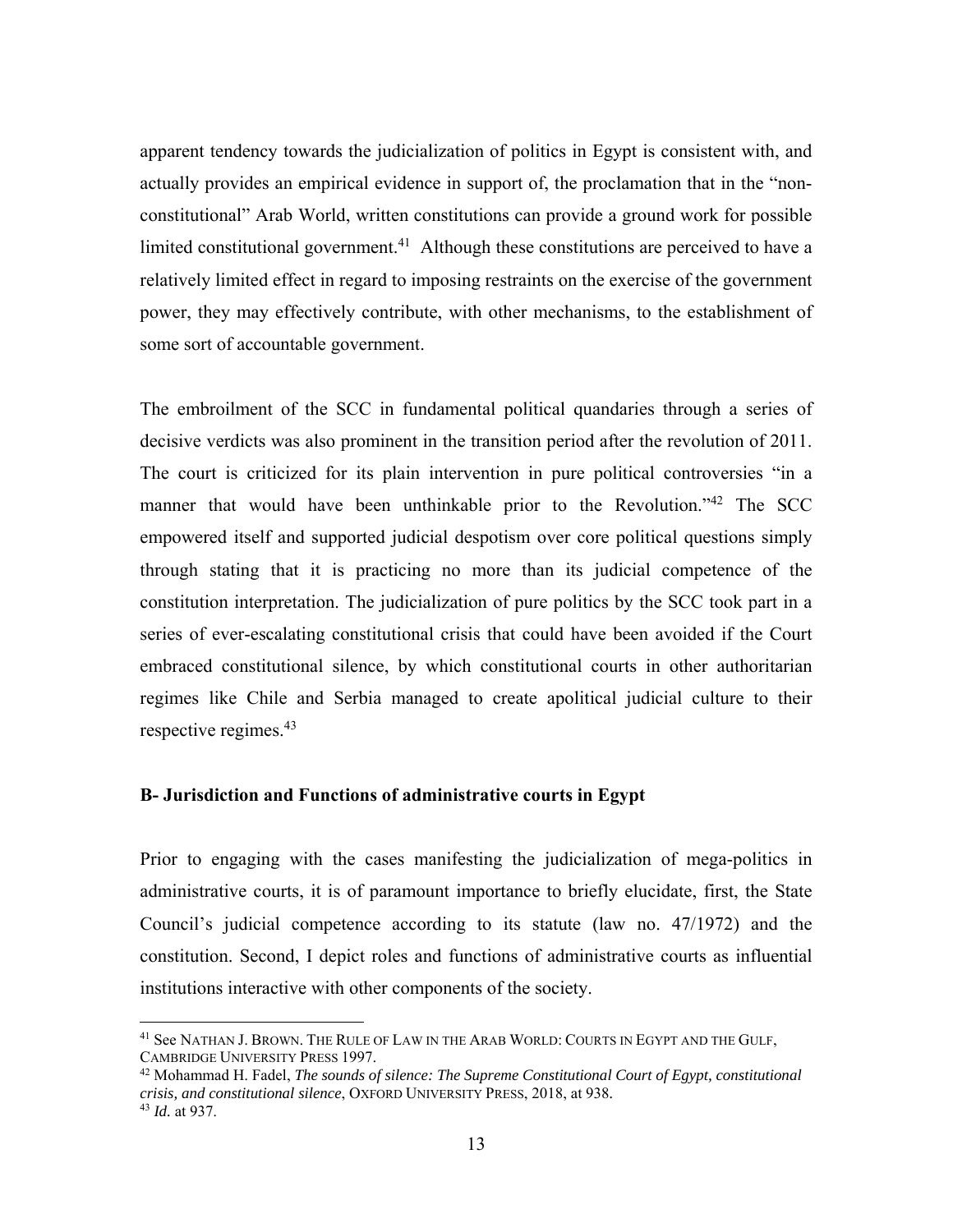apparent tendency towards the judicialization of politics in Egypt is consistent with, and actually provides an empirical evidence in support of, the proclamation that in the "non-constitutional" Arab World, written constitutions can provide a ground work for possible limited constitutional government.[41] Although these constitutions are perceived to have a relatively limited effect in regard to imposing restraints on the exercise of the government power, they may effectively contribute, with other mechanisms, to the establishment of some sort of accountable government.

The embroilment of the SCC in fundamental political quandaries through a series of decisive verdicts was also prominent in the transition period after the revolution of 2011. The court is criticized for its plain intervention in pure political controversies "in a manner that would have been unthinkable prior to the Revolution."[42] The SCC empowered itself and supported judicial despotism over core political questions simply through stating that it is practicing no more than its judicial competence of the constitution interpretation. The judicialization of pure politics by the SCC took part in a series of ever-escalating constitutional crisis that could have been avoided if the Court embraced constitutional silence, by which constitutional courts in other authoritarian regimes like Chile and Serbia managed to create apolitical judicial culture to their respective regimes.[43]

**B- Jurisdiction and Functions of administrative courts in Egypt**

Prior to engaging with the cases manifesting the judicialization of mega-politics in administrative courts, it is of paramount importance to briefly elucidate, first, the State Council's judicial competence according to its statute (law no. 47/1972) and the constitution. Second, I depict roles and functions of administrative courts as influential institutions interactive with other components of the society.

---

[41] See NATHAN J. BROWN. THE RULE OF LAW IN THE ARAB WORLD: COURTS IN EGYPT AND THE GULF, CAMBRIDGE UNIVERSITY PRESS 1997.

[42] Mohammad H. Fadel, *The sounds of silence: The Supreme Constitutional Court of Egypt, constitutional crisis, and constitutional silence*, OXFORD UNIVERSITY PRESS, 2018, at 938.

[43] *Id.* at 937.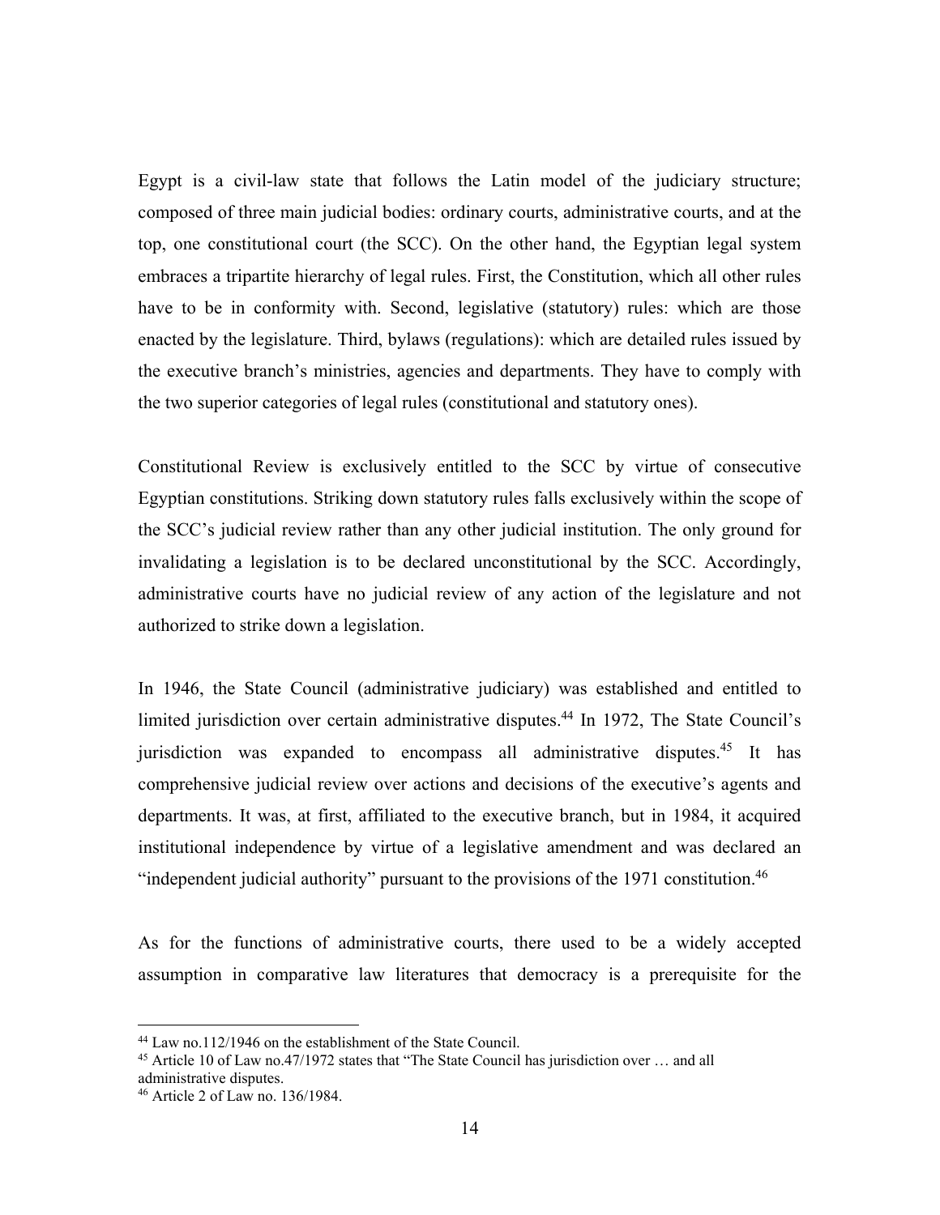Egypt is a civil-law state that follows the Latin model of the judiciary structure; composed of three main judicial bodies: ordinary courts, administrative courts, and at the top, one constitutional court (the SCC). On the other hand, the Egyptian legal system embraces a tripartite hierarchy of legal rules. First, the Constitution, which all other rules have to be in conformity with. Second, legislative (statutory) rules: which are those enacted by the legislature. Third, bylaws (regulations): which are detailed rules issued by the executive branch's ministries, agencies and departments. They have to comply with the two superior categories of legal rules (constitutional and statutory ones).

Constitutional Review is exclusively entitled to the SCC by virtue of consecutive Egyptian constitutions. Striking down statutory rules falls exclusively within the scope of the SCC's judicial review rather than any other judicial institution. The only ground for invalidating a legislation is to be declared unconstitutional by the SCC. Accordingly, administrative courts have no judicial review of any action of the legislature and not authorized to strike down a legislation.

In 1946, the State Council (administrative judiciary) was established and entitled to limited jurisdiction over certain administrative disputes.[44] In 1972, The State Council's jurisdiction was expanded to encompass all administrative disputes.[45] It has comprehensive judicial review over actions and decisions of the executive's agents and departments. It was, at first, affiliated to the executive branch, but in 1984, it acquired institutional independence by virtue of a legislative amendment and was declared an "independent judicial authority" pursuant to the provisions of the 1971 constitution.[46]

As for the functions of administrative courts, there used to be a widely accepted assumption in comparative law literatures that democracy is a prerequisite for the

---

[44] Law no.112/1946 on the establishment of the State Council.

[45] Article 10 of Law no.47/1972 states that "The State Council has jurisdiction over … and all administrative disputes.

[46] Article 2 of Law no. 136/1984.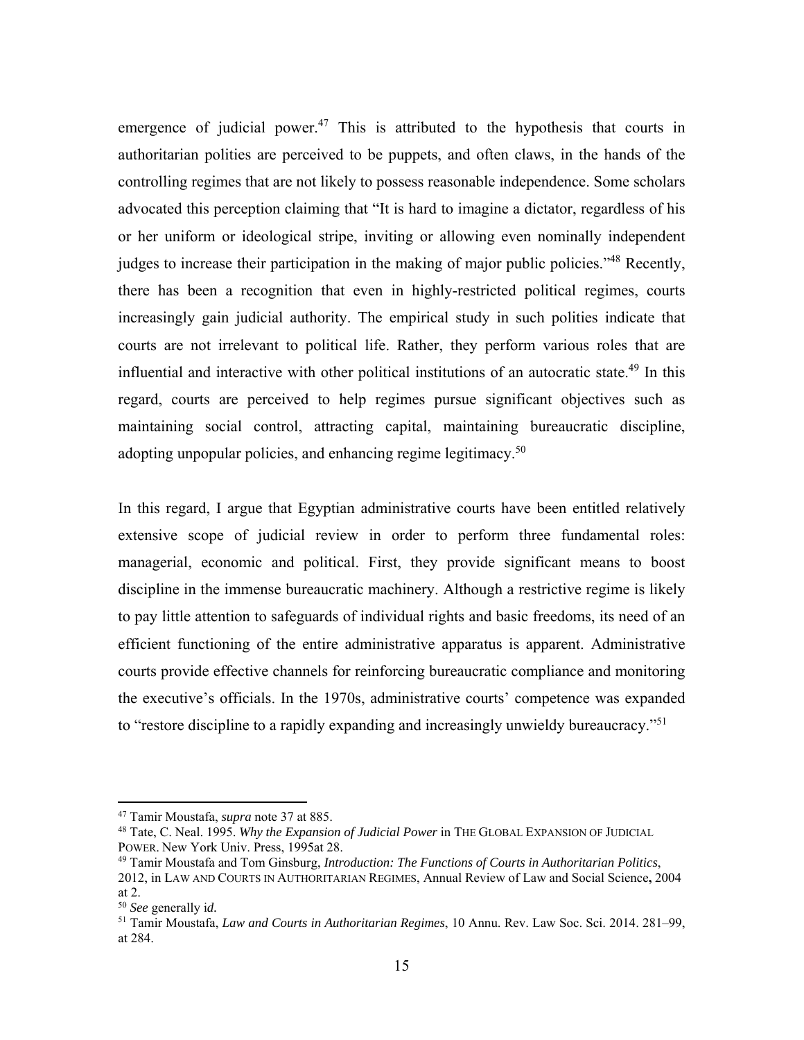emergence of judicial power.[47] This is attributed to the hypothesis that courts in authoritarian polities are perceived to be puppets, and often claws, in the hands of the controlling regimes that are not likely to possess reasonable independence. Some scholars advocated this perception claiming that "It is hard to imagine a dictator, regardless of his or her uniform or ideological stripe, inviting or allowing even nominally independent judges to increase their participation in the making of major public policies."[48] Recently, there has been a recognition that even in highly-restricted political regimes, courts increasingly gain judicial authority. The empirical study in such polities indicate that courts are not irrelevant to political life. Rather, they perform various roles that are influential and interactive with other political institutions of an autocratic state.[49] In this regard, courts are perceived to help regimes pursue significant objectives such as maintaining social control, attracting capital, maintaining bureaucratic discipline, adopting unpopular policies, and enhancing regime legitimacy.[50]

In this regard, I argue that Egyptian administrative courts have been entitled relatively extensive scope of judicial review in order to perform three fundamental roles: managerial, economic and political. First, they provide significant means to boost discipline in the immense bureaucratic machinery. Although a restrictive regime is likely to pay little attention to safeguards of individual rights and basic freedoms, its need of an efficient functioning of the entire administrative apparatus is apparent. Administrative courts provide effective channels for reinforcing bureaucratic compliance and monitoring the executive's officials. In the 1970s, administrative courts' competence was expanded to "restore discipline to a rapidly expanding and increasingly unwieldy bureaucracy."[51]

---

[47] Tamir Moustafa, *supra* note 37 at 885.

[48] Tate, C. Neal. 1995. *Why the Expansion of Judicial Power* in THE GLOBAL EXPANSION OF JUDICIAL POWER. New York Univ. Press, 1995at 28.

[49] Tamir Moustafa and Tom Ginsburg, *Introduction: The Functions of Courts in Authoritarian Politics*, 2012, in LAW AND COURTS IN AUTHORITARIAN REGIMES, Annual Review of Law and Social Science**,** 2004 at 2.

[50] *See* generally i*d.*

[51] Tamir Moustafa, *Law and Courts in Authoritarian Regimes*, 10 Annu. Rev. Law Soc. Sci. 2014. 281–99, at 284.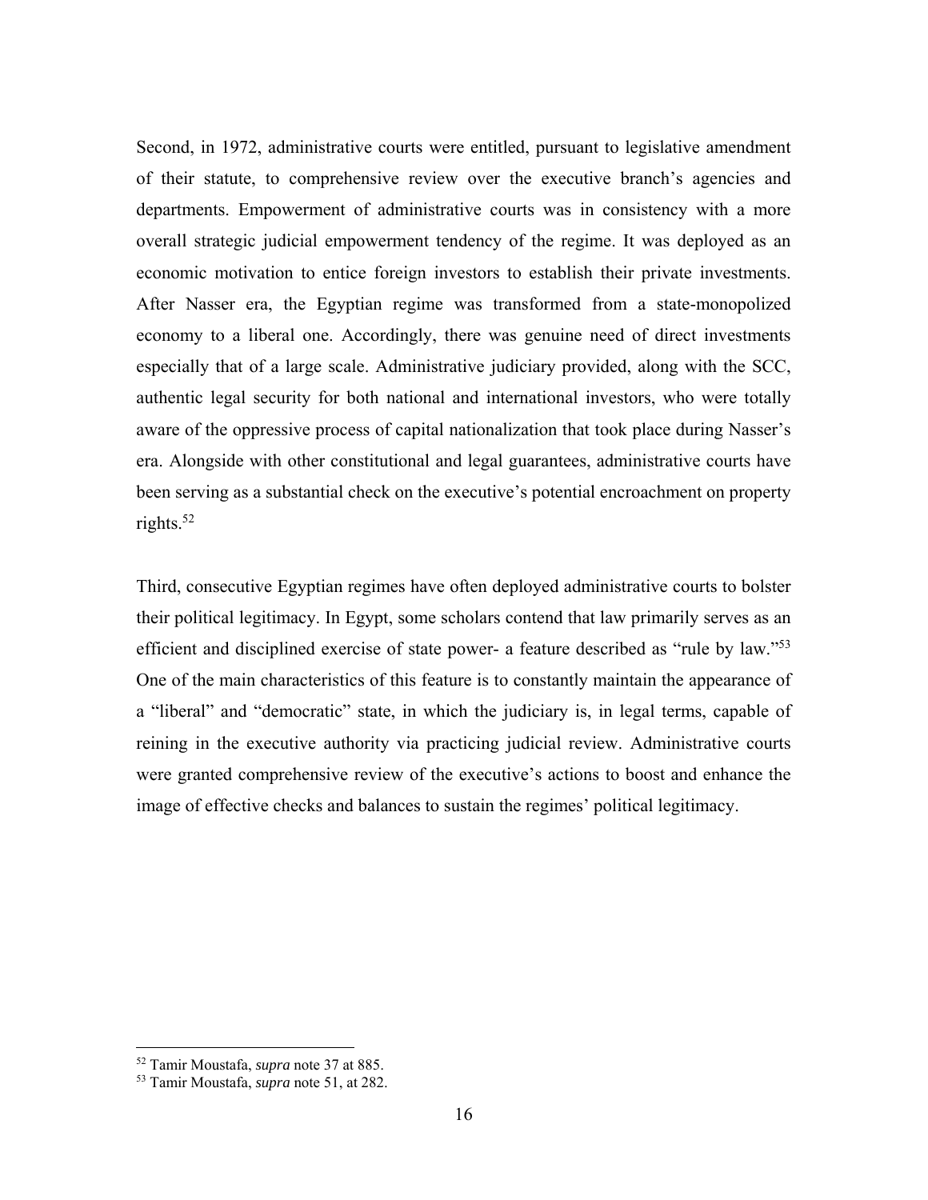Second, in 1972, administrative courts were entitled, pursuant to legislative amendment of their statute, to comprehensive review over the executive branch's agencies and departments. Empowerment of administrative courts was in consistency with a more overall strategic judicial empowerment tendency of the regime. It was deployed as an economic motivation to entice foreign investors to establish their private investments. After Nasser era, the Egyptian regime was transformed from a state-monopolized economy to a liberal one. Accordingly, there was genuine need of direct investments especially that of a large scale. Administrative judiciary provided, along with the SCC, authentic legal security for both national and international investors, who were totally aware of the oppressive process of capital nationalization that took place during Nasser's era. Alongside with other constitutional and legal guarantees, administrative courts have been serving as a substantial check on the executive's potential encroachment on property rights.[52]

Third, consecutive Egyptian regimes have often deployed administrative courts to bolster their political legitimacy. In Egypt, some scholars contend that law primarily serves as an efficient and disciplined exercise of state power- a feature described as "rule by law."[53] One of the main characteristics of this feature is to constantly maintain the appearance of a "liberal" and "democratic" state, in which the judiciary is, in legal terms, capable of reining in the executive authority via practicing judicial review. Administrative courts were granted comprehensive review of the executive's actions to boost and enhance the image of effective checks and balances to sustain the regimes' political legitimacy.

---

[52] Tamir Moustafa, *supra* note 37 at 885.

[53] Tamir Moustafa, *supra* note 51, at 282.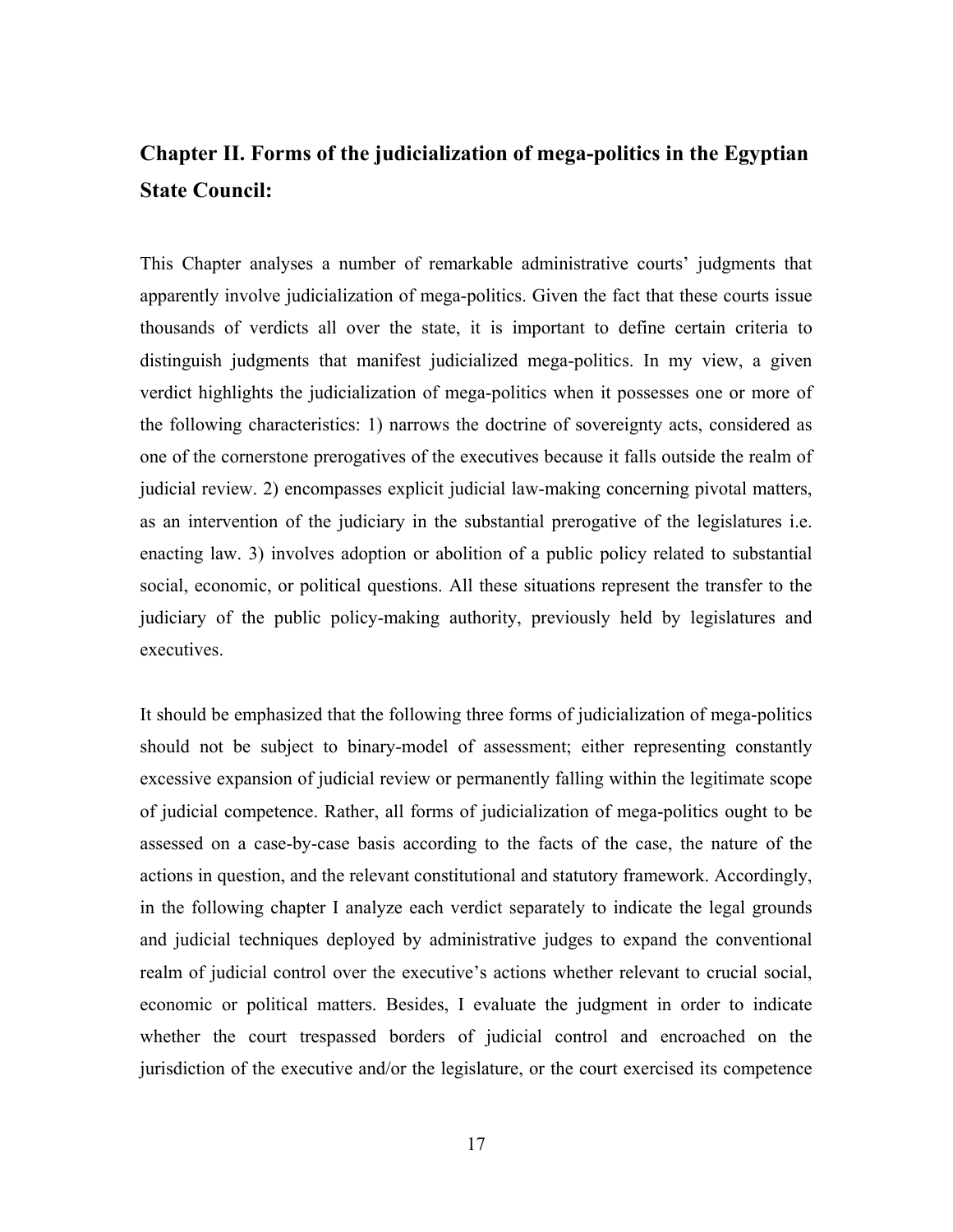## Chapter II. Forms of the judicialization of mega-politics in the Egyptian State Council:

This Chapter analyses a number of remarkable administrative courts' judgments that apparently involve judicialization of mega-politics. Given the fact that these courts issue thousands of verdicts all over the state, it is important to define certain criteria to distinguish judgments that manifest judicialized mega-politics. In my view, a given verdict highlights the judicialization of mega-politics when it possesses one or more of the following characteristics: 1) narrows the doctrine of sovereignty acts, considered as one of the cornerstone prerogatives of the executives because it falls outside the realm of judicial review. 2) encompasses explicit judicial law-making concerning pivotal matters, as an intervention of the judiciary in the substantial prerogative of the legislatures i.e. enacting law. 3) involves adoption or abolition of a public policy related to substantial social, economic, or political questions. All these situations represent the transfer to the judiciary of the public policy-making authority, previously held by legislatures and executives.

It should be emphasized that the following three forms of judicialization of mega-politics should not be subject to binary-model of assessment; either representing constantly excessive expansion of judicial review or permanently falling within the legitimate scope of judicial competence. Rather, all forms of judicialization of mega-politics ought to be assessed on a case-by-case basis according to the facts of the case, the nature of the actions in question, and the relevant constitutional and statutory framework. Accordingly, in the following chapter I analyze each verdict separately to indicate the legal grounds and judicial techniques deployed by administrative judges to expand the conventional realm of judicial control over the executive's actions whether relevant to crucial social, economic or political matters. Besides, I evaluate the judgment in order to indicate whether the court trespassed borders of judicial control and encroached on the jurisdiction of the executive and/or the legislature, or the court exercised its competence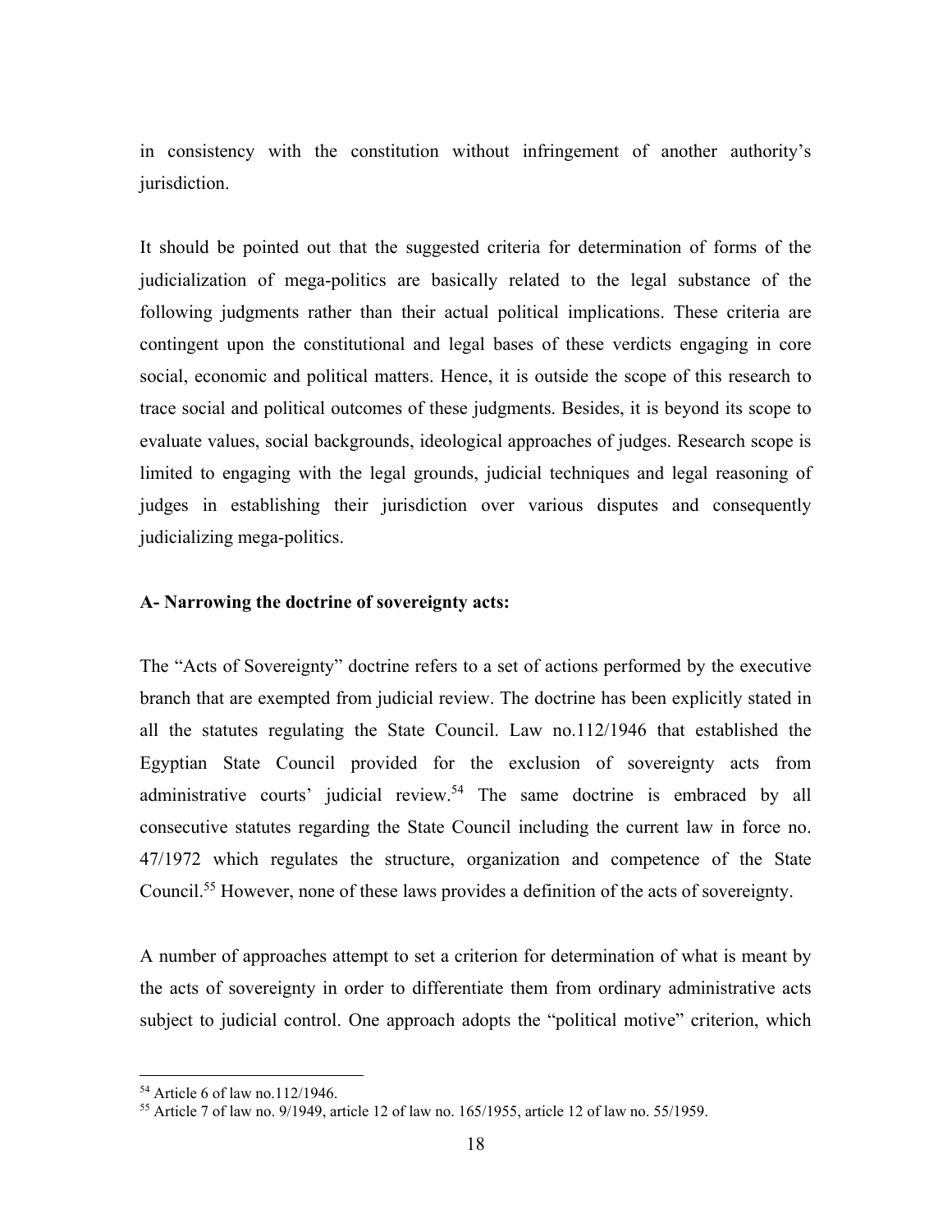in consistency with the constitution without infringement of another authority's jurisdiction.

It should be pointed out that the suggested criteria for determination of forms of the judicialization of mega-politics are basically related to the legal substance of the following judgments rather than their actual political implications. These criteria are contingent upon the constitutional and legal bases of these verdicts engaging in core social, economic and political matters. Hence, it is outside the scope of this research to trace social and political outcomes of these judgments. Besides, it is beyond its scope to evaluate values, social backgrounds, ideological approaches of judges. Research scope is limited to engaging with the legal grounds, judicial techniques and legal reasoning of judges in establishing their jurisdiction over various disputes and consequently judicializing mega-politics.

**A- Narrowing the doctrine of sovereignty acts:**

The "Acts of Sovereignty" doctrine refers to a set of actions performed by the executive branch that are exempted from judicial review. The doctrine has been explicitly stated in all the statutes regulating the State Council. Law no.112/1946 that established the Egyptian State Council provided for the exclusion of sovereignty acts from administrative courts' judicial review.[54] The same doctrine is embraced by all consecutive statutes regarding the State Council including the current law in force no. 47/1972 which regulates the structure, organization and competence of the State Council.[55] However, none of these laws provides a definition of the acts of sovereignty.

A number of approaches attempt to set a criterion for determination of what is meant by the acts of sovereignty in order to differentiate them from ordinary administrative acts subject to judicial control. One approach adopts the "political motive" criterion, which

---

[54] Article 6 of law no.112/1946.

[55] Article 7 of law no. 9/1949, article 12 of law no. 165/1955, article 12 of law no. 55/1959.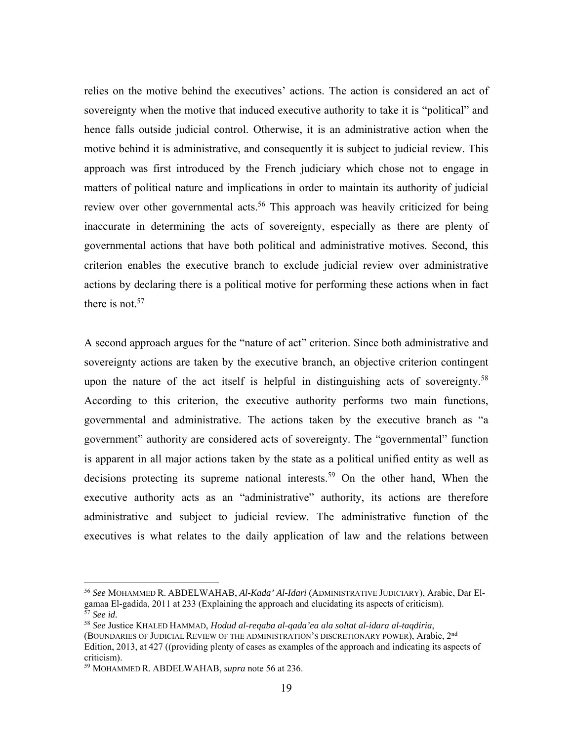relies on the motive behind the executives' actions. The action is considered an act of sovereignty when the motive that induced executive authority to take it is "political" and hence falls outside judicial control. Otherwise, it is an administrative action when the motive behind it is administrative, and consequently it is subject to judicial review. This approach was first introduced by the French judiciary which chose not to engage in matters of political nature and implications in order to maintain its authority of judicial review over other governmental acts.[56] This approach was heavily criticized for being inaccurate in determining the acts of sovereignty, especially as there are plenty of governmental actions that have both political and administrative motives. Second, this criterion enables the executive branch to exclude judicial review over administrative actions by declaring there is a political motive for performing these actions when in fact there is not.[57]

A second approach argues for the "nature of act" criterion. Since both administrative and sovereignty actions are taken by the executive branch, an objective criterion contingent upon the nature of the act itself is helpful in distinguishing acts of sovereignty.[58] According to this criterion, the executive authority performs two main functions, governmental and administrative. The actions taken by the executive branch as "a government" authority are considered acts of sovereignty. The "governmental" function is apparent in all major actions taken by the state as a political unified entity as well as decisions protecting its supreme national interests.[59] On the other hand, When the executive authority acts as an "administrative" authority, its actions are therefore administrative and subject to judicial review. The administrative function of the executives is what relates to the daily application of law and the relations between

---

[56] *See* MOHAMMED R. ABDELWAHAB, *Al-Kada' Al-Idari* (ADMINISTRATIVE JUDICIARY), Arabic, Dar El-gamaa El-gadida, 2011 at 233 (Explaining the approach and elucidating its aspects of criticism).

[57] *See id.*

[58] *See* Justice KHALED HAMMAD, *Hodud al-reqaba al-qada'ea ala soltat al-idara al-taqdiria*, (BOUNDARIES OF JUDICIAL REVIEW OF THE ADMINISTRATION'S DISCRETIONARY POWER), Arabic, 2nd Edition, 2013, at 427 ((providing plenty of cases as examples of the approach and indicating its aspects of criticism).

[59] MOHAMMED R. ABDELWAHAB, *supra* note 56 at 236.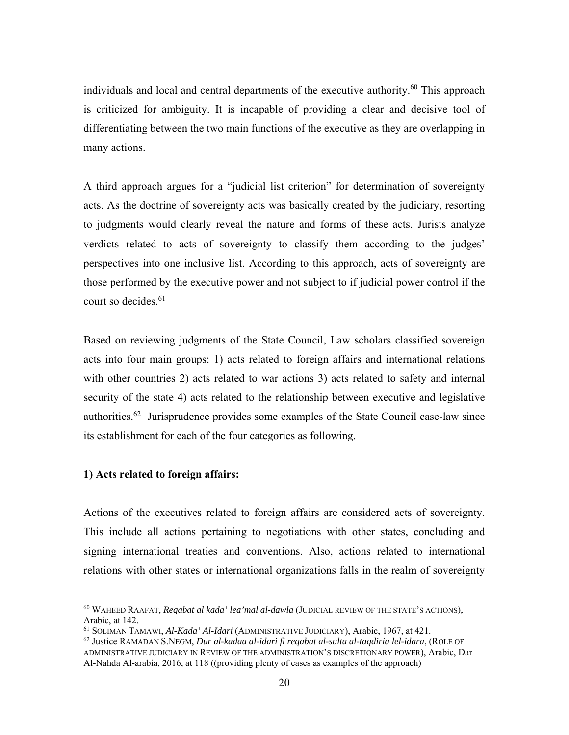individuals and local and central departments of the executive authority.[60] This approach is criticized for ambiguity. It is incapable of providing a clear and decisive tool of differentiating between the two main functions of the executive as they are overlapping in many actions.

A third approach argues for a "judicial list criterion" for determination of sovereignty acts. As the doctrine of sovereignty acts was basically created by the judiciary, resorting to judgments would clearly reveal the nature and forms of these acts. Jurists analyze verdicts related to acts of sovereignty to classify them according to the judges' perspectives into one inclusive list. According to this approach, acts of sovereignty are those performed by the executive power and not subject to if judicial power control if the court so decides.[61]

Based on reviewing judgments of the State Council, Law scholars classified sovereign acts into four main groups: 1) acts related to foreign affairs and international relations with other countries 2) acts related to war actions 3) acts related to safety and internal security of the state 4) acts related to the relationship between executive and legislative authorities.[62] Jurisprudence provides some examples of the State Council case-law since its establishment for each of the four categories as following.

**1) Acts related to foreign affairs:**

Actions of the executives related to foreign affairs are considered acts of sovereignty. This include all actions pertaining to negotiations with other states, concluding and signing international treaties and conventions. Also, actions related to international relations with other states or international organizations falls in the realm of sovereignty

---

[60] WAHEED RAAFAT, *Reqabat al kada' lea'mal al-dawla* (JUDICIAL REVIEW OF THE STATE'S ACTIONS), Arabic, at 142.

[61] SOLIMAN TAMAWI, *Al-Kada' Al-Idari* (ADMINISTRATIVE JUDICIARY), Arabic, 1967, at 421.

[62] Justice RAMADAN S.NEGM, *Dur al-kadaa al-idari fi reqabat al-sulta al-taqdiria lel-idara*, (ROLE OF ADMINISTRATIVE JUDICIARY IN REVIEW OF THE ADMINISTRATION'S DISCRETIONARY POWER), Arabic, Dar Al-Nahda Al-arabia, 2016, at 118 ((providing plenty of cases as examples of the approach)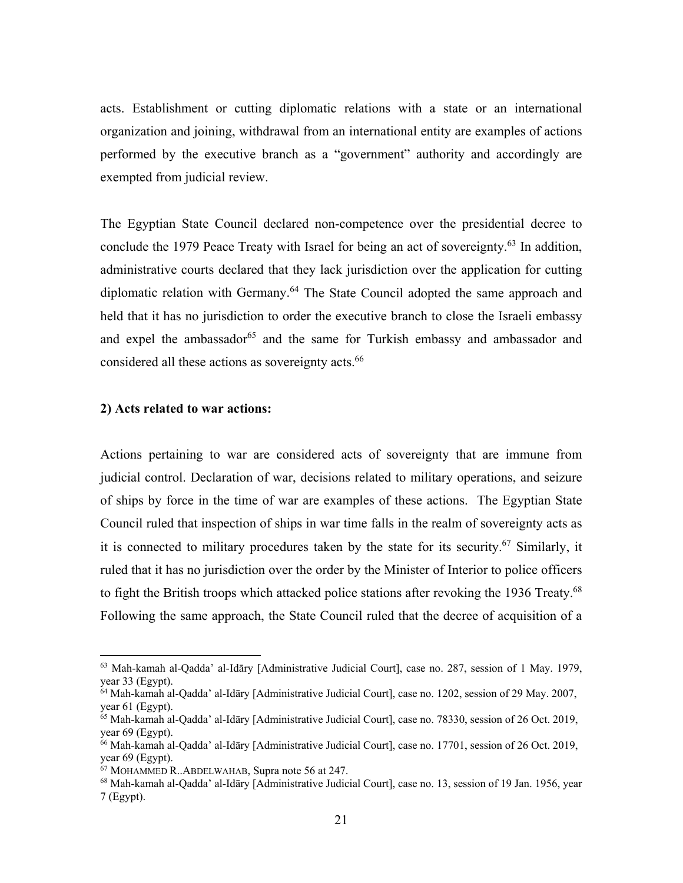acts. Establishment or cutting diplomatic relations with a state or an international organization and joining, withdrawal from an international entity are examples of actions performed by the executive branch as a "government" authority and accordingly are exempted from judicial review.

The Egyptian State Council declared non-competence over the presidential decree to conclude the 1979 Peace Treaty with Israel for being an act of sovereignty.[63] In addition, administrative courts declared that they lack jurisdiction over the application for cutting diplomatic relation with Germany.[64] The State Council adopted the same approach and held that it has no jurisdiction to order the executive branch to close the Israeli embassy and expel the ambassador[65] and the same for Turkish embassy and ambassador and considered all these actions as sovereignty acts.[66]

**2) Acts related to war actions:**

Actions pertaining to war are considered acts of sovereignty that are immune from judicial control. Declaration of war, decisions related to military operations, and seizure of ships by force in the time of war are examples of these actions. The Egyptian State Council ruled that inspection of ships in war time falls in the realm of sovereignty acts as it is connected to military procedures taken by the state for its security.[67] Similarly, it ruled that it has no jurisdiction over the order by the Minister of Interior to police officers to fight the British troops which attacked police stations after revoking the 1936 Treaty.[68] Following the same approach, the State Council ruled that the decree of acquisition of a

---

[63] Mah-kamah al-Qadda' al-Idāry [Administrative Judicial Court], case no. 287, session of 1 May. 1979, year 33 (Egypt).

[64] Mah-kamah al-Qadda' al-Idāry [Administrative Judicial Court], case no. 1202, session of 29 May. 2007, year 61 (Egypt).

[65] Mah-kamah al-Qadda' al-Idāry [Administrative Judicial Court], case no. 78330, session of 26 Oct. 2019, year 69 (Egypt).

[66] Mah-kamah al-Qadda' al-Idāry [Administrative Judicial Court], case no. 17701, session of 26 Oct. 2019, year 69 (Egypt).

[67] MOHAMMED R..ABDELWAHAB, Supra note 56 at 247.

[68] Mah-kamah al-Qadda' al-Idāry [Administrative Judicial Court], case no. 13, session of 19 Jan. 1956, year 7 (Egypt).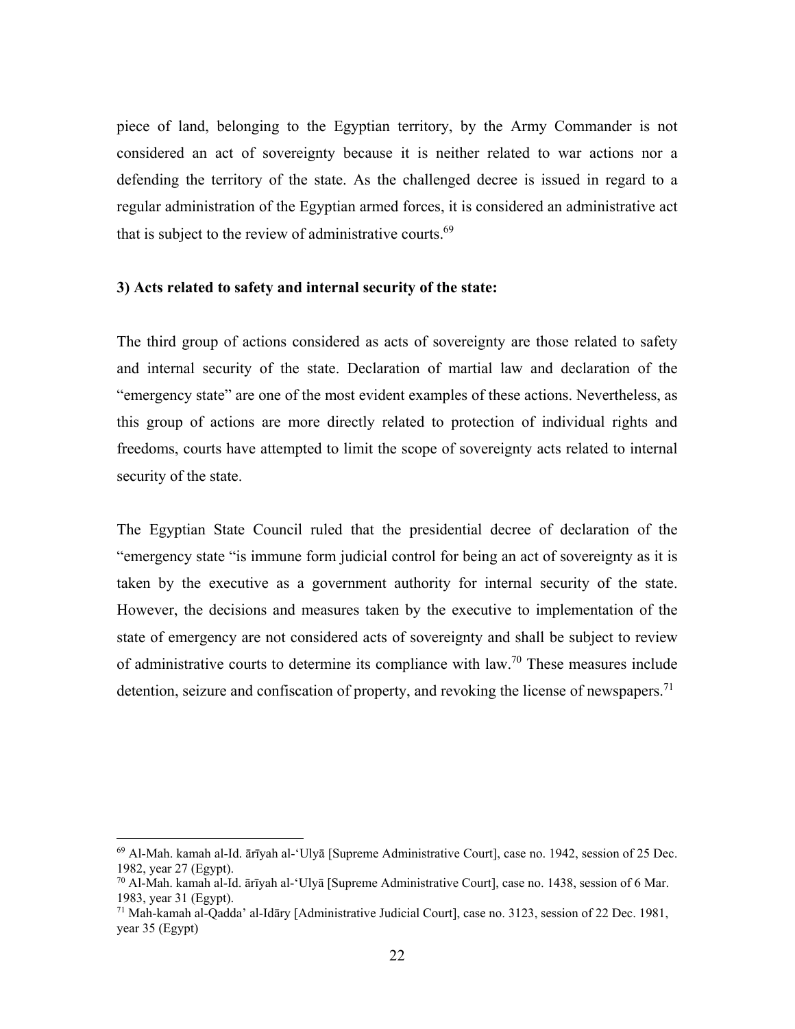piece of land, belonging to the Egyptian territory, by the Army Commander is not considered an act of sovereignty because it is neither related to war actions nor a defending the territory of the state. As the challenged decree is issued in regard to a regular administration of the Egyptian armed forces, it is considered an administrative act that is subject to the review of administrative courts.[69]

**3) Acts related to safety and internal security of the state:**

The third group of actions considered as acts of sovereignty are those related to safety and internal security of the state. Declaration of martial law and declaration of the "emergency state" are one of the most evident examples of these actions. Nevertheless, as this group of actions are more directly related to protection of individual rights and freedoms, courts have attempted to limit the scope of sovereignty acts related to internal security of the state.

The Egyptian State Council ruled that the presidential decree of declaration of the "emergency state "is immune form judicial control for being an act of sovereignty as it is taken by the executive as a government authority for internal security of the state. However, the decisions and measures taken by the executive to implementation of the state of emergency are not considered acts of sovereignty and shall be subject to review of administrative courts to determine its compliance with law.[70] These measures include detention, seizure and confiscation of property, and revoking the license of newspapers.[71]

---

[69] Al-Mah. kamah al-Id. ārīyah al-'Ulyā [Supreme Administrative Court], case no. 1942, session of 25 Dec. 1982, year 27 (Egypt).

[70] Al-Mah. kamah al-Id. ārīyah al-'Ulyā [Supreme Administrative Court], case no. 1438, session of 6 Mar. 1983, year 31 (Egypt).

[71] Mah-kamah al-Qadda' al-Idāry [Administrative Judicial Court], case no. 3123, session of 22 Dec. 1981, year 35 (Egypt)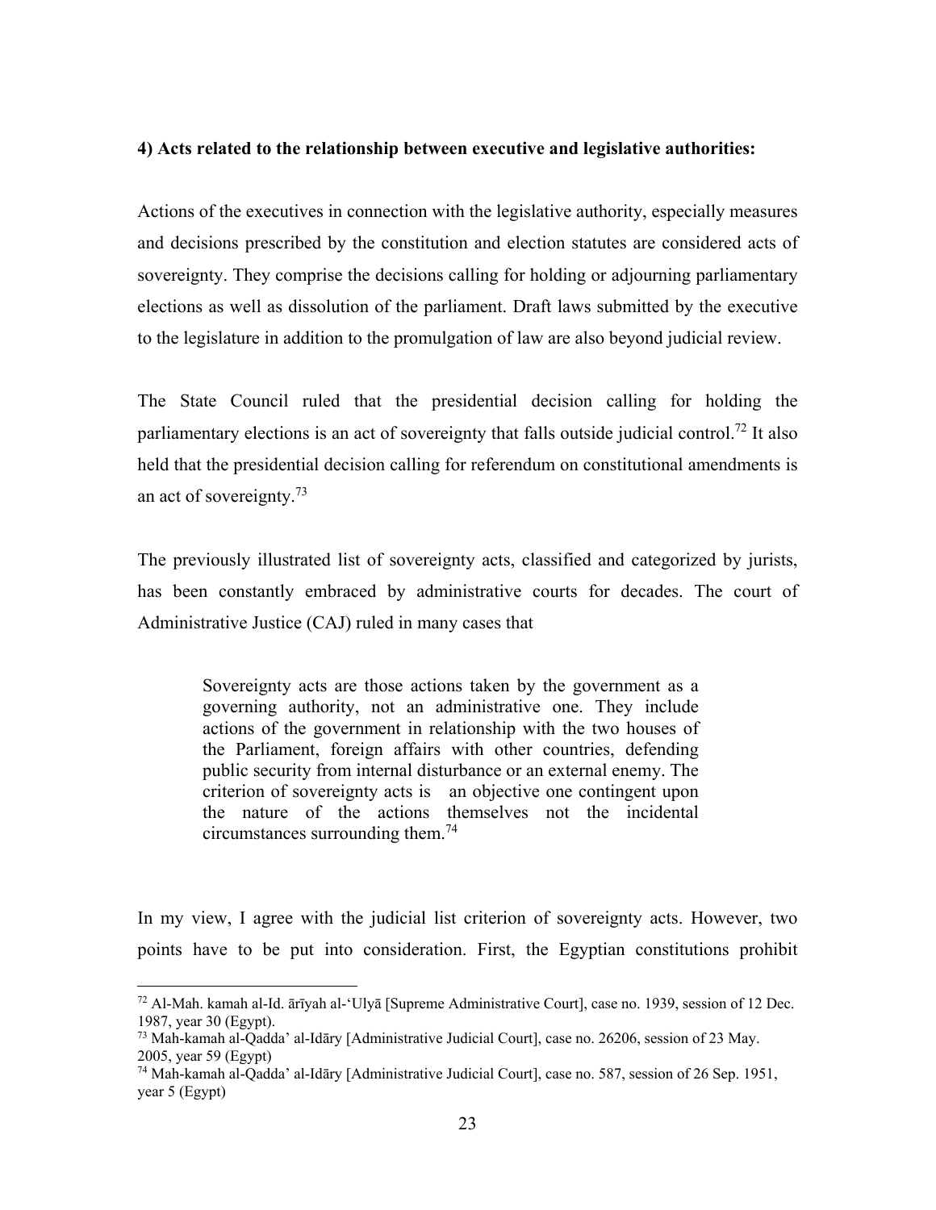**4) Acts related to the relationship between executive and legislative authorities:**

Actions of the executives in connection with the legislative authority, especially measures and decisions prescribed by the constitution and election statutes are considered acts of sovereignty. They comprise the decisions calling for holding or adjourning parliamentary elections as well as dissolution of the parliament. Draft laws submitted by the executive to the legislature in addition to the promulgation of law are also beyond judicial review.

The State Council ruled that the presidential decision calling for holding the parliamentary elections is an act of sovereignty that falls outside judicial control.[72] It also held that the presidential decision calling for referendum on constitutional amendments is an act of sovereignty.[73]

The previously illustrated list of sovereignty acts, classified and categorized by jurists, has been constantly embraced by administrative courts for decades. The court of Administrative Justice (CAJ) ruled in many cases that

> Sovereignty acts are those actions taken by the government as a governing authority, not an administrative one. They include actions of the government in relationship with the two houses of the Parliament, foreign affairs with other countries, defending public security from internal disturbance or an external enemy. The criterion of sovereignty acts is an objective one contingent upon the nature of the actions themselves not the incidental circumstances surrounding them.[74]

In my view, I agree with the judicial list criterion of sovereignty acts. However, two points have to be put into consideration. First, the Egyptian constitutions prohibit

---

[72] Al-Mah. kamah al-Id. ārīyah al-'Ulyā [Supreme Administrative Court], case no. 1939, session of 12 Dec. 1987, year 30 (Egypt).

[73] Mah-kamah al-Qadda' al-Idāry [Administrative Judicial Court], case no. 26206, session of 23 May. 2005, year 59 (Egypt)

[74] Mah-kamah al-Qadda' al-Idāry [Administrative Judicial Court], case no. 587, session of 26 Sep. 1951, year 5 (Egypt)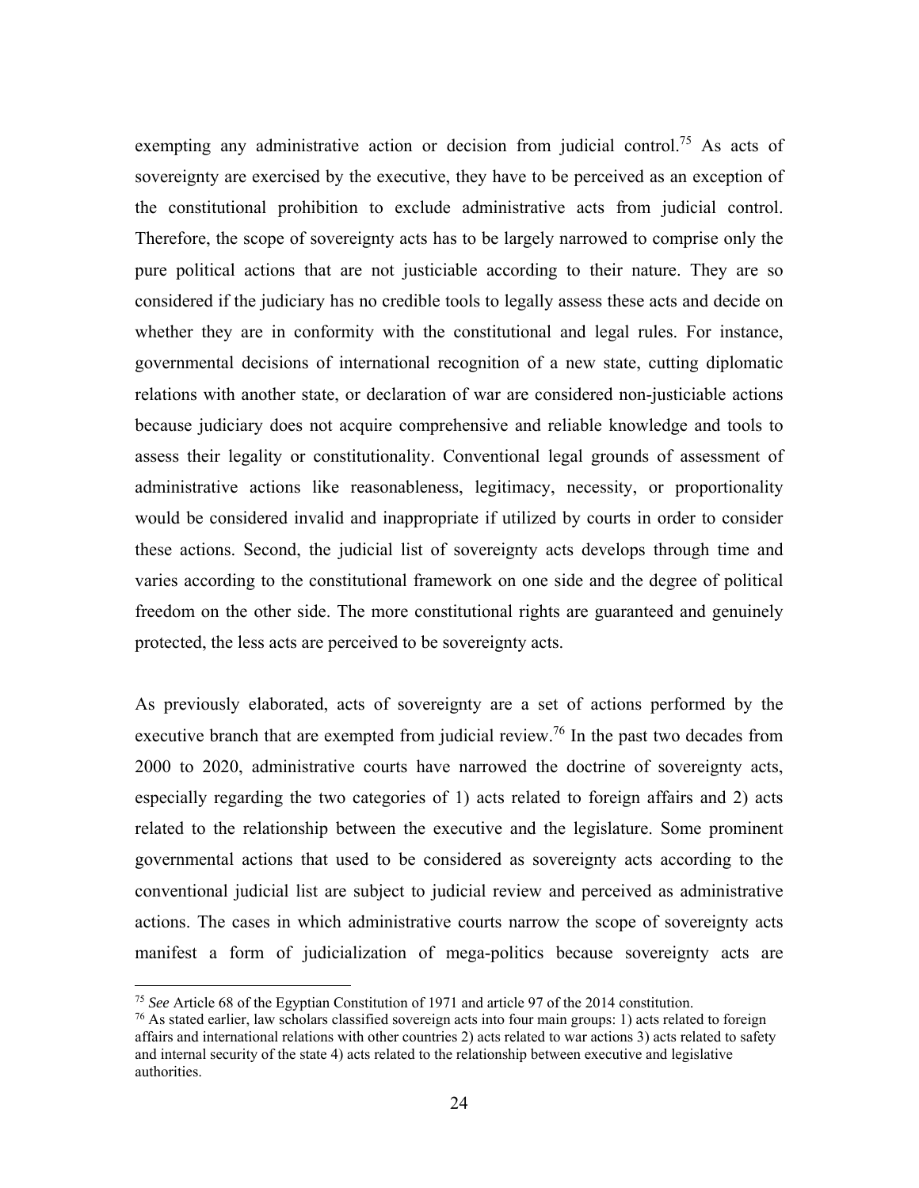exempting any administrative action or decision from judicial control.[75] As acts of sovereignty are exercised by the executive, they have to be perceived as an exception of the constitutional prohibition to exclude administrative acts from judicial control. Therefore, the scope of sovereignty acts has to be largely narrowed to comprise only the pure political actions that are not justiciable according to their nature. They are so considered if the judiciary has no credible tools to legally assess these acts and decide on whether they are in conformity with the constitutional and legal rules. For instance, governmental decisions of international recognition of a new state, cutting diplomatic relations with another state, or declaration of war are considered non-justiciable actions because judiciary does not acquire comprehensive and reliable knowledge and tools to assess their legality or constitutionality. Conventional legal grounds of assessment of administrative actions like reasonableness, legitimacy, necessity, or proportionality would be considered invalid and inappropriate if utilized by courts in order to consider these actions. Second, the judicial list of sovereignty acts develops through time and varies according to the constitutional framework on one side and the degree of political freedom on the other side. The more constitutional rights are guaranteed and genuinely protected, the less acts are perceived to be sovereignty acts.

As previously elaborated, acts of sovereignty are a set of actions performed by the executive branch that are exempted from judicial review.[76] In the past two decades from 2000 to 2020, administrative courts have narrowed the doctrine of sovereignty acts, especially regarding the two categories of 1) acts related to foreign affairs and 2) acts related to the relationship between the executive and the legislature. Some prominent governmental actions that used to be considered as sovereignty acts according to the conventional judicial list are subject to judicial review and perceived as administrative actions. The cases in which administrative courts narrow the scope of sovereignty acts manifest a form of judicialization of mega-politics because sovereignty acts are

---

[75] *See* Article 68 of the Egyptian Constitution of 1971 and article 97 of the 2014 constitution.

[76] As stated earlier, law scholars classified sovereign acts into four main groups: 1) acts related to foreign affairs and international relations with other countries 2) acts related to war actions 3) acts related to safety and internal security of the state 4) acts related to the relationship between executive and legislative authorities.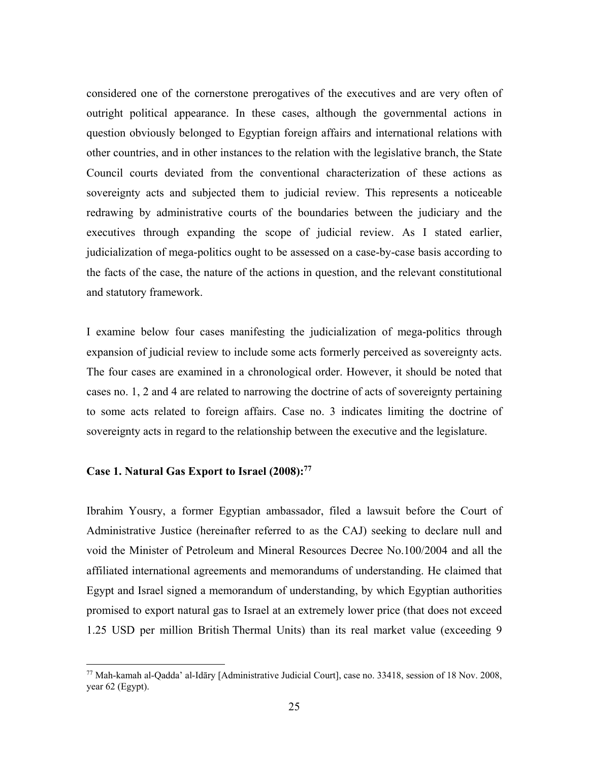considered one of the cornerstone prerogatives of the executives and are very often of outright political appearance. In these cases, although the governmental actions in question obviously belonged to Egyptian foreign affairs and international relations with other countries, and in other instances to the relation with the legislative branch, the State Council courts deviated from the conventional characterization of these actions as sovereignty acts and subjected them to judicial review. This represents a noticeable redrawing by administrative courts of the boundaries between the judiciary and the executives through expanding the scope of judicial review. As I stated earlier, judicialization of mega-politics ought to be assessed on a case-by-case basis according to the facts of the case, the nature of the actions in question, and the relevant constitutional and statutory framework.

I examine below four cases manifesting the judicialization of mega-politics through expansion of judicial review to include some acts formerly perceived as sovereignty acts. The four cases are examined in a chronological order. However, it should be noted that cases no. 1, 2 and 4 are related to narrowing the doctrine of acts of sovereignty pertaining to some acts related to foreign affairs. Case no. 3 indicates limiting the doctrine of sovereignty acts in regard to the relationship between the executive and the legislature.

**Case 1. Natural Gas Export to Israel (2008):[77]**

Ibrahim Yousry, a former Egyptian ambassador, filed a lawsuit before the Court of Administrative Justice (hereinafter referred to as the CAJ) seeking to declare null and void the Minister of Petroleum and Mineral Resources Decree No.100/2004 and all the affiliated international agreements and memorandums of understanding. He claimed that Egypt and Israel signed a memorandum of understanding, by which Egyptian authorities promised to export natural gas to Israel at an extremely lower price (that does not exceed 1.25 USD per million British Thermal Units) than its real market value (exceeding 9

[77] Mah-kamah al-Qadda' al-Idāry [Administrative Judicial Court], case no. 33418, session of 18 Nov. 2008, year 62 (Egypt).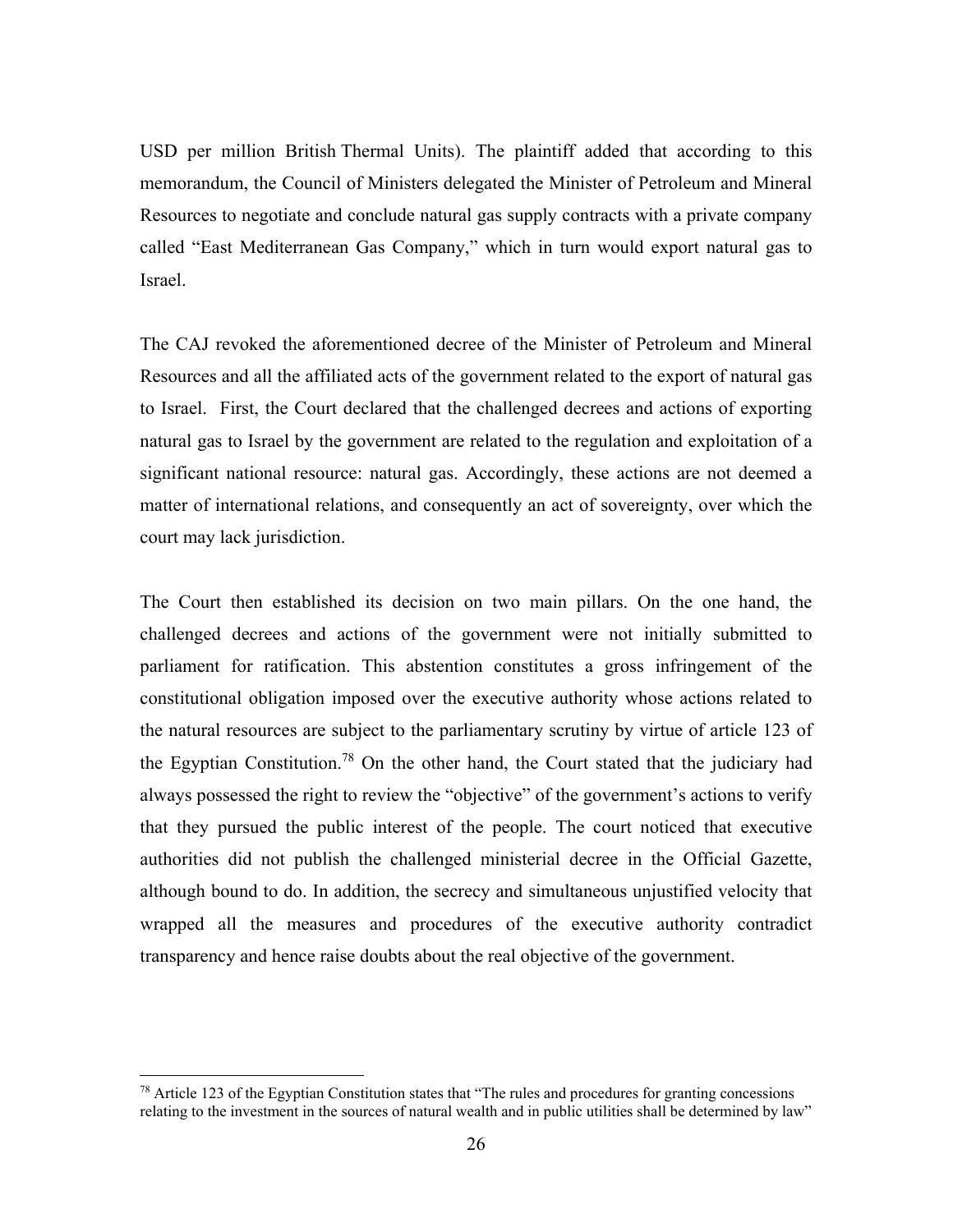USD per million British Thermal Units). The plaintiff added that according to this memorandum, the Council of Ministers delegated the Minister of Petroleum and Mineral Resources to negotiate and conclude natural gas supply contracts with a private company called "East Mediterranean Gas Company," which in turn would export natural gas to Israel.

The CAJ revoked the aforementioned decree of the Minister of Petroleum and Mineral Resources and all the affiliated acts of the government related to the export of natural gas to Israel. First, the Court declared that the challenged decrees and actions of exporting natural gas to Israel by the government are related to the regulation and exploitation of a significant national resource: natural gas. Accordingly, these actions are not deemed a matter of international relations, and consequently an act of sovereignty, over which the court may lack jurisdiction.

The Court then established its decision on two main pillars. On the one hand, the challenged decrees and actions of the government were not initially submitted to parliament for ratification. This abstention constitutes a gross infringement of the constitutional obligation imposed over the executive authority whose actions related to the natural resources are subject to the parliamentary scrutiny by virtue of article 123 of the Egyptian Constitution.[78] On the other hand, the Court stated that the judiciary had always possessed the right to review the "objective" of the government's actions to verify that they pursued the public interest of the people. The court noticed that executive authorities did not publish the challenged ministerial decree in the Official Gazette, although bound to do. In addition, the secrecy and simultaneous unjustified velocity that wrapped all the measures and procedures of the executive authority contradict transparency and hence raise doubts about the real objective of the government.

---

[78] Article 123 of the Egyptian Constitution states that "The rules and procedures for granting concessions relating to the investment in the sources of natural wealth and in public utilities shall be determined by law"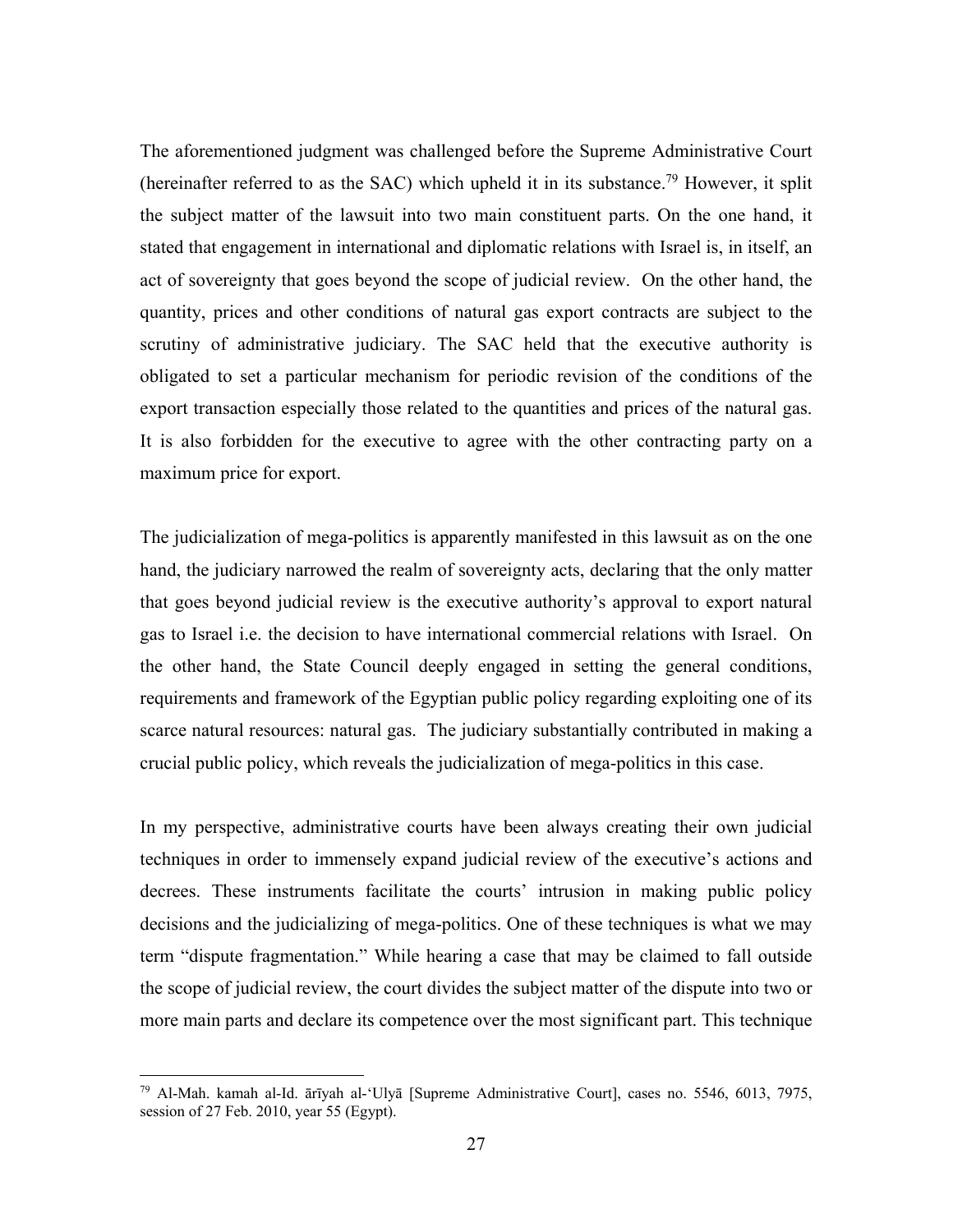The aforementioned judgment was challenged before the Supreme Administrative Court (hereinafter referred to as the SAC) which upheld it in its substance.[79] However, it split the subject matter of the lawsuit into two main constituent parts. On the one hand, it stated that engagement in international and diplomatic relations with Israel is, in itself, an act of sovereignty that goes beyond the scope of judicial review. On the other hand, the quantity, prices and other conditions of natural gas export contracts are subject to the scrutiny of administrative judiciary. The SAC held that the executive authority is obligated to set a particular mechanism for periodic revision of the conditions of the export transaction especially those related to the quantities and prices of the natural gas. It is also forbidden for the executive to agree with the other contracting party on a maximum price for export.

The judicialization of mega-politics is apparently manifested in this lawsuit as on the one hand, the judiciary narrowed the realm of sovereignty acts, declaring that the only matter that goes beyond judicial review is the executive authority's approval to export natural gas to Israel i.e. the decision to have international commercial relations with Israel. On the other hand, the State Council deeply engaged in setting the general conditions, requirements and framework of the Egyptian public policy regarding exploiting one of its scarce natural resources: natural gas. The judiciary substantially contributed in making a crucial public policy, which reveals the judicialization of mega-politics in this case.

In my perspective, administrative courts have been always creating their own judicial techniques in order to immensely expand judicial review of the executive's actions and decrees. These instruments facilitate the courts' intrusion in making public policy decisions and the judicializing of mega-politics. One of these techniques is what we may term "dispute fragmentation." While hearing a case that may be claimed to fall outside the scope of judicial review, the court divides the subject matter of the dispute into two or more main parts and declare its competence over the most significant part. This technique

---

[79] Al-Mah. kamah al-Id. ārīyah al-'Ulyā [Supreme Administrative Court], cases no. 5546, 6013, 7975, session of 27 Feb. 2010, year 55 (Egypt).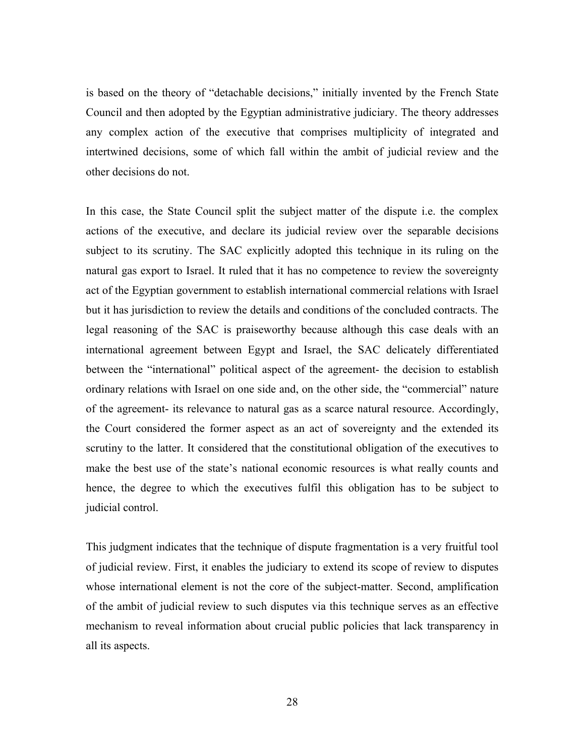is based on the theory of "detachable decisions," initially invented by the French State Council and then adopted by the Egyptian administrative judiciary. The theory addresses any complex action of the executive that comprises multiplicity of integrated and intertwined decisions, some of which fall within the ambit of judicial review and the other decisions do not.

In this case, the State Council split the subject matter of the dispute i.e. the complex actions of the executive, and declare its judicial review over the separable decisions subject to its scrutiny. The SAC explicitly adopted this technique in its ruling on the natural gas export to Israel. It ruled that it has no competence to review the sovereignty act of the Egyptian government to establish international commercial relations with Israel but it has jurisdiction to review the details and conditions of the concluded contracts. The legal reasoning of the SAC is praiseworthy because although this case deals with an international agreement between Egypt and Israel, the SAC delicately differentiated between the "international" political aspect of the agreement- the decision to establish ordinary relations with Israel on one side and, on the other side, the "commercial" nature of the agreement- its relevance to natural gas as a scarce natural resource. Accordingly, the Court considered the former aspect as an act of sovereignty and the extended its scrutiny to the latter. It considered that the constitutional obligation of the executives to make the best use of the state's national economic resources is what really counts and hence, the degree to which the executives fulfil this obligation has to be subject to judicial control.

This judgment indicates that the technique of dispute fragmentation is a very fruitful tool of judicial review. First, it enables the judiciary to extend its scope of review to disputes whose international element is not the core of the subject-matter. Second, amplification of the ambit of judicial review to such disputes via this technique serves as an effective mechanism to reveal information about crucial public policies that lack transparency in all its aspects.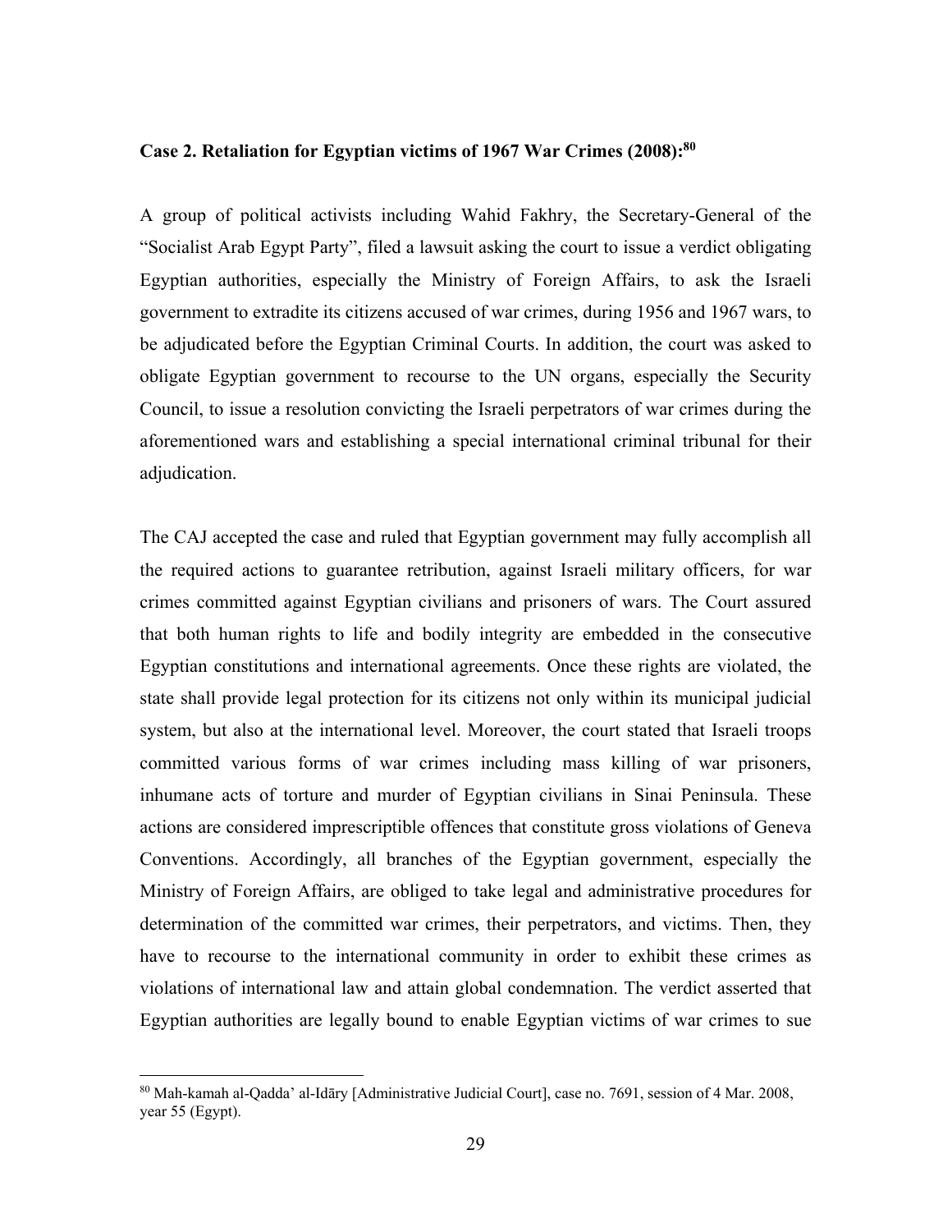**Case 2. Retaliation for Egyptian victims of 1967 War Crimes (2008):[80]**

A group of political activists including Wahid Fakhry, the Secretary-General of the "Socialist Arab Egypt Party", filed a lawsuit asking the court to issue a verdict obligating Egyptian authorities, especially the Ministry of Foreign Affairs, to ask the Israeli government to extradite its citizens accused of war crimes, during 1956 and 1967 wars, to be adjudicated before the Egyptian Criminal Courts. In addition, the court was asked to obligate Egyptian government to recourse to the UN organs, especially the Security Council, to issue a resolution convicting the Israeli perpetrators of war crimes during the aforementioned wars and establishing a special international criminal tribunal for their adjudication.

The CAJ accepted the case and ruled that Egyptian government may fully accomplish all the required actions to guarantee retribution, against Israeli military officers, for war crimes committed against Egyptian civilians and prisoners of wars. The Court assured that both human rights to life and bodily integrity are embedded in the consecutive Egyptian constitutions and international agreements. Once these rights are violated, the state shall provide legal protection for its citizens not only within its municipal judicial system, but also at the international level. Moreover, the court stated that Israeli troops committed various forms of war crimes including mass killing of war prisoners, inhumane acts of torture and murder of Egyptian civilians in Sinai Peninsula. These actions are considered imprescriptible offences that constitute gross violations of Geneva Conventions. Accordingly, all branches of the Egyptian government, especially the Ministry of Foreign Affairs, are obliged to take legal and administrative procedures for determination of the committed war crimes, their perpetrators, and victims. Then, they have to recourse to the international community in order to exhibit these crimes as violations of international law and attain global condemnation. The verdict asserted that Egyptian authorities are legally bound to enable Egyptian victims of war crimes to sue

[80] Mah-kamah al-Qadda' al-Idāry [Administrative Judicial Court], case no. 7691, session of 4 Mar. 2008, year 55 (Egypt).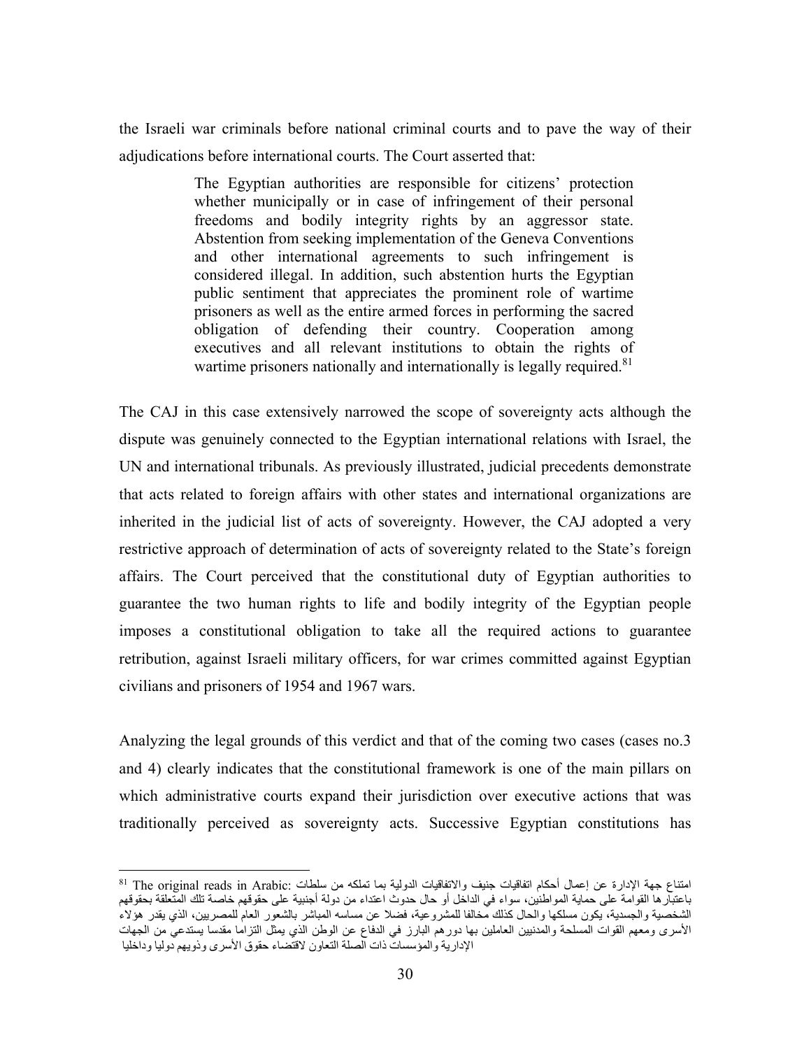the Israeli war criminals before national criminal courts and to pave the way of their adjudications before international courts. The Court asserted that:

> The Egyptian authorities are responsible for citizens' protection whether municipally or in case of infringement of their personal freedoms and bodily integrity rights by an aggressor state. Abstention from seeking implementation of the Geneva Conventions and other international agreements to such infringement is considered illegal. In addition, such abstention hurts the Egyptian public sentiment that appreciates the prominent role of wartime prisoners as well as the entire armed forces in performing the sacred obligation of defending their country. Cooperation among executives and all relevant institutions to obtain the rights of wartime prisoners nationally and internationally is legally required.[81]

The CAJ in this case extensively narrowed the scope of sovereignty acts although the dispute was genuinely connected to the Egyptian international relations with Israel, the UN and international tribunals. As previously illustrated, judicial precedents demonstrate that acts related to foreign affairs with other states and international organizations are inherited in the judicial list of acts of sovereignty. However, the CAJ adopted a very restrictive approach of determination of acts of sovereignty related to the State's foreign affairs. The Court perceived that the constitutional duty of Egyptian authorities to guarantee the two human rights to life and bodily integrity of the Egyptian people imposes a constitutional obligation to take all the required actions to guarantee retribution, against Israeli military officers, for war crimes committed against Egyptian civilians and prisoners of 1954 and 1967 wars.

Analyzing the legal grounds of this verdict and that of the coming two cases (cases no.3 and 4) clearly indicates that the constitutional framework is one of the main pillars on which administrative courts expand their jurisdiction over executive actions that was traditionally perceived as sovereignty acts. Successive Egyptian constitutions has

---

[81] The original reads in Arabic: امتناع جهة الإدارة عن إعمال أحكام اتفاقيات جنيف والاتفاقيات الدولية بما تملكه من سلطات باعتبارها القوامة على حماية المواطنين، سواء في الداخل أو حال حدوث اعتداء من دولة أجنبية على حقوقهم خاصة تلك المتعلقة بحقوقهم الشخصية والجسدية، يكون مسلكها والحال كذلك مخالفا للمشروعية، فضلا عن مساسه المباشر بالشعور العام للمصريين، الذي يقدر هؤلاء الأسرى ومعهم القوات المسلحة والمدنيين العاملين بها دورهم البارز في الدفاع عن الوطن الذي يمثل التزاما مقدسا يستدعي من الجهات الإدارية والمؤسسات ذات الصلة التعاون لاقتضاء حقوق الأسرى وذويهم دوليا وداخليا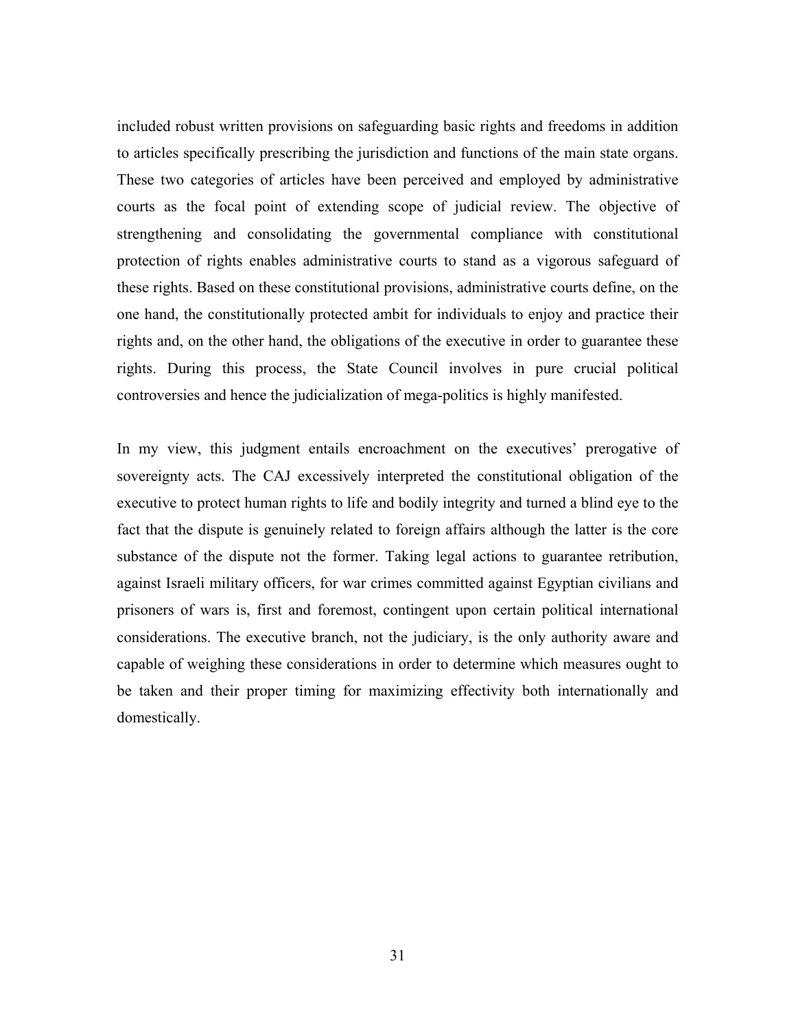included robust written provisions on safeguarding basic rights and freedoms in addition to articles specifically prescribing the jurisdiction and functions of the main state organs. These two categories of articles have been perceived and employed by administrative courts as the focal point of extending scope of judicial review. The objective of strengthening and consolidating the governmental compliance with constitutional protection of rights enables administrative courts to stand as a vigorous safeguard of these rights. Based on these constitutional provisions, administrative courts define, on the one hand, the constitutionally protected ambit for individuals to enjoy and practice their rights and, on the other hand, the obligations of the executive in order to guarantee these rights. During this process, the State Council involves in pure crucial political controversies and hence the judicialization of mega-politics is highly manifested.

In my view, this judgment entails encroachment on the executives' prerogative of sovereignty acts. The CAJ excessively interpreted the constitutional obligation of the executive to protect human rights to life and bodily integrity and turned a blind eye to the fact that the dispute is genuinely related to foreign affairs although the latter is the core substance of the dispute not the former. Taking legal actions to guarantee retribution, against Israeli military officers, for war crimes committed against Egyptian civilians and prisoners of wars is, first and foremost, contingent upon certain political international considerations. The executive branch, not the judiciary, is the only authority aware and capable of weighing these considerations in order to determine which measures ought to be taken and their proper timing for maximizing effectivity both internationally and domestically.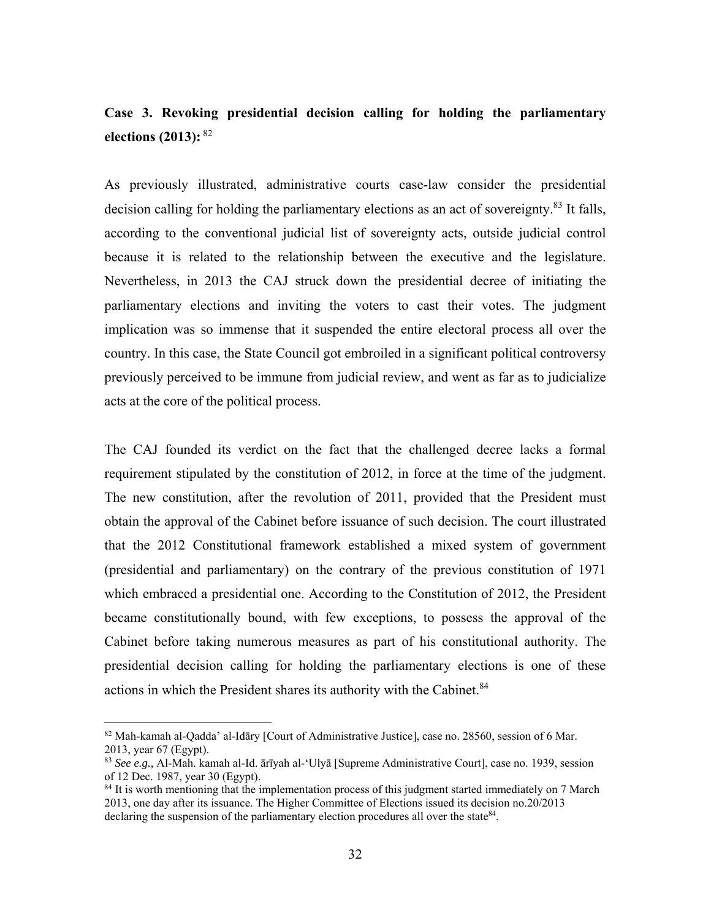**Case 3. Revoking presidential decision calling for holding the parliamentary elections (2013):** [82]

As previously illustrated, administrative courts case-law consider the presidential decision calling for holding the parliamentary elections as an act of sovereignty.[83] It falls, according to the conventional judicial list of sovereignty acts, outside judicial control because it is related to the relationship between the executive and the legislature. Nevertheless, in 2013 the CAJ struck down the presidential decree of initiating the parliamentary elections and inviting the voters to cast their votes. The judgment implication was so immense that it suspended the entire electoral process all over the country. In this case, the State Council got embroiled in a significant political controversy previously perceived to be immune from judicial review, and went as far as to judicialize acts at the core of the political process.

The CAJ founded its verdict on the fact that the challenged decree lacks a formal requirement stipulated by the constitution of 2012, in force at the time of the judgment. The new constitution, after the revolution of 2011, provided that the President must obtain the approval of the Cabinet before issuance of such decision. The court illustrated that the 2012 Constitutional framework established a mixed system of government (presidential and parliamentary) on the contrary of the previous constitution of 1971 which embraced a presidential one. According to the Constitution of 2012, the President became constitutionally bound, with few exceptions, to possess the approval of the Cabinet before taking numerous measures as part of his constitutional authority. The presidential decision calling for holding the parliamentary elections is one of these actions in which the President shares its authority with the Cabinet.[84]

---

[82] Mah-kamah al-Qadda' al-Idāry [Court of Administrative Justice], case no. 28560, session of 6 Mar. 2013, year 67 (Egypt).

[83] *See e.g.,* Al-Mah. kamah al-Id. ārīyah al-'Ulyā [Supreme Administrative Court], case no. 1939, session of 12 Dec. 1987, year 30 (Egypt).

[84] It is worth mentioning that the implementation process of this judgment started immediately on 7 March 2013, one day after its issuance. The Higher Committee of Elections issued its decision no.20/2013 declaring the suspension of the parliamentary election procedures all over the state[84].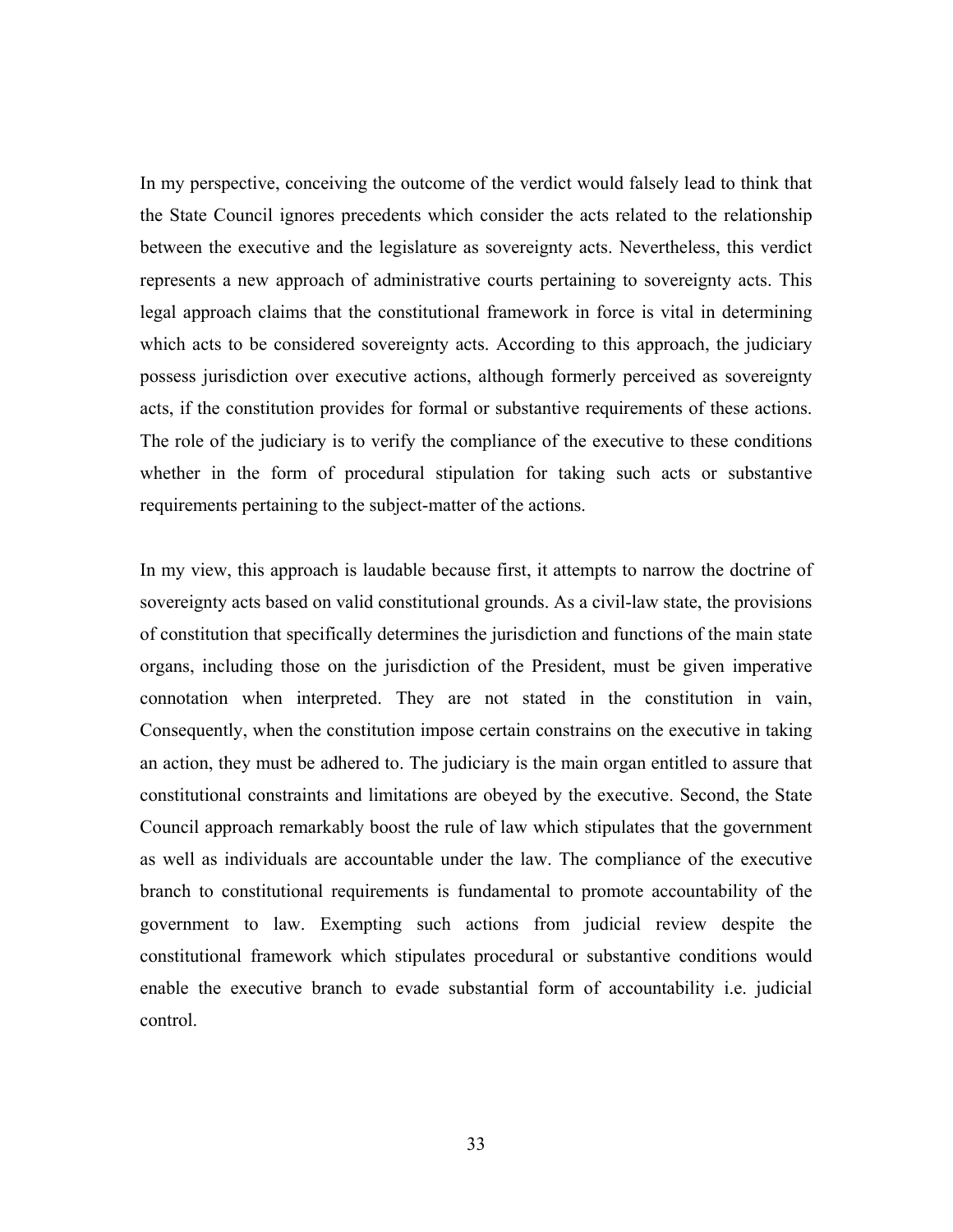In my perspective, conceiving the outcome of the verdict would falsely lead to think that the State Council ignores precedents which consider the acts related to the relationship between the executive and the legislature as sovereignty acts. Nevertheless, this verdict represents a new approach of administrative courts pertaining to sovereignty acts. This legal approach claims that the constitutional framework in force is vital in determining which acts to be considered sovereignty acts. According to this approach, the judiciary possess jurisdiction over executive actions, although formerly perceived as sovereignty acts, if the constitution provides for formal or substantive requirements of these actions. The role of the judiciary is to verify the compliance of the executive to these conditions whether in the form of procedural stipulation for taking such acts or substantive requirements pertaining to the subject-matter of the actions.

In my view, this approach is laudable because first, it attempts to narrow the doctrine of sovereignty acts based on valid constitutional grounds. As a civil-law state, the provisions of constitution that specifically determines the jurisdiction and functions of the main state organs, including those on the jurisdiction of the President, must be given imperative connotation when interpreted. They are not stated in the constitution in vain, Consequently, when the constitution impose certain constrains on the executive in taking an action, they must be adhered to. The judiciary is the main organ entitled to assure that constitutional constraints and limitations are obeyed by the executive. Second, the State Council approach remarkably boost the rule of law which stipulates that the government as well as individuals are accountable under the law. The compliance of the executive branch to constitutional requirements is fundamental to promote accountability of the government to law. Exempting such actions from judicial review despite the constitutional framework which stipulates procedural or substantive conditions would enable the executive branch to evade substantial form of accountability i.e. judicial control.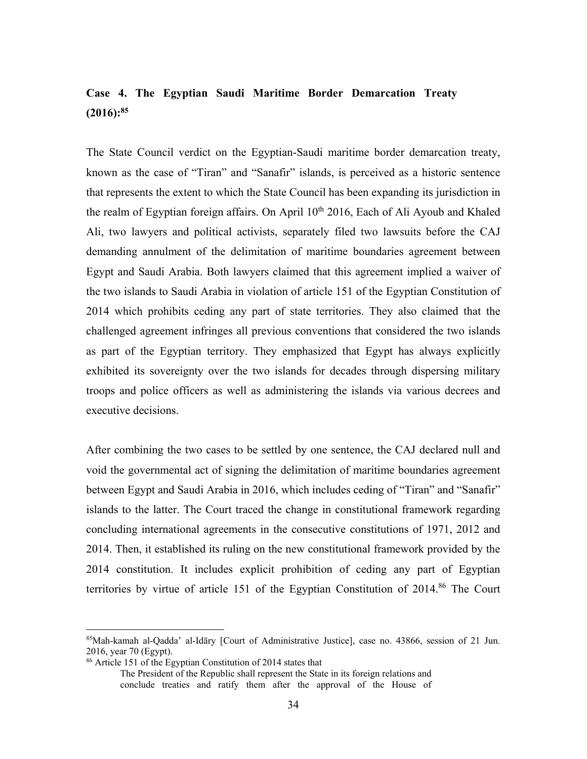**Case 4. The Egyptian Saudi Maritime Border Demarcation Treaty (2016):[85]**

The State Council verdict on the Egyptian-Saudi maritime border demarcation treaty, known as the case of "Tiran" and "Sanafir" islands, is perceived as a historic sentence that represents the extent to which the State Council has been expanding its jurisdiction in the realm of Egyptian foreign affairs. On April 10th 2016, Each of Ali Ayoub and Khaled Ali, two lawyers and political activists, separately filed two lawsuits before the CAJ demanding annulment of the delimitation of maritime boundaries agreement between Egypt and Saudi Arabia. Both lawyers claimed that this agreement implied a waiver of the two islands to Saudi Arabia in violation of article 151 of the Egyptian Constitution of 2014 which prohibits ceding any part of state territories. They also claimed that the challenged agreement infringes all previous conventions that considered the two islands as part of the Egyptian territory. They emphasized that Egypt has always explicitly exhibited its sovereignty over the two islands for decades through dispersing military troops and police officers as well as administering the islands via various decrees and executive decisions.

After combining the two cases to be settled by one sentence, the CAJ declared null and void the governmental act of signing the delimitation of maritime boundaries agreement between Egypt and Saudi Arabia in 2016, which includes ceding of "Tiran" and "Sanafir" islands to the latter. The Court traced the change in constitutional framework regarding concluding international agreements in the consecutive constitutions of 1971, 2012 and 2014. Then, it established its ruling on the new constitutional framework provided by the 2014 constitution. It includes explicit prohibition of ceding any part of Egyptian territories by virtue of article 151 of the Egyptian Constitution of 2014.[86] The Court

---

[85] Mah-kamah al-Qadda' al-Idāry [Court of Administrative Justice], case no. 43866, session of 21 Jun. 2016, year 70 (Egypt).

[86] Article 151 of the Egyptian Constitution of 2014 states that

> The President of the Republic shall represent the State in its foreign relations and conclude treaties and ratify them after the approval of the House of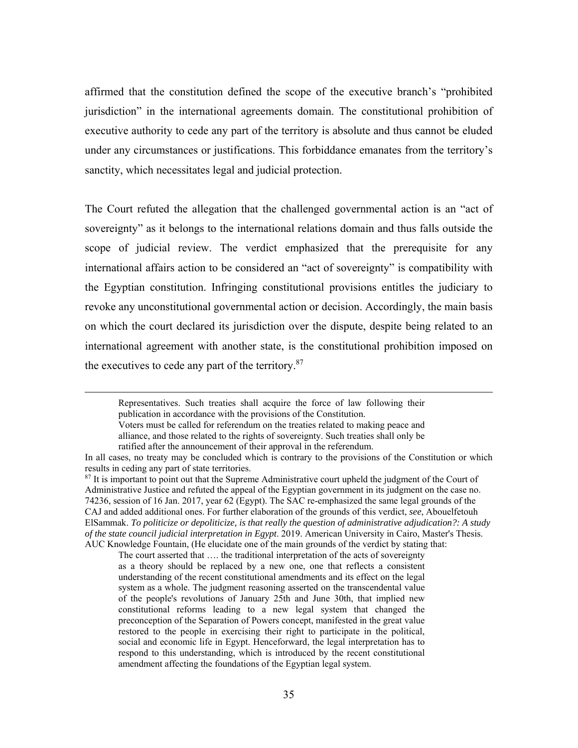affirmed that the constitution defined the scope of the executive branch's "prohibited jurisdiction" in the international agreements domain. The constitutional prohibition of executive authority to cede any part of the territory is absolute and thus cannot be eluded under any circumstances or justifications. This forbiddance emanates from the territory's sanctity, which necessitates legal and judicial protection.

The Court refuted the allegation that the challenged governmental action is an "act of sovereignty" as it belongs to the international relations domain and thus falls outside the scope of judicial review. The verdict emphasized that the prerequisite for any international affairs action to be considered an "act of sovereignty" is compatibility with the Egyptian constitution. Infringing constitutional provisions entitles the judiciary to revoke any unconstitutional governmental action or decision. Accordingly, the main basis on which the court declared its jurisdiction over the dispute, despite being related to an international agreement with another state, is the constitutional prohibition imposed on the executives to cede any part of the territory.[87]

---

> Representatives. Such treaties shall acquire the force of law following their publication in accordance with the provisions of the Constitution.
>
> Voters must be called for referendum on the treaties related to making peace and alliance, and those related to the rights of sovereignty. Such treaties shall only be ratified after the announcement of their approval in the referendum.

In all cases, no treaty may be concluded which is contrary to the provisions of the Constitution or which results in ceding any part of state territories.

[87] It is important to point out that the Supreme Administrative court upheld the judgment of the Court of Administrative Justice and refuted the appeal of the Egyptian government in its judgment on the case no. 74236, session of 16 Jan. 2017, year 62 (Egypt). The SAC re-emphasized the same legal grounds of the CAJ and added additional ones. For further elaboration of the grounds of this verdict, *see*, Abouelfetouh ElSammak. *To politicize or depoliticize, is that really the question of administrative adjudication?: A study of the state council judicial interpretation in Egypt*. 2019. American University in Cairo, Master's Thesis. AUC Knowledge Fountain, (He elucidate one of the main grounds of the verdict by stating that:

> The court asserted that …. the traditional interpretation of the acts of sovereignty as a theory should be replaced by a new one, one that reflects a consistent understanding of the recent constitutional amendments and its effect on the legal system as a whole. The judgment reasoning asserted on the transcendental value of the people's revolutions of January 25th and June 30th, that implied new constitutional reforms leading to a new legal system that changed the preconception of the Separation of Powers concept, manifested in the great value restored to the people in exercising their right to participate in the political, social and economic life in Egypt. Henceforward, the legal interpretation has to respond to this understanding, which is introduced by the recent constitutional amendment affecting the foundations of the Egyptian legal system.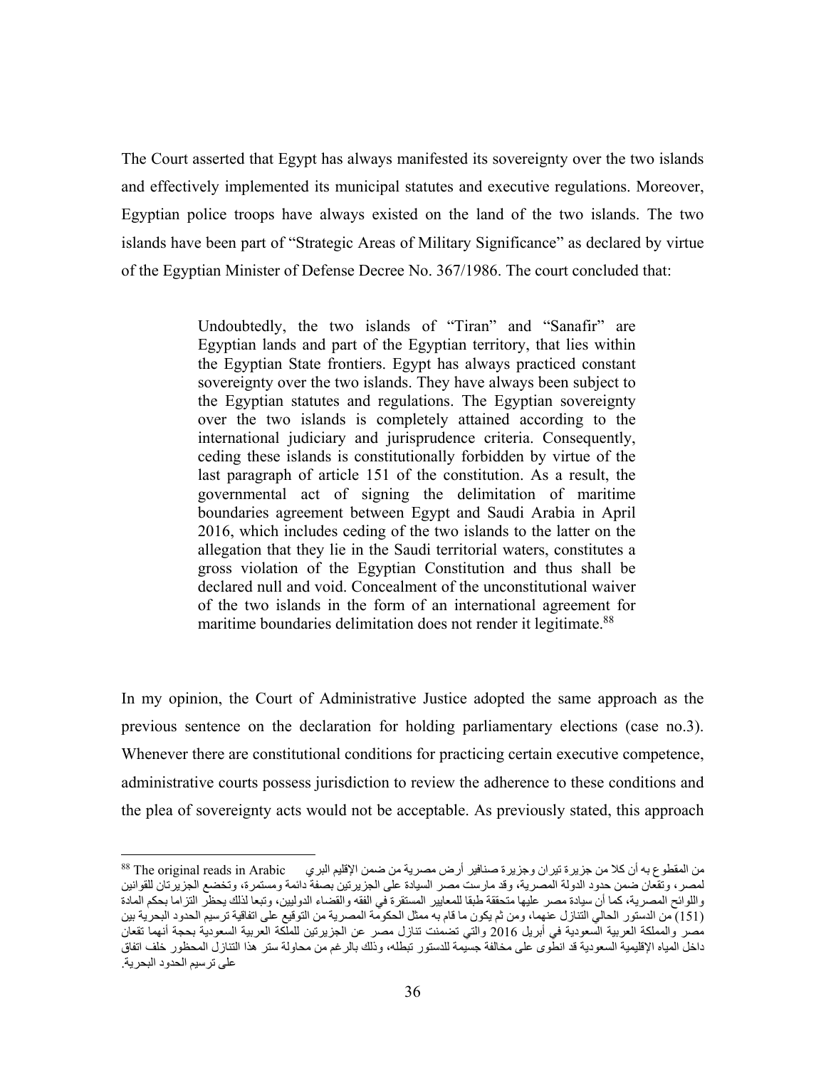The Court asserted that Egypt has always manifested its sovereignty over the two islands and effectively implemented its municipal statutes and executive regulations. Moreover, Egyptian police troops have always existed on the land of the two islands. The two islands have been part of "Strategic Areas of Military Significance" as declared by virtue of the Egyptian Minister of Defense Decree No. 367/1986. The court concluded that:

> Undoubtedly, the two islands of "Tiran" and "Sanafir" are Egyptian lands and part of the Egyptian territory, that lies within the Egyptian State frontiers. Egypt has always practiced constant sovereignty over the two islands. They have always been subject to the Egyptian statutes and regulations. The Egyptian sovereignty over the two islands is completely attained according to the international judiciary and jurisprudence criteria. Consequently, ceding these islands is constitutionally forbidden by virtue of the last paragraph of article 151 of the constitution. As a result, the governmental act of signing the delimitation of maritime boundaries agreement between Egypt and Saudi Arabia in April 2016, which includes ceding of the two islands to the latter on the allegation that they lie in the Saudi territorial waters, constitutes a gross violation of the Egyptian Constitution and thus shall be declared null and void. Concealment of the unconstitutional waiver of the two islands in the form of an international agreement for maritime boundaries delimitation does not render it legitimate.[88]

In my opinion, the Court of Administrative Justice adopted the same approach as the previous sentence on the declaration for holding parliamentary elections (case no.3). Whenever there are constitutional conditions for practicing certain executive competence, administrative courts possess jurisdiction to review the adherence to these conditions and the plea of sovereignty acts would not be acceptable. As previously stated, this approach

---

[88] The original reads in Arabic من المقطوع به أن كلا من جزيرة تيران وجزيرة صنافير أرض مصرية من ضمن الإقليم البري لمصر، وتقعان ضمن حدود الدولة المصرية، وقد مارست مصر السيادة على الجزيرتين بصفة دائمة ومستمرة، وتخضع الجزيرتان للقوانين واللوائح المصرية، كما أن سيادة مصر عليها متحققة طبقا للمعايير المستقرة في الفقه والقضاء الدوليين، وتبعا لذلك يحظر التزاما بحكم المادة (151) من الدستور الحالي التنازل عنهما، ومن ثم يكون ما قام به ممثل الحكومة المصرية من التوقيع على اتفاقية ترسيم الحدود البحرية بين مصر والمملكة العربية السعودية في أبريل 2016 والتي تضمنت تنازل مصر عن الجزيرتين للملكة العربية السعودية بحجة أنهما تقعان داخل المياه الإقليمية السعودية قد انطوى على مخالفة جسيمة للدستور تبطله، وذلك بالرغم من محاولة ستر هذا التنازل المحظور خلف اتفاق على ترسيم الحدود البحرية.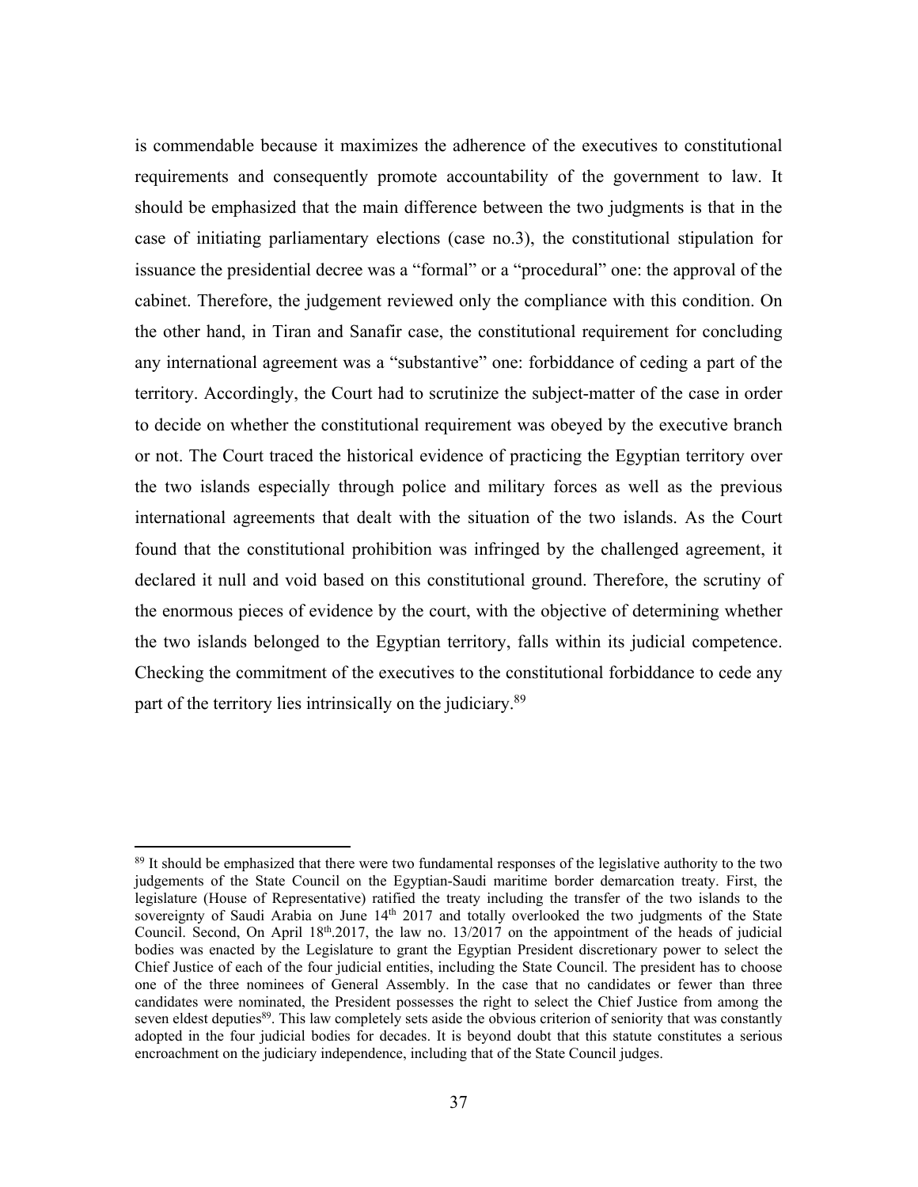is commendable because it maximizes the adherence of the executives to constitutional requirements and consequently promote accountability of the government to law. It should be emphasized that the main difference between the two judgments is that in the case of initiating parliamentary elections (case no.3), the constitutional stipulation for issuance the presidential decree was a "formal" or a "procedural" one: the approval of the cabinet. Therefore, the judgement reviewed only the compliance with this condition. On the other hand, in Tiran and Sanafir case, the constitutional requirement for concluding any international agreement was a "substantive" one: forbiddance of ceding a part of the territory. Accordingly, the Court had to scrutinize the subject-matter of the case in order to decide on whether the constitutional requirement was obeyed by the executive branch or not. The Court traced the historical evidence of practicing the Egyptian territory over the two islands especially through police and military forces as well as the previous international agreements that dealt with the situation of the two islands. As the Court found that the constitutional prohibition was infringed by the challenged agreement, it declared it null and void based on this constitutional ground. Therefore, the scrutiny of the enormous pieces of evidence by the court, with the objective of determining whether the two islands belonged to the Egyptian territory, falls within its judicial competence. Checking the commitment of the executives to the constitutional forbiddance to cede any part of the territory lies intrinsically on the judiciary.[89]

---

[89] It should be emphasized that there were two fundamental responses of the legislative authority to the two judgements of the State Council on the Egyptian-Saudi maritime border demarcation treaty. First, the legislature (House of Representative) ratified the treaty including the transfer of the two islands to the sovereignty of Saudi Arabia on June 14th 2017 and totally overlooked the two judgments of the State Council. Second, On April 18th.2017, the law no. 13/2017 on the appointment of the heads of judicial bodies was enacted by the Legislature to grant the Egyptian President discretionary power to select the Chief Justice of each of the four judicial entities, including the State Council. The president has to choose one of the three nominees of General Assembly. In the case that no candidates or fewer than three candidates were nominated, the President possesses the right to select the Chief Justice from among the seven eldest deputies[89]. This law completely sets aside the obvious criterion of seniority that was constantly adopted in the four judicial bodies for decades. It is beyond doubt that this statute constitutes a serious encroachment on the judiciary independence, including that of the State Council judges.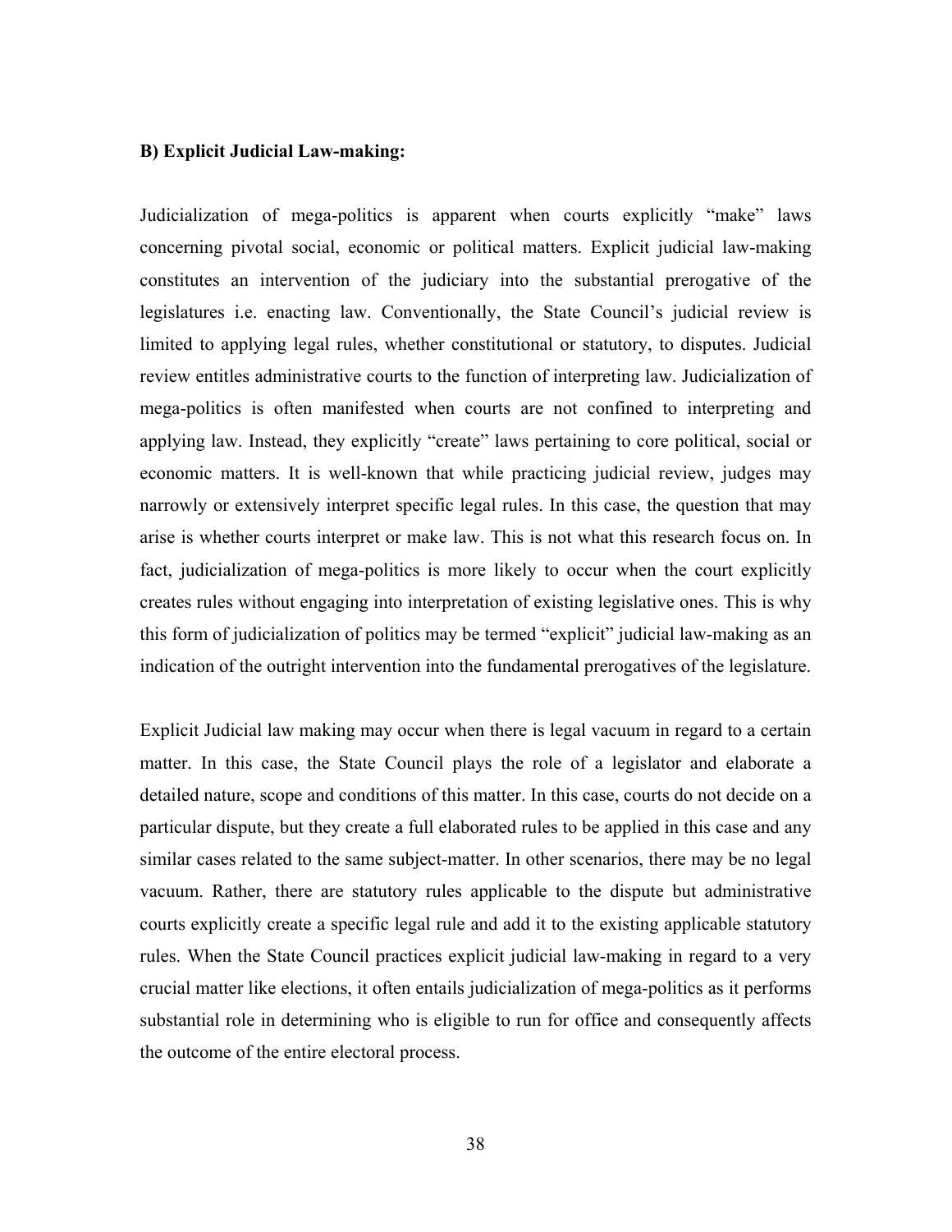**B) Explicit Judicial Law-making:**

Judicialization of mega-politics is apparent when courts explicitly "make" laws concerning pivotal social, economic or political matters. Explicit judicial law-making constitutes an intervention of the judiciary into the substantial prerogative of the legislatures i.e. enacting law. Conventionally, the State Council's judicial review is limited to applying legal rules, whether constitutional or statutory, to disputes. Judicial review entitles administrative courts to the function of interpreting law. Judicialization of mega-politics is often manifested when courts are not confined to interpreting and applying law. Instead, they explicitly "create" laws pertaining to core political, social or economic matters. It is well-known that while practicing judicial review, judges may narrowly or extensively interpret specific legal rules. In this case, the question that may arise is whether courts interpret or make law. This is not what this research focus on. In fact, judicialization of mega-politics is more likely to occur when the court explicitly creates rules without engaging into interpretation of existing legislative ones. This is why this form of judicialization of politics may be termed "explicit" judicial law-making as an indication of the outright intervention into the fundamental prerogatives of the legislature.

Explicit Judicial law making may occur when there is legal vacuum in regard to a certain matter. In this case, the State Council plays the role of a legislator and elaborate a detailed nature, scope and conditions of this matter. In this case, courts do not decide on a particular dispute, but they create a full elaborated rules to be applied in this case and any similar cases related to the same subject-matter. In other scenarios, there may be no legal vacuum. Rather, there are statutory rules applicable to the dispute but administrative courts explicitly create a specific legal rule and add it to the existing applicable statutory rules. When the State Council practices explicit judicial law-making in regard to a very crucial matter like elections, it often entails judicialization of mega-politics as it performs substantial role in determining who is eligible to run for office and consequently affects the outcome of the entire electoral process.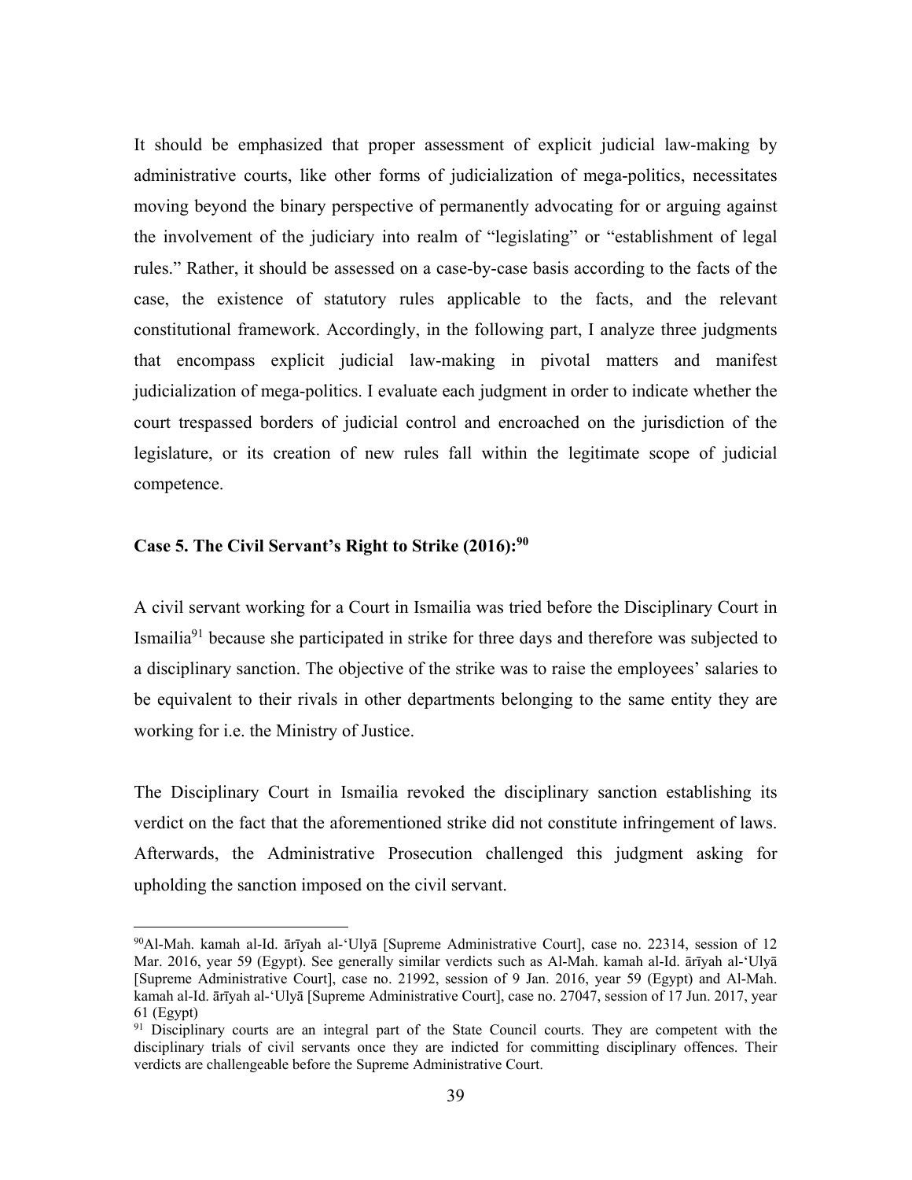It should be emphasized that proper assessment of explicit judicial law-making by administrative courts, like other forms of judicialization of mega-politics, necessitates moving beyond the binary perspective of permanently advocating for or arguing against the involvement of the judiciary into realm of "legislating" or "establishment of legal rules." Rather, it should be assessed on a case-by-case basis according to the facts of the case, the existence of statutory rules applicable to the facts, and the relevant constitutional framework. Accordingly, in the following part, I analyze three judgments that encompass explicit judicial law-making in pivotal matters and manifest judicialization of mega-politics. I evaluate each judgment in order to indicate whether the court trespassed borders of judicial control and encroached on the jurisdiction of the legislature, or its creation of new rules fall within the legitimate scope of judicial competence.

### Case 5. The Civil Servant's Right to Strike (2016):[90]

A civil servant working for a Court in Ismailia was tried before the Disciplinary Court in Ismailia[91] because she participated in strike for three days and therefore was subjected to a disciplinary sanction. The objective of the strike was to raise the employees' salaries to be equivalent to their rivals in other departments belonging to the same entity they are working for i.e. the Ministry of Justice.

The Disciplinary Court in Ismailia revoked the disciplinary sanction establishing its verdict on the fact that the aforementioned strike did not constitute infringement of laws. Afterwards, the Administrative Prosecution challenged this judgment asking for upholding the sanction imposed on the civil servant.

---

[90] Al-Mah. kamah al-Id. ārīyah al-'Ulyā [Supreme Administrative Court], case no. 22314, session of 12 Mar. 2016, year 59 (Egypt). See generally similar verdicts such as Al-Mah. kamah al-Id. ārīyah al-'Ulyā [Supreme Administrative Court], case no. 21992, session of 9 Jan. 2016, year 59 (Egypt) and Al-Mah. kamah al-Id. ārīyah al-'Ulyā [Supreme Administrative Court], case no. 27047, session of 17 Jun. 2017, year 61 (Egypt)

[91] Disciplinary courts are an integral part of the State Council courts. They are competent with the disciplinary trials of civil servants once they are indicted for committing disciplinary offences. Their verdicts are challengeable before the Supreme Administrative Court.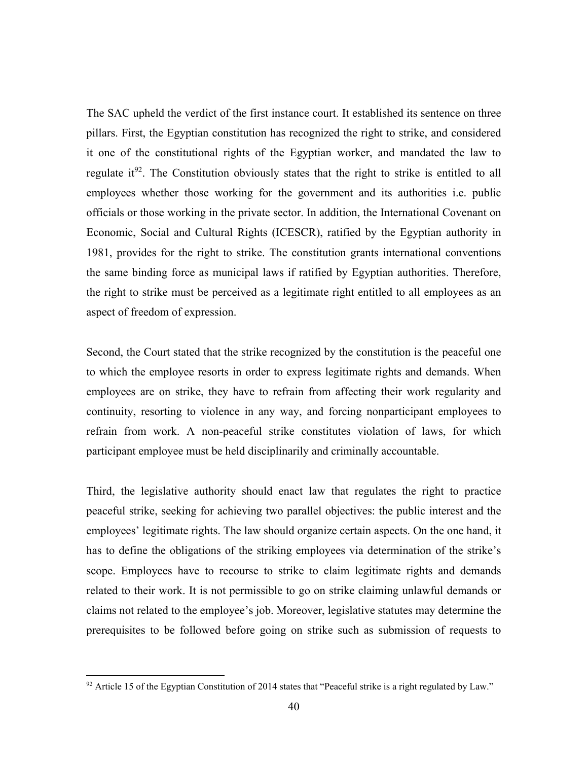The SAC upheld the verdict of the first instance court. It established its sentence on three pillars. First, the Egyptian constitution has recognized the right to strike, and considered it one of the constitutional rights of the Egyptian worker, and mandated the law to regulate it[92]. The Constitution obviously states that the right to strike is entitled to all employees whether those working for the government and its authorities i.e. public officials or those working in the private sector. In addition, the International Covenant on Economic, Social and Cultural Rights (ICESCR), ratified by the Egyptian authority in 1981, provides for the right to strike. The constitution grants international conventions the same binding force as municipal laws if ratified by Egyptian authorities. Therefore, the right to strike must be perceived as a legitimate right entitled to all employees as an aspect of freedom of expression.

Second, the Court stated that the strike recognized by the constitution is the peaceful one to which the employee resorts in order to express legitimate rights and demands. When employees are on strike, they have to refrain from affecting their work regularity and continuity, resorting to violence in any way, and forcing nonparticipant employees to refrain from work. A non-peaceful strike constitutes violation of laws, for which participant employee must be held disciplinarily and criminally accountable.

Third, the legislative authority should enact law that regulates the right to practice peaceful strike, seeking for achieving two parallel objectives: the public interest and the employees' legitimate rights. The law should organize certain aspects. On the one hand, it has to define the obligations of the striking employees via determination of the strike's scope. Employees have to recourse to strike to claim legitimate rights and demands related to their work. It is not permissible to go on strike claiming unlawful demands or claims not related to the employee's job. Moreover, legislative statutes may determine the prerequisites to be followed before going on strike such as submission of requests to

---

[92] Article 15 of the Egyptian Constitution of 2014 states that "Peaceful strike is a right regulated by Law."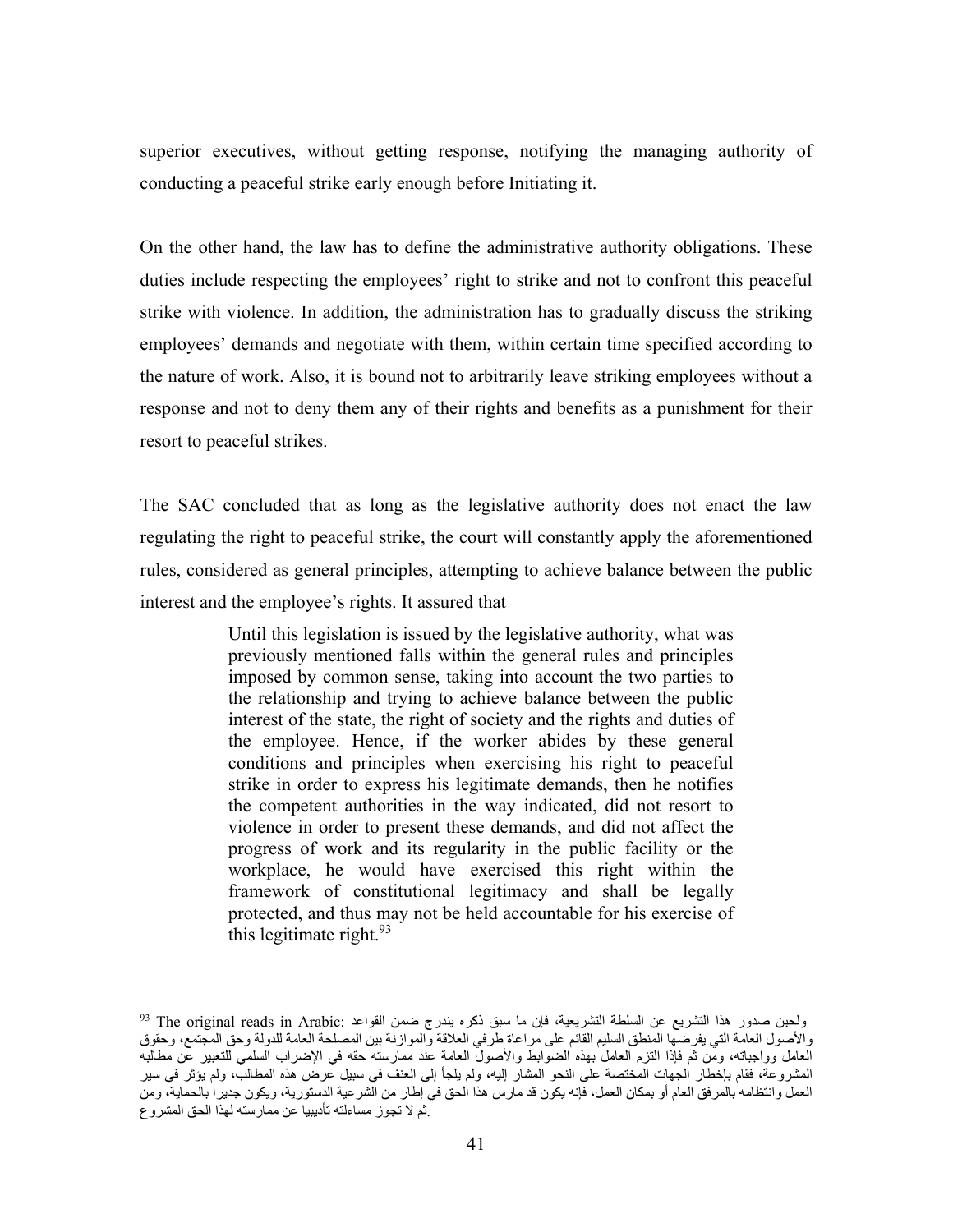superior executives, without getting response, notifying the managing authority of conducting a peaceful strike early enough before Initiating it.

On the other hand, the law has to define the administrative authority obligations. These duties include respecting the employees' right to strike and not to confront this peaceful strike with violence. In addition, the administration has to gradually discuss the striking employees' demands and negotiate with them, within certain time specified according to the nature of work. Also, it is bound not to arbitrarily leave striking employees without a response and not to deny them any of their rights and benefits as a punishment for their resort to peaceful strikes.

The SAC concluded that as long as the legislative authority does not enact the law regulating the right to peaceful strike, the court will constantly apply the aforementioned rules, considered as general principles, attempting to achieve balance between the public interest and the employee's rights. It assured that

> Until this legislation is issued by the legislative authority, what was previously mentioned falls within the general rules and principles imposed by common sense, taking into account the two parties to the relationship and trying to achieve balance between the public interest of the state, the right of society and the rights and duties of the employee. Hence, if the worker abides by these general conditions and principles when exercising his right to peaceful strike in order to express his legitimate demands, then he notifies the competent authorities in the way indicated, did not resort to violence in order to present these demands, and did not affect the progress of work and its regularity in the public facility or the workplace, he would have exercised this right within the framework of constitutional legitimacy and shall be legally protected, and thus may not be held accountable for his exercise of this legitimate right.[93]

---

[93] The original reads in Arabic: ولحين صدور هذا التشريع عن السلطة التشريعية، فإن ما سبق ذكره يندرج ضمن القواعد والأصول العامة التي يفرضها المنطق السليم القائم على مراعاة طرفي العلاقة والموازنة بين المصلحة العامة للدولة وحق المجتمع، وحقوق العامل وواجباته، ومن ثم فإذا التزم العامل بهذه الضوابط والأصول العامة عند ممارسته حقه في الإضراب السلمي للتعبير عن مطالبه المشروعة، فقام بإخطار الجهات المختصة على النحو المشار إليه، ولم يلجأ إلى العنف في سبيل عرض هذه المطالب، ولم يؤثر في سير العمل وانتظامه بالمرفق العام أو بمكان العمل، فإنه يكون قد مارس هذا الحق في إطار من الشرعية الدستورية، ويكون جديرا بالحماية، ومن ثم لا تجوز مساءلته تأديبيا عن ممارسته لهذا الحق المشروع.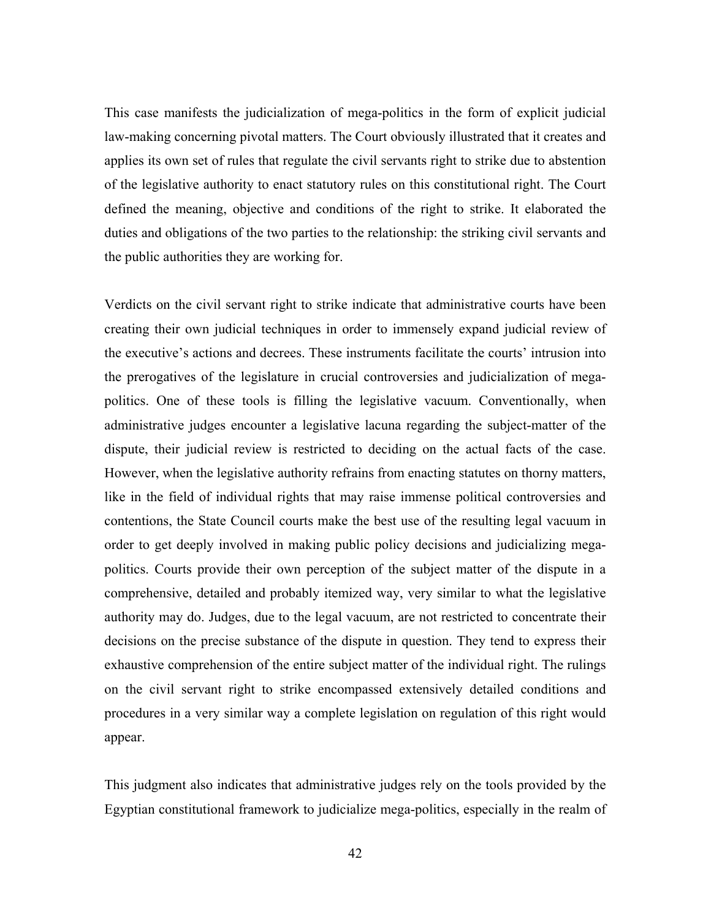This case manifests the judicialization of mega-politics in the form of explicit judicial law-making concerning pivotal matters. The Court obviously illustrated that it creates and applies its own set of rules that regulate the civil servants right to strike due to abstention of the legislative authority to enact statutory rules on this constitutional right. The Court defined the meaning, objective and conditions of the right to strike. It elaborated the duties and obligations of the two parties to the relationship: the striking civil servants and the public authorities they are working for.

Verdicts on the civil servant right to strike indicate that administrative courts have been creating their own judicial techniques in order to immensely expand judicial review of the executive's actions and decrees. These instruments facilitate the courts' intrusion into the prerogatives of the legislature in crucial controversies and judicialization of mega-politics. One of these tools is filling the legislative vacuum. Conventionally, when administrative judges encounter a legislative lacuna regarding the subject-matter of the dispute, their judicial review is restricted to deciding on the actual facts of the case. However, when the legislative authority refrains from enacting statutes on thorny matters, like in the field of individual rights that may raise immense political controversies and contentions, the State Council courts make the best use of the resulting legal vacuum in order to get deeply involved in making public policy decisions and judicializing mega-politics. Courts provide their own perception of the subject matter of the dispute in a comprehensive, detailed and probably itemized way, very similar to what the legislative authority may do. Judges, due to the legal vacuum, are not restricted to concentrate their decisions on the precise substance of the dispute in question. They tend to express their exhaustive comprehension of the entire subject matter of the individual right. The rulings on the civil servant right to strike encompassed extensively detailed conditions and procedures in a very similar way a complete legislation on regulation of this right would appear.

This judgment also indicates that administrative judges rely on the tools provided by the Egyptian constitutional framework to judicialize mega-politics, especially in the realm of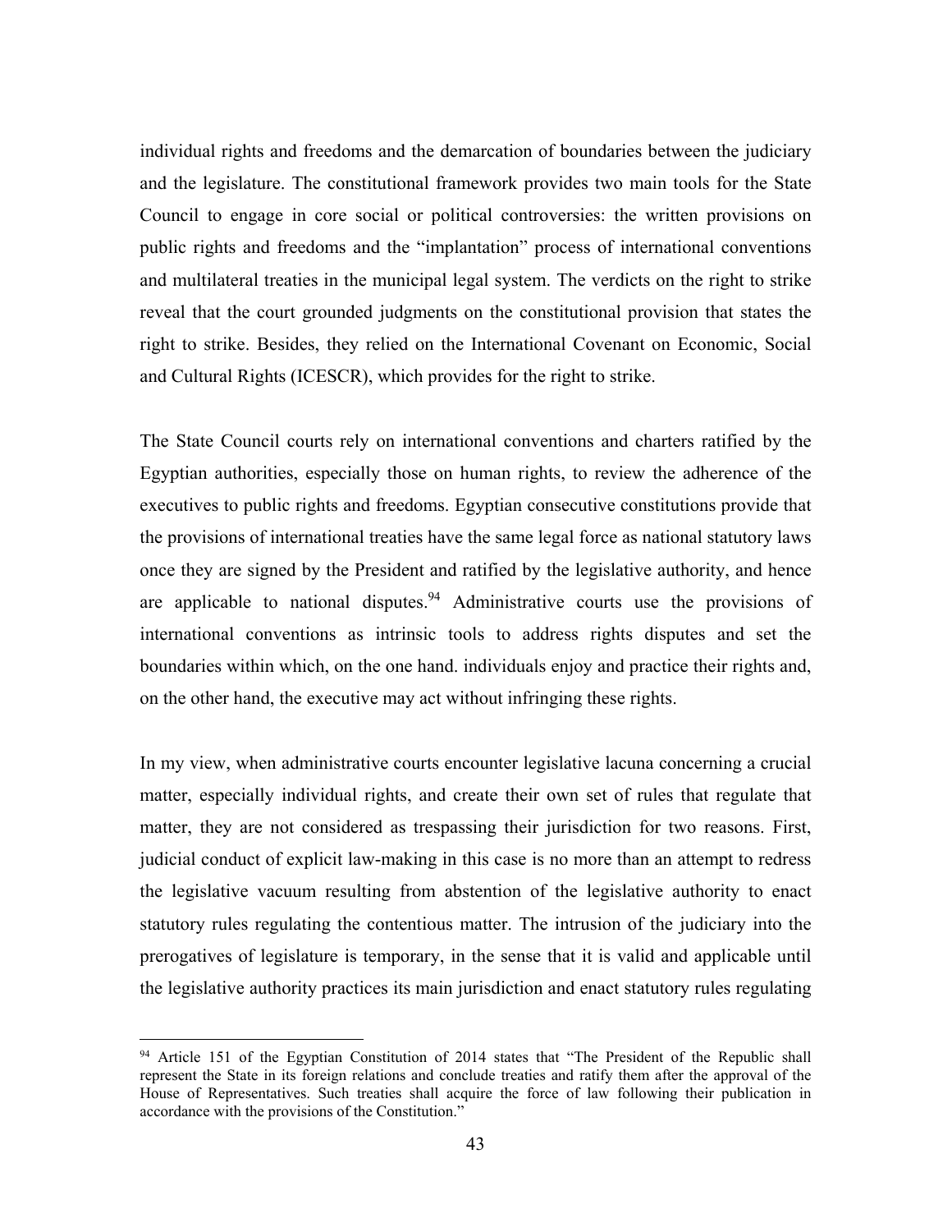individual rights and freedoms and the demarcation of boundaries between the judiciary and the legislature. The constitutional framework provides two main tools for the State Council to engage in core social or political controversies: the written provisions on public rights and freedoms and the "implantation" process of international conventions and multilateral treaties in the municipal legal system. The verdicts on the right to strike reveal that the court grounded judgments on the constitutional provision that states the right to strike. Besides, they relied on the International Covenant on Economic, Social and Cultural Rights (ICESCR), which provides for the right to strike.

The State Council courts rely on international conventions and charters ratified by the Egyptian authorities, especially those on human rights, to review the adherence of the executives to public rights and freedoms. Egyptian consecutive constitutions provide that the provisions of international treaties have the same legal force as national statutory laws once they are signed by the President and ratified by the legislative authority, and hence are applicable to national disputes.[94] Administrative courts use the provisions of international conventions as intrinsic tools to address rights disputes and set the boundaries within which, on the one hand. individuals enjoy and practice their rights and, on the other hand, the executive may act without infringing these rights.

In my view, when administrative courts encounter legislative lacuna concerning a crucial matter, especially individual rights, and create their own set of rules that regulate that matter, they are not considered as trespassing their jurisdiction for two reasons. First, judicial conduct of explicit law-making in this case is no more than an attempt to redress the legislative vacuum resulting from abstention of the legislative authority to enact statutory rules regulating the contentious matter. The intrusion of the judiciary into the prerogatives of legislature is temporary, in the sense that it is valid and applicable until the legislative authority practices its main jurisdiction and enact statutory rules regulating

---

[94] Article 151 of the Egyptian Constitution of 2014 states that "The President of the Republic shall represent the State in its foreign relations and conclude treaties and ratify them after the approval of the House of Representatives. Such treaties shall acquire the force of law following their publication in accordance with the provisions of the Constitution."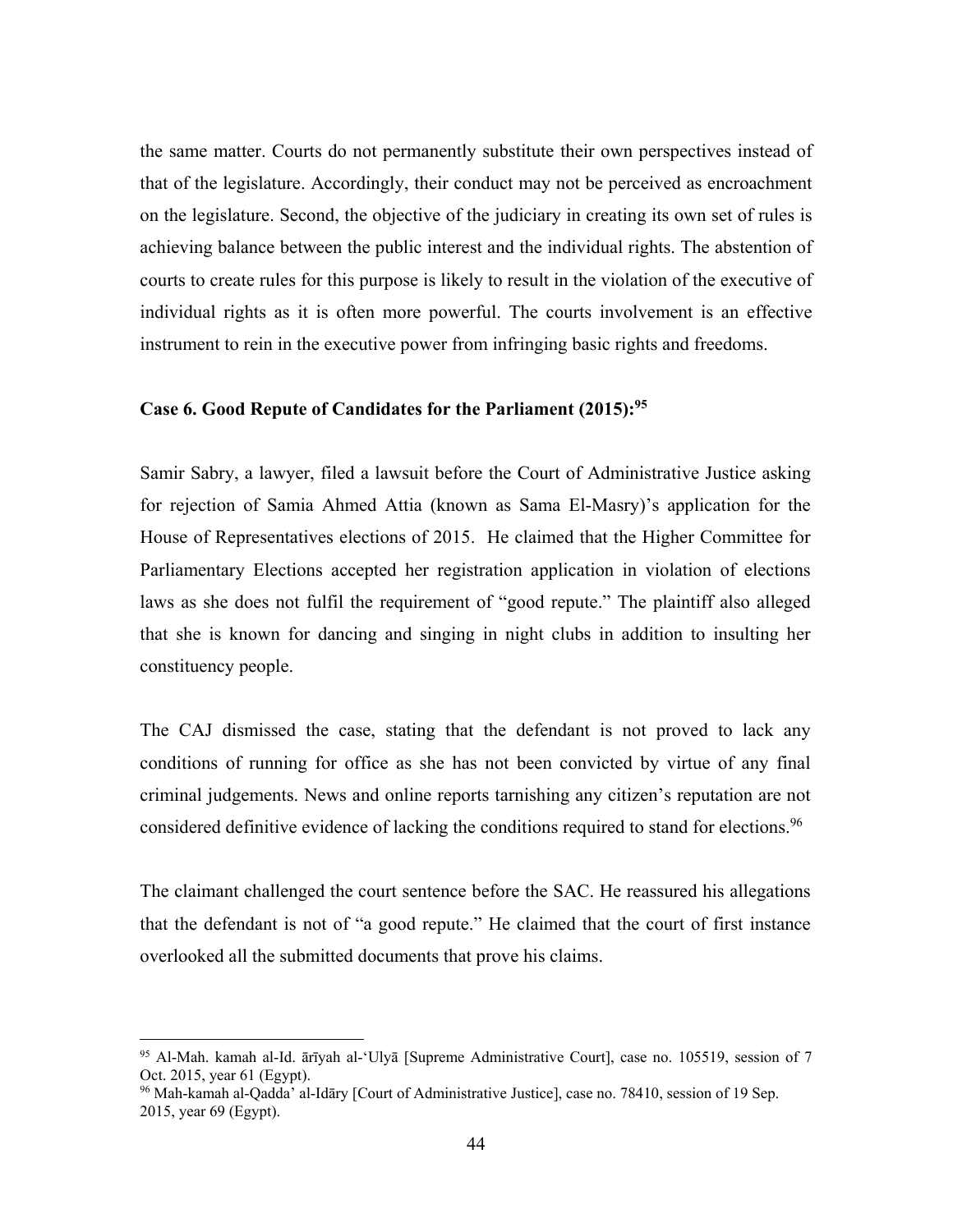the same matter. Courts do not permanently substitute their own perspectives instead of that of the legislature. Accordingly, their conduct may not be perceived as encroachment on the legislature. Second, the objective of the judiciary in creating its own set of rules is achieving balance between the public interest and the individual rights. The abstention of courts to create rules for this purpose is likely to result in the violation of the executive of individual rights as it is often more powerful. The courts involvement is an effective instrument to rein in the executive power from infringing basic rights and freedoms.

### Case 6. Good Repute of Candidates for the Parliament (2015):[95]

Samir Sabry, a lawyer, filed a lawsuit before the Court of Administrative Justice asking for rejection of Samia Ahmed Attia (known as Sama El-Masry)'s application for the House of Representatives elections of 2015. He claimed that the Higher Committee for Parliamentary Elections accepted her registration application in violation of elections laws as she does not fulfil the requirement of "good repute." The plaintiff also alleged that she is known for dancing and singing in night clubs in addition to insulting her constituency people.

The CAJ dismissed the case, stating that the defendant is not proved to lack any conditions of running for office as she has not been convicted by virtue of any final criminal judgements. News and online reports tarnishing any citizen's reputation are not considered definitive evidence of lacking the conditions required to stand for elections.[96]

The claimant challenged the court sentence before the SAC. He reassured his allegations that the defendant is not of "a good repute." He claimed that the court of first instance overlooked all the submitted documents that prove his claims.

---

[95] Al-Mah. kamah al-Id. ārīyah al-'Ulyā [Supreme Administrative Court], case no. 105519, session of 7 Oct. 2015, year 61 (Egypt).

[96] Mah-kamah al-Qadda' al-Idāry [Court of Administrative Justice], case no. 78410, session of 19 Sep. 2015, year 69 (Egypt).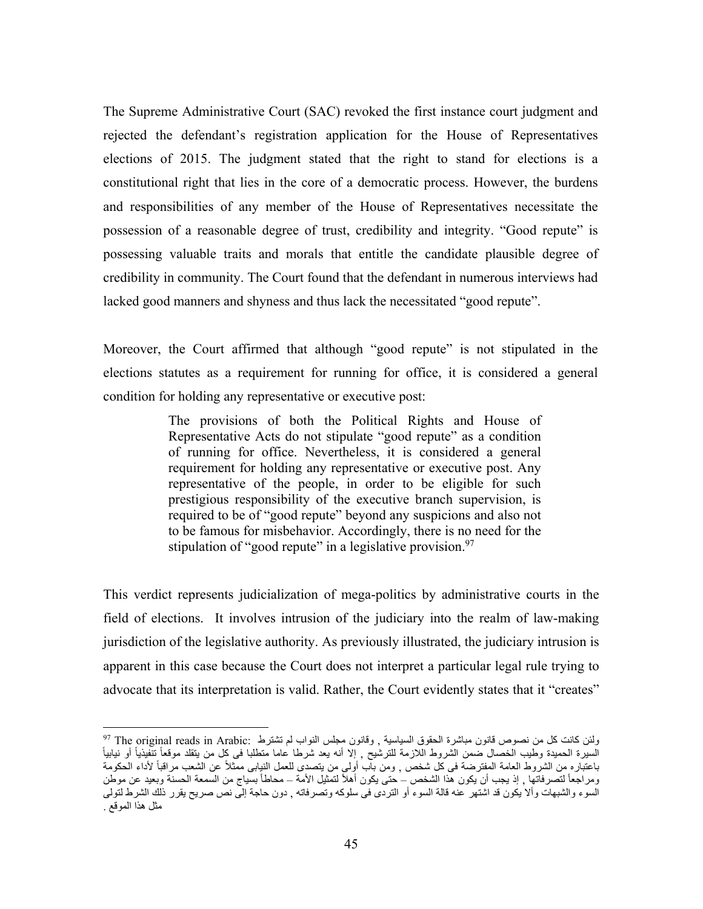The Supreme Administrative Court (SAC) revoked the first instance court judgment and rejected the defendant's registration application for the House of Representatives elections of 2015. The judgment stated that the right to stand for elections is a constitutional right that lies in the core of a democratic process. However, the burdens and responsibilities of any member of the House of Representatives necessitate the possession of a reasonable degree of trust, credibility and integrity. "Good repute" is possessing valuable traits and morals that entitle the candidate plausible degree of credibility in community. The Court found that the defendant in numerous interviews had lacked good manners and shyness and thus lack the necessitated "good repute".

Moreover, the Court affirmed that although "good repute" is not stipulated in the elections statutes as a requirement for running for office, it is considered a general condition for holding any representative or executive post:

> The provisions of both the Political Rights and House of Representative Acts do not stipulate "good repute" as a condition of running for office. Nevertheless, it is considered a general requirement for holding any representative or executive post. Any representative of the people, in order to be eligible for such prestigious responsibility of the executive branch supervision, is required to be of "good repute" beyond any suspicions and also not to be famous for misbehavior. Accordingly, there is no need for the stipulation of "good repute" in a legislative provision.[97]

This verdict represents judicialization of mega-politics by administrative courts in the field of elections. It involves intrusion of the judiciary into the realm of law-making jurisdiction of the legislative authority. As previously illustrated, the judiciary intrusion is apparent in this case because the Court does not interpret a particular legal rule trying to advocate that its interpretation is valid. Rather, the Court evidently states that it "creates"

---

[97] The original reads in Arabic: ولئن كانت كل من نصوص قانون مباشرة الحقوق السياسية , وقانون مجلس النواب لم تشترط السيرة الحميدة وطيب الخصال ضمن الشروط اللازمة للترشيح , إلا أنه يعد شرطا عاما متطلبا فى كل من يتقلد موقعاً تنفيذياً أو نيابياً باعتباره من الشروط العامة المفترضة فى كل شخص , ومن باب أولى من يتصدى للعمل النيابى ممثلاً عن الشعب مراقباً لأداء الحكومة ومراجعاً لتصرفاتها , إذ يجب أن يكون هذا الشخص – حتى يكون أهلاً لتمثيل الأمة – محاطاً بسياج من السمعة الحسنة وبعيد عن موطن السوء والشبهات وألا يكون قد اشتهر عنه قالة السوء أو التردى فى سلوكه وتصرفاته , دون حاجة إلى نص صريح يقرر ذلك الشرط لتولى مثل هذا الموقع .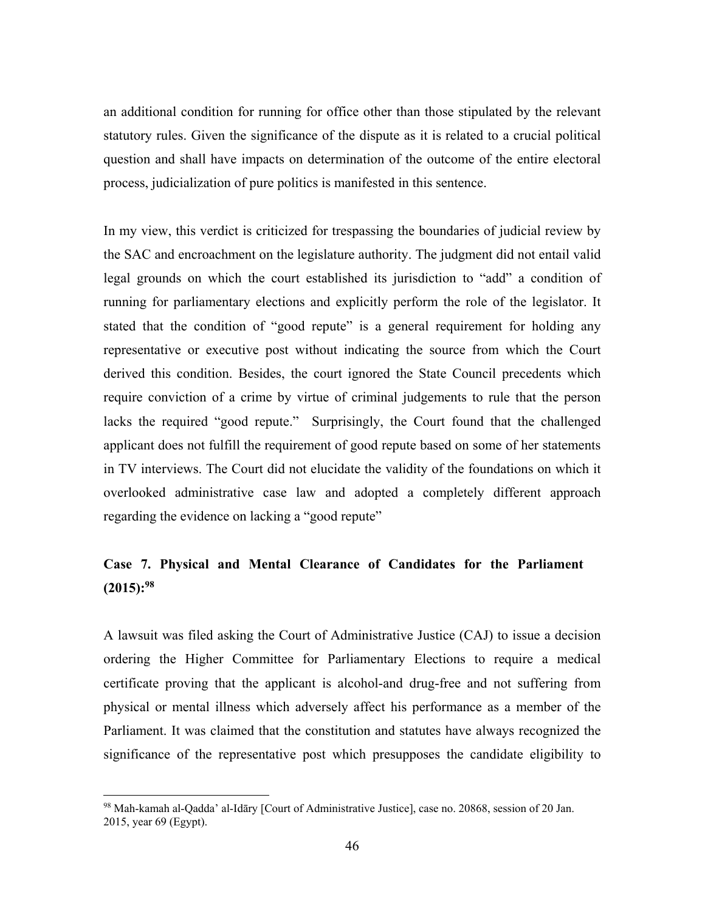an additional condition for running for office other than those stipulated by the relevant statutory rules. Given the significance of the dispute as it is related to a crucial political question and shall have impacts on determination of the outcome of the entire electoral process, judicialization of pure politics is manifested in this sentence.

In my view, this verdict is criticized for trespassing the boundaries of judicial review by the SAC and encroachment on the legislature authority. The judgment did not entail valid legal grounds on which the court established its jurisdiction to "add" a condition of running for parliamentary elections and explicitly perform the role of the legislator. It stated that the condition of "good repute" is a general requirement for holding any representative or executive post without indicating the source from which the Court derived this condition. Besides, the court ignored the State Council precedents which require conviction of a crime by virtue of criminal judgements to rule that the person lacks the required "good repute." Surprisingly, the Court found that the challenged applicant does not fulfill the requirement of good repute based on some of her statements in TV interviews. The Court did not elucidate the validity of the foundations on which it overlooked administrative case law and adopted a completely different approach regarding the evidence on lacking a "good repute"

### Case 7. Physical and Mental Clearance of Candidates for the Parliament (2015):[98]

A lawsuit was filed asking the Court of Administrative Justice (CAJ) to issue a decision ordering the Higher Committee for Parliamentary Elections to require a medical certificate proving that the applicant is alcohol-and drug-free and not suffering from physical or mental illness which adversely affect his performance as a member of the Parliament. It was claimed that the constitution and statutes have always recognized the significance of the representative post which presupposes the candidate eligibility to

---

[98] Mah-kamah al-Qadda' al-Idāry [Court of Administrative Justice], case no. 20868, session of 20 Jan. 2015, year 69 (Egypt).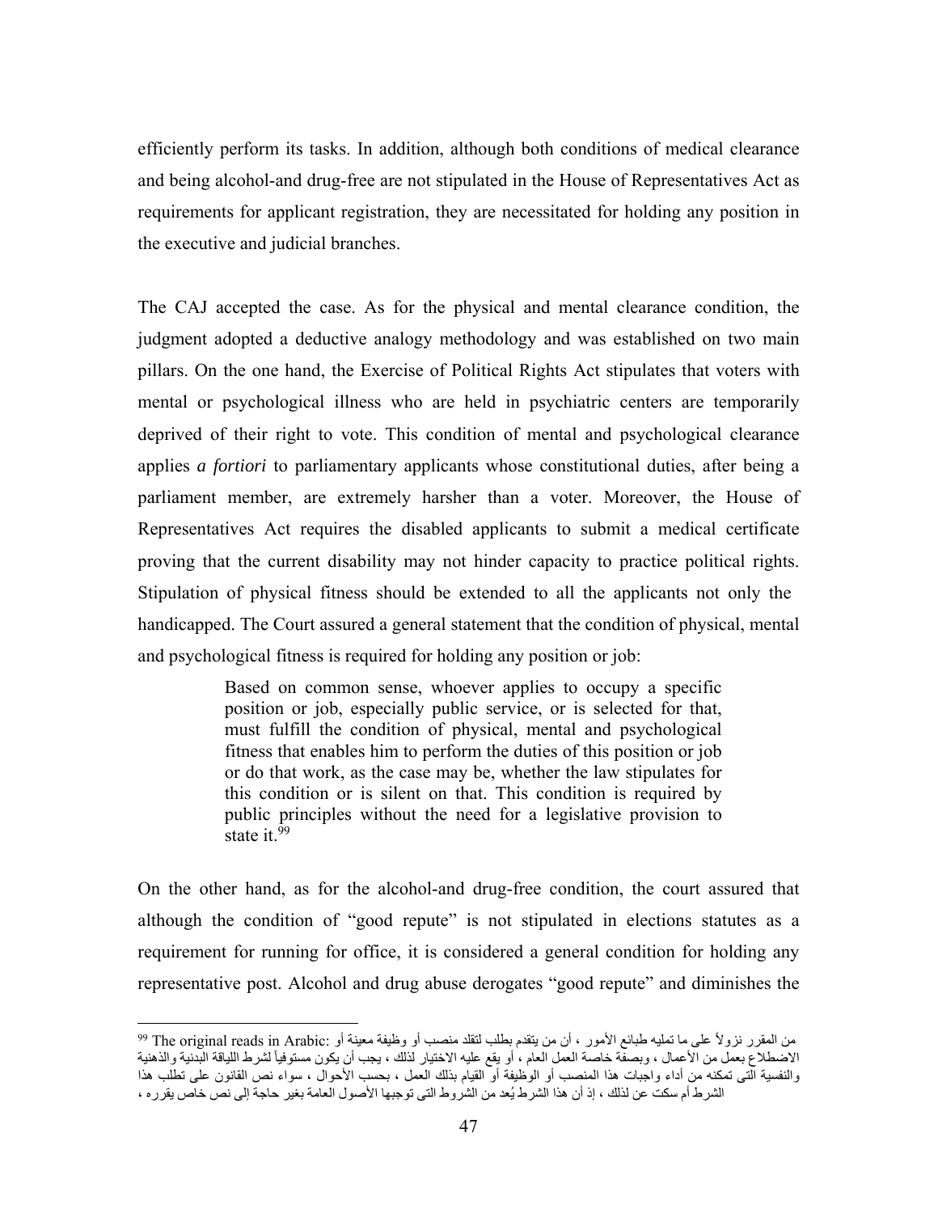efficiently perform its tasks. In addition, although both conditions of medical clearance and being alcohol-and drug-free are not stipulated in the House of Representatives Act as requirements for applicant registration, they are necessitated for holding any position in the executive and judicial branches.

The CAJ accepted the case. As for the physical and mental clearance condition, the judgment adopted a deductive analogy methodology and was established on two main pillars. On the one hand, the Exercise of Political Rights Act stipulates that voters with mental or psychological illness who are held in psychiatric centers are temporarily deprived of their right to vote. This condition of mental and psychological clearance applies *a fortiori* to parliamentary applicants whose constitutional duties, after being a parliament member, are extremely harsher than a voter. Moreover, the House of Representatives Act requires the disabled applicants to submit a medical certificate proving that the current disability may not hinder capacity to practice political rights. Stipulation of physical fitness should be extended to all the applicants not only the handicapped. The Court assured a general statement that the condition of physical, mental and psychological fitness is required for holding any position or job:

> Based on common sense, whoever applies to occupy a specific position or job, especially public service, or is selected for that, must fulfill the condition of physical, mental and psychological fitness that enables him to perform the duties of this position or job or do that work, as the case may be, whether the law stipulates for this condition or is silent on that. This condition is required by public principles without the need for a legislative provision to state it.[99]

On the other hand, as for the alcohol-and drug-free condition, the court assured that although the condition of "good repute" is not stipulated in elections statutes as a requirement for running for office, it is considered a general condition for holding any representative post. Alcohol and drug abuse derogates "good repute" and diminishes the

---

[99] The original reads in Arabic: من المقرر نزولاً على ما تمليه طبائع الأمور ، أن من يتقدم بطلب لتقلد منصب أو وظيفة معينة أو الاضطلاع بعمل من الأعمال ، وبصفة خاصة العمل العام ، أو يقع عليه الاختيار لذلك ، يجب أن يكون مستوفياً لشرط اللياقة البدنية والذهنية والنفسية التى تمكنه من أداء واجبات هذا المنصب أو الوظيفة أو القيام بذلك العمل ، بحسب الأحوال ، سواء نص القانون على تطلب هذا الشرط أم سكت عن لذلك ، إذ أن هذا الشرط يُعد من الشروط التى توجبها الأصول العامة بغير حاجة إلى نص خاص يقرره ،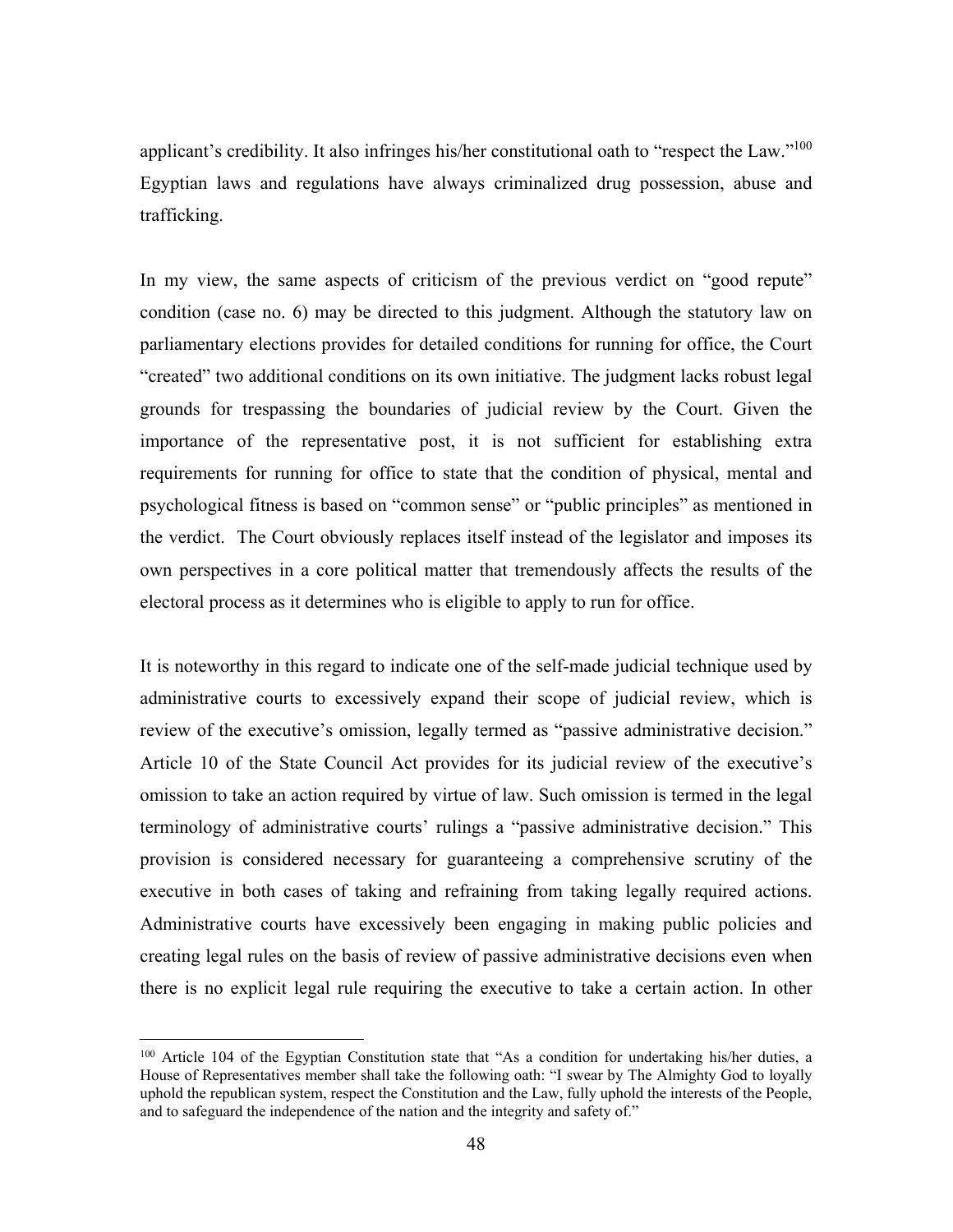applicant's credibility. It also infringes his/her constitutional oath to "respect the Law."[100] Egyptian laws and regulations have always criminalized drug possession, abuse and trafficking.

In my view, the same aspects of criticism of the previous verdict on "good repute" condition (case no. 6) may be directed to this judgment. Although the statutory law on parliamentary elections provides for detailed conditions for running for office, the Court "created" two additional conditions on its own initiative. The judgment lacks robust legal grounds for trespassing the boundaries of judicial review by the Court. Given the importance of the representative post, it is not sufficient for establishing extra requirements for running for office to state that the condition of physical, mental and psychological fitness is based on "common sense" or "public principles" as mentioned in the verdict. The Court obviously replaces itself instead of the legislator and imposes its own perspectives in a core political matter that tremendously affects the results of the electoral process as it determines who is eligible to apply to run for office.

It is noteworthy in this regard to indicate one of the self-made judicial technique used by administrative courts to excessively expand their scope of judicial review, which is review of the executive's omission, legally termed as "passive administrative decision." Article 10 of the State Council Act provides for its judicial review of the executive's omission to take an action required by virtue of law. Such omission is termed in the legal terminology of administrative courts' rulings a "passive administrative decision." This provision is considered necessary for guaranteeing a comprehensive scrutiny of the executive in both cases of taking and refraining from taking legally required actions. Administrative courts have excessively been engaging in making public policies and creating legal rules on the basis of review of passive administrative decisions even when there is no explicit legal rule requiring the executive to take a certain action. In other

---

[100] Article 104 of the Egyptian Constitution state that "As a condition for undertaking his/her duties, a House of Representatives member shall take the following oath: "I swear by The Almighty God to loyally uphold the republican system, respect the Constitution and the Law, fully uphold the interests of the People, and to safeguard the independence of the nation and the integrity and safety of."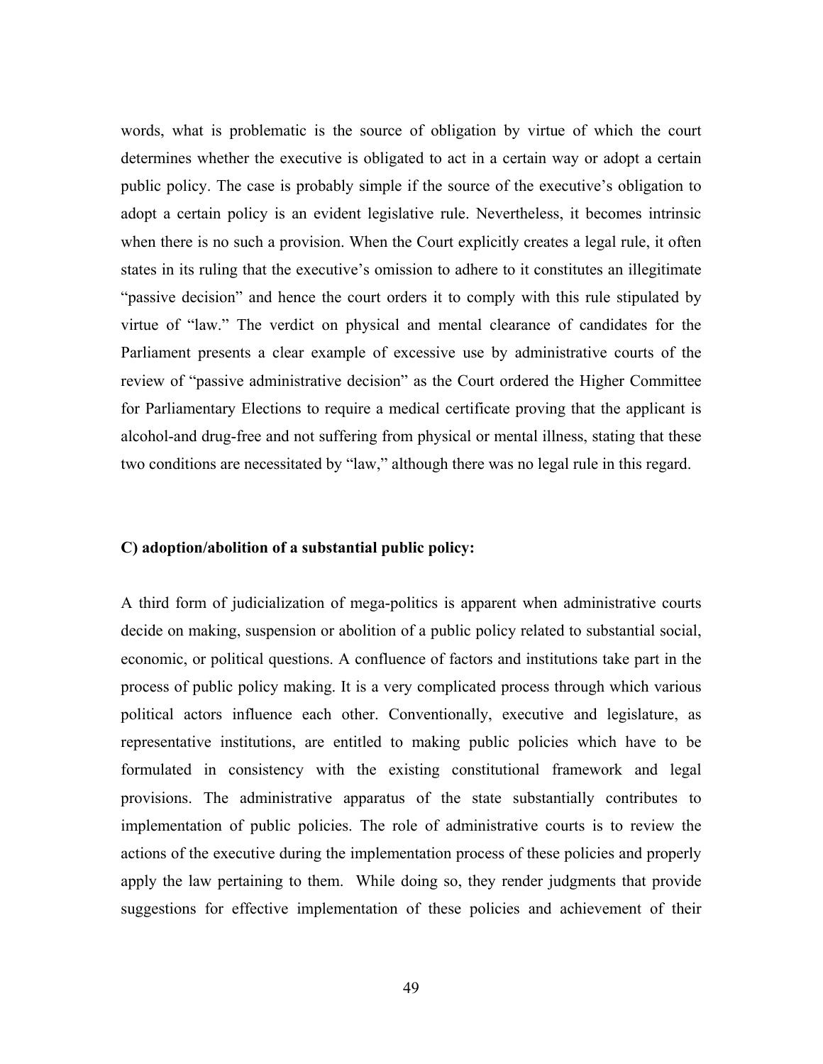words, what is problematic is the source of obligation by virtue of which the court determines whether the executive is obligated to act in a certain way or adopt a certain public policy. The case is probably simple if the source of the executive's obligation to adopt a certain policy is an evident legislative rule. Nevertheless, it becomes intrinsic when there is no such a provision. When the Court explicitly creates a legal rule, it often states in its ruling that the executive's omission to adhere to it constitutes an illegitimate "passive decision" and hence the court orders it to comply with this rule stipulated by virtue of "law." The verdict on physical and mental clearance of candidates for the Parliament presents a clear example of excessive use by administrative courts of the review of "passive administrative decision" as the Court ordered the Higher Committee for Parliamentary Elections to require a medical certificate proving that the applicant is alcohol-and drug-free and not suffering from physical or mental illness, stating that these two conditions are necessitated by "law," although there was no legal rule in this regard.

**C) adoption/abolition of a substantial public policy:**

A third form of judicialization of mega-politics is apparent when administrative courts decide on making, suspension or abolition of a public policy related to substantial social, economic, or political questions. A confluence of factors and institutions take part in the process of public policy making. It is a very complicated process through which various political actors influence each other. Conventionally, executive and legislature, as representative institutions, are entitled to making public policies which have to be formulated in consistency with the existing constitutional framework and legal provisions. The administrative apparatus of the state substantially contributes to implementation of public policies. The role of administrative courts is to review the actions of the executive during the implementation process of these policies and properly apply the law pertaining to them. While doing so, they render judgments that provide suggestions for effective implementation of these policies and achievement of their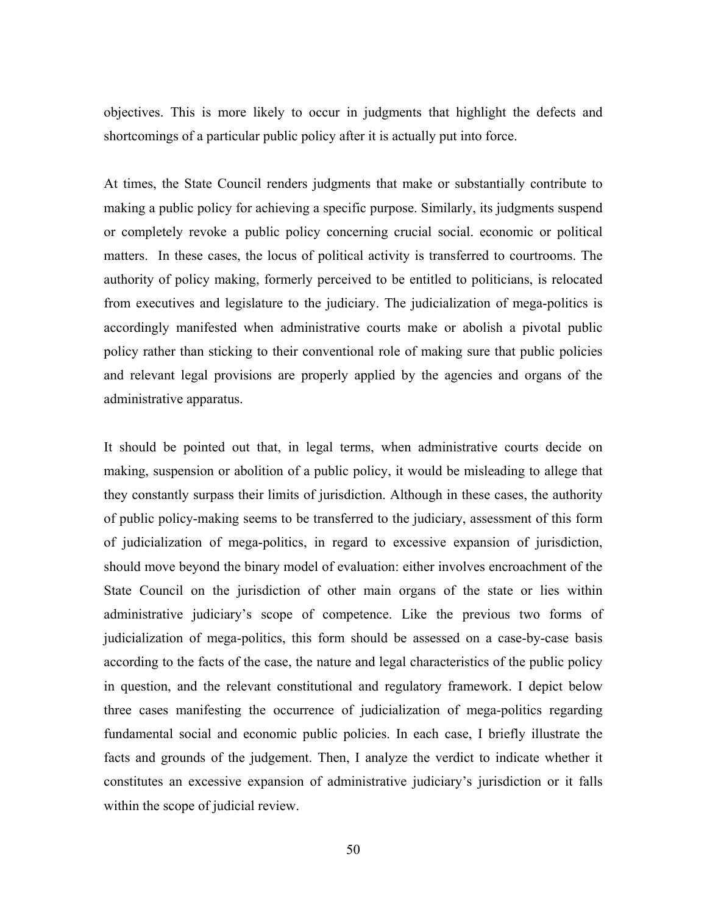objectives. This is more likely to occur in judgments that highlight the defects and shortcomings of a particular public policy after it is actually put into force.

At times, the State Council renders judgments that make or substantially contribute to making a public policy for achieving a specific purpose. Similarly, its judgments suspend or completely revoke a public policy concerning crucial social. economic or political matters. In these cases, the locus of political activity is transferred to courtrooms. The authority of policy making, formerly perceived to be entitled to politicians, is relocated from executives and legislature to the judiciary. The judicialization of mega-politics is accordingly manifested when administrative courts make or abolish a pivotal public policy rather than sticking to their conventional role of making sure that public policies and relevant legal provisions are properly applied by the agencies and organs of the administrative apparatus.

It should be pointed out that, in legal terms, when administrative courts decide on making, suspension or abolition of a public policy, it would be misleading to allege that they constantly surpass their limits of jurisdiction. Although in these cases, the authority of public policy-making seems to be transferred to the judiciary, assessment of this form of judicialization of mega-politics, in regard to excessive expansion of jurisdiction, should move beyond the binary model of evaluation: either involves encroachment of the State Council on the jurisdiction of other main organs of the state or lies within administrative judiciary's scope of competence. Like the previous two forms of judicialization of mega-politics, this form should be assessed on a case-by-case basis according to the facts of the case, the nature and legal characteristics of the public policy in question, and the relevant constitutional and regulatory framework. I depict below three cases manifesting the occurrence of judicialization of mega-politics regarding fundamental social and economic public policies. In each case, I briefly illustrate the facts and grounds of the judgement. Then, I analyze the verdict to indicate whether it constitutes an excessive expansion of administrative judiciary's jurisdiction or it falls within the scope of judicial review.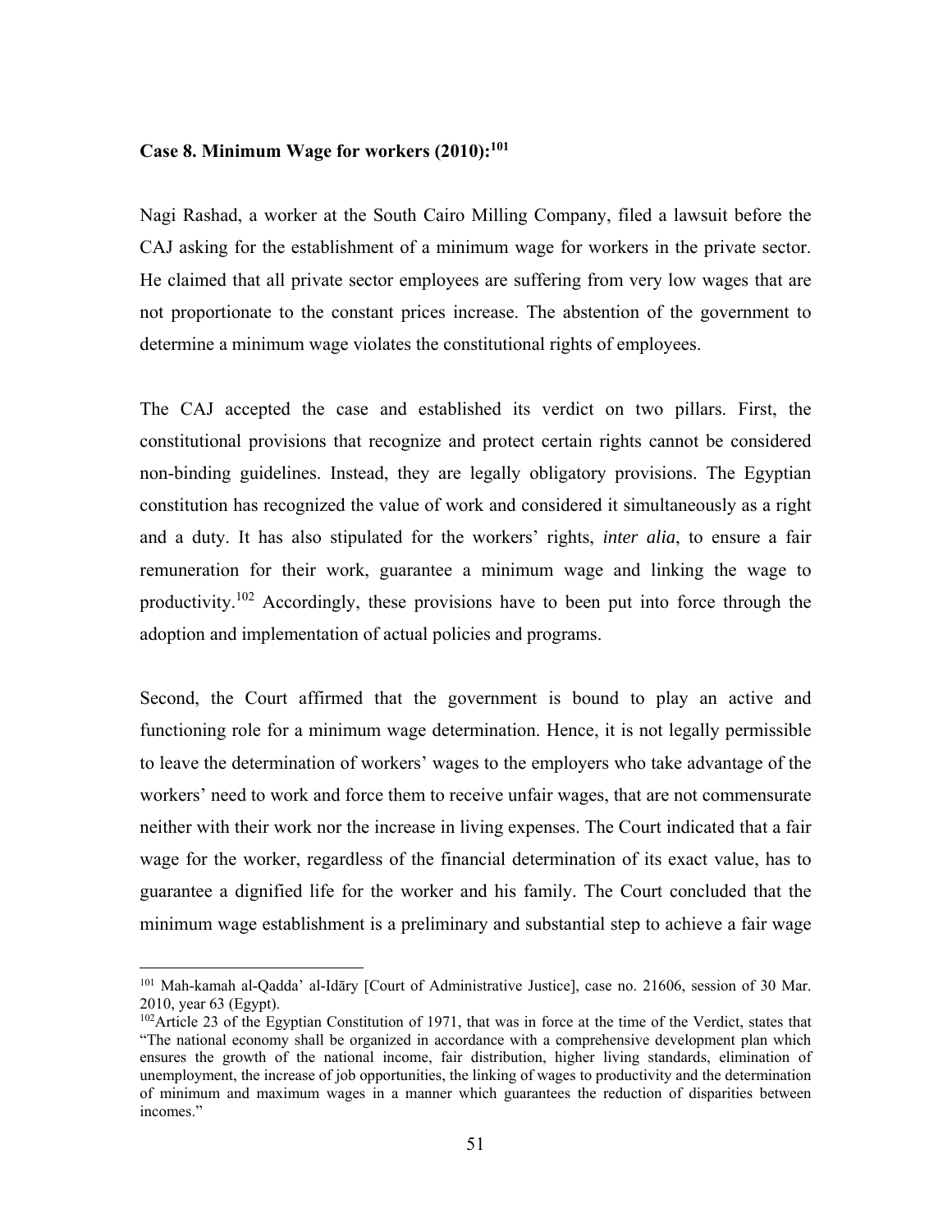**Case 8. Minimum Wage for workers (2010):**[101]

Nagi Rashad, a worker at the South Cairo Milling Company, filed a lawsuit before the CAJ asking for the establishment of a minimum wage for workers in the private sector. He claimed that all private sector employees are suffering from very low wages that are not proportionate to the constant prices increase. The abstention of the government to determine a minimum wage violates the constitutional rights of employees.

The CAJ accepted the case and established its verdict on two pillars. First, the constitutional provisions that recognize and protect certain rights cannot be considered non-binding guidelines. Instead, they are legally obligatory provisions. The Egyptian constitution has recognized the value of work and considered it simultaneously as a right and a duty. It has also stipulated for the workers' rights, *inter alia*, to ensure a fair remuneration for their work, guarantee a minimum wage and linking the wage to productivity.[102] Accordingly, these provisions have to been put into force through the adoption and implementation of actual policies and programs.

Second, the Court affirmed that the government is bound to play an active and functioning role for a minimum wage determination. Hence, it is not legally permissible to leave the determination of workers' wages to the employers who take advantage of the workers' need to work and force them to receive unfair wages, that are not commensurate neither with their work nor the increase in living expenses. The Court indicated that a fair wage for the worker, regardless of the financial determination of its exact value, has to guarantee a dignified life for the worker and his family. The Court concluded that the minimum wage establishment is a preliminary and substantial step to achieve a fair wage

---

[101] Mah-kamah al-Qadda' al-Idāry [Court of Administrative Justice], case no. 21606, session of 30 Mar. 2010, year 63 (Egypt).

[102] Article 23 of the Egyptian Constitution of 1971, that was in force at the time of the Verdict, states that "The national economy shall be organized in accordance with a comprehensive development plan which ensures the growth of the national income, fair distribution, higher living standards, elimination of unemployment, the increase of job opportunities, the linking of wages to productivity and the determination of minimum and maximum wages in a manner which guarantees the reduction of disparities between incomes."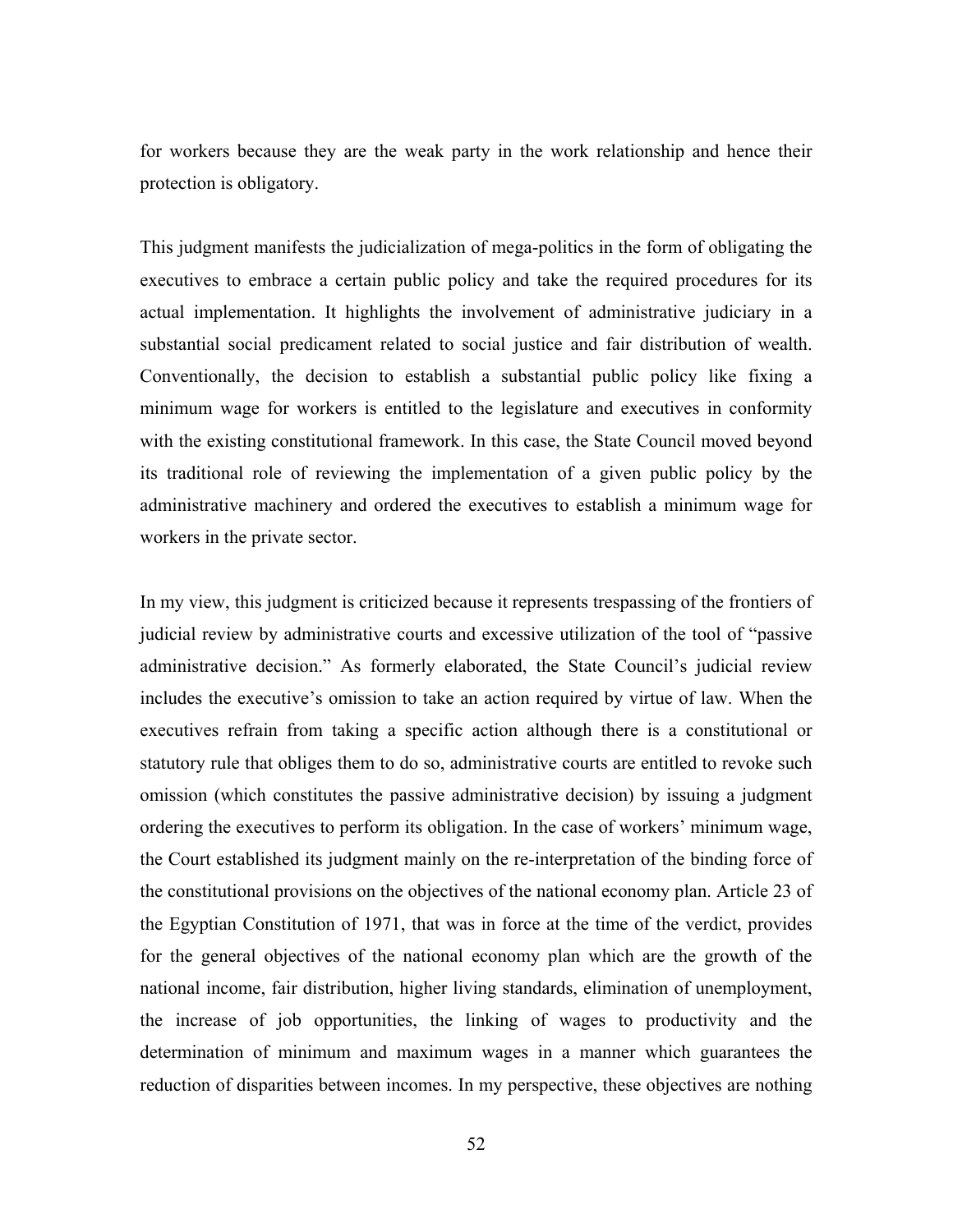for workers because they are the weak party in the work relationship and hence their protection is obligatory.

This judgment manifests the judicialization of mega-politics in the form of obligating the executives to embrace a certain public policy and take the required procedures for its actual implementation. It highlights the involvement of administrative judiciary in a substantial social predicament related to social justice and fair distribution of wealth. Conventionally, the decision to establish a substantial public policy like fixing a minimum wage for workers is entitled to the legislature and executives in conformity with the existing constitutional framework. In this case, the State Council moved beyond its traditional role of reviewing the implementation of a given public policy by the administrative machinery and ordered the executives to establish a minimum wage for workers in the private sector.

In my view, this judgment is criticized because it represents trespassing of the frontiers of judicial review by administrative courts and excessive utilization of the tool of "passive administrative decision." As formerly elaborated, the State Council's judicial review includes the executive's omission to take an action required by virtue of law. When the executives refrain from taking a specific action although there is a constitutional or statutory rule that obliges them to do so, administrative courts are entitled to revoke such omission (which constitutes the passive administrative decision) by issuing a judgment ordering the executives to perform its obligation. In the case of workers' minimum wage, the Court established its judgment mainly on the re-interpretation of the binding force of the constitutional provisions on the objectives of the national economy plan. Article 23 of the Egyptian Constitution of 1971, that was in force at the time of the verdict, provides for the general objectives of the national economy plan which are the growth of the national income, fair distribution, higher living standards, elimination of unemployment, the increase of job opportunities, the linking of wages to productivity and the determination of minimum and maximum wages in a manner which guarantees the reduction of disparities between incomes. In my perspective, these objectives are nothing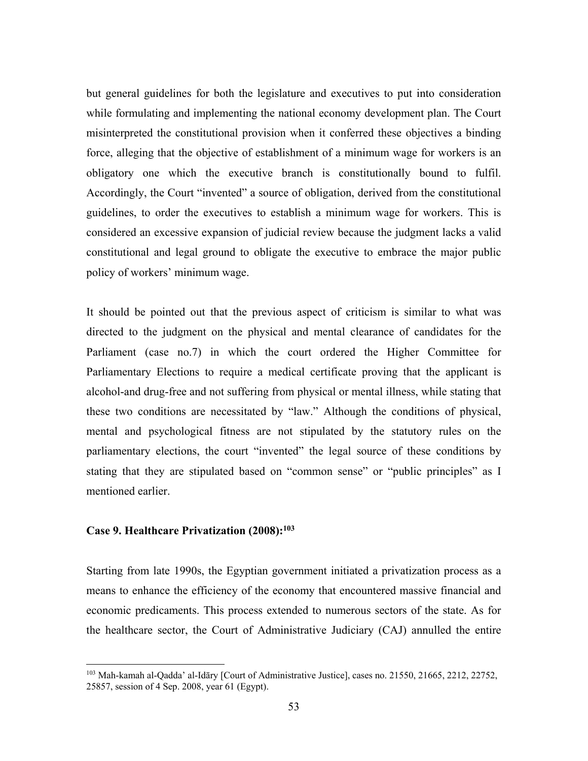but general guidelines for both the legislature and executives to put into consideration while formulating and implementing the national economy development plan. The Court misinterpreted the constitutional provision when it conferred these objectives a binding force, alleging that the objective of establishment of a minimum wage for workers is an obligatory one which the executive branch is constitutionally bound to fulfil. Accordingly, the Court "invented" a source of obligation, derived from the constitutional guidelines, to order the executives to establish a minimum wage for workers. This is considered an excessive expansion of judicial review because the judgment lacks a valid constitutional and legal ground to obligate the executive to embrace the major public policy of workers' minimum wage.

It should be pointed out that the previous aspect of criticism is similar to what was directed to the judgment on the physical and mental clearance of candidates for the Parliament (case no.7) in which the court ordered the Higher Committee for Parliamentary Elections to require a medical certificate proving that the applicant is alcohol-and drug-free and not suffering from physical or mental illness, while stating that these two conditions are necessitated by "law." Although the conditions of physical, mental and psychological fitness are not stipulated by the statutory rules on the parliamentary elections, the court "invented" the legal source of these conditions by stating that they are stipulated based on "common sense" or "public principles" as I mentioned earlier.

### Case 9. Healthcare Privatization (2008):[103]

Starting from late 1990s, the Egyptian government initiated a privatization process as a means to enhance the efficiency of the economy that encountered massive financial and economic predicaments. This process extended to numerous sectors of the state. As for the healthcare sector, the Court of Administrative Judiciary (CAJ) annulled the entire

[103] Mah-kamah al-Qadda' al-Idāry [Court of Administrative Justice], cases no. 21550, 21665, 2212, 22752, 25857, session of 4 Sep. 2008, year 61 (Egypt).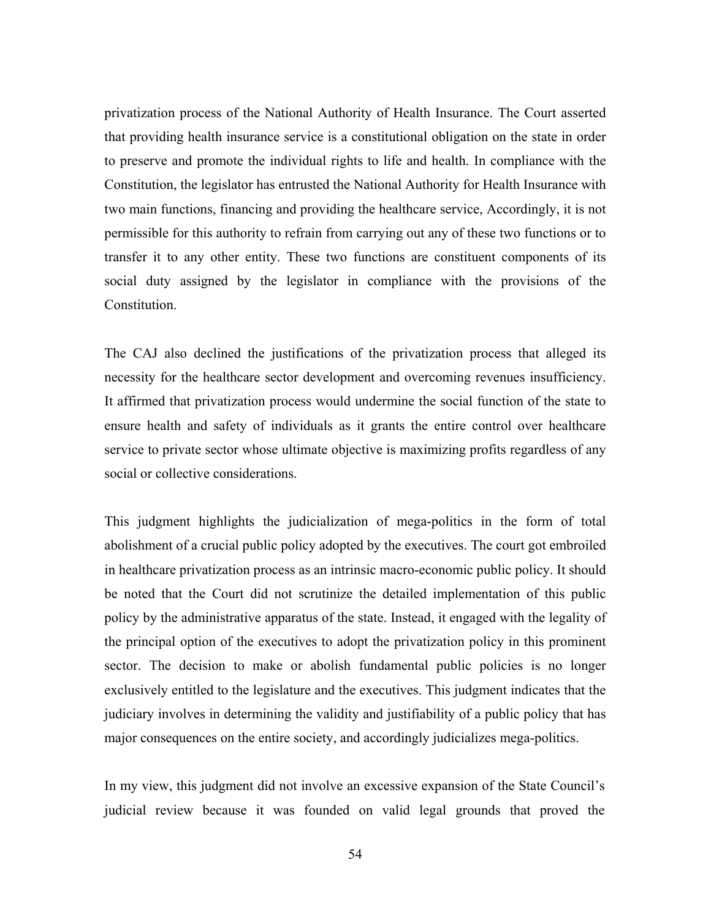privatization process of the National Authority of Health Insurance. The Court asserted that providing health insurance service is a constitutional obligation on the state in order to preserve and promote the individual rights to life and health. In compliance with the Constitution, the legislator has entrusted the National Authority for Health Insurance with two main functions, financing and providing the healthcare service, Accordingly, it is not permissible for this authority to refrain from carrying out any of these two functions or to transfer it to any other entity. These two functions are constituent components of its social duty assigned by the legislator in compliance with the provisions of the Constitution.

The CAJ also declined the justifications of the privatization process that alleged its necessity for the healthcare sector development and overcoming revenues insufficiency. It affirmed that privatization process would undermine the social function of the state to ensure health and safety of individuals as it grants the entire control over healthcare service to private sector whose ultimate objective is maximizing profits regardless of any social or collective considerations.

This judgment highlights the judicialization of mega-politics in the form of total abolishment of a crucial public policy adopted by the executives. The court got embroiled in healthcare privatization process as an intrinsic macro-economic public policy. It should be noted that the Court did not scrutinize the detailed implementation of this public policy by the administrative apparatus of the state. Instead, it engaged with the legality of the principal option of the executives to adopt the privatization policy in this prominent sector. The decision to make or abolish fundamental public policies is no longer exclusively entitled to the legislature and the executives. This judgment indicates that the judiciary involves in determining the validity and justifiability of a public policy that has major consequences on the entire society, and accordingly judicializes mega-politics.

In my view, this judgment did not involve an excessive expansion of the State Council's judicial review because it was founded on valid legal grounds that proved the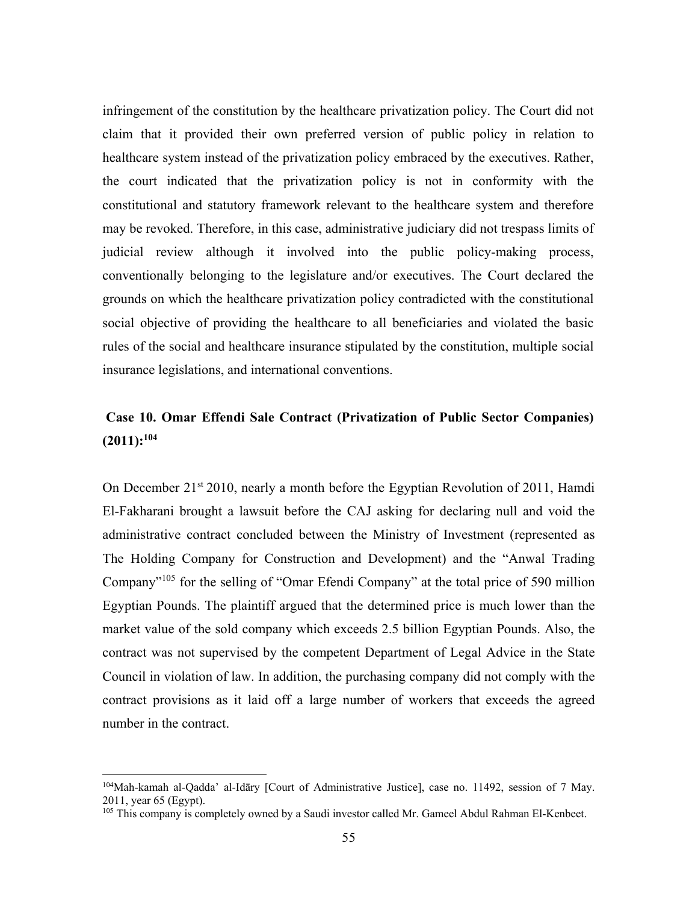infringement of the constitution by the healthcare privatization policy. The Court did not claim that it provided their own preferred version of public policy in relation to healthcare system instead of the privatization policy embraced by the executives. Rather, the court indicated that the privatization policy is not in conformity with the constitutional and statutory framework relevant to the healthcare system and therefore may be revoked. Therefore, in this case, administrative judiciary did not trespass limits of judicial review although it involved into the public policy-making process, conventionally belonging to the legislature and/or executives. The Court declared the grounds on which the healthcare privatization policy contradicted with the constitutional social objective of providing the healthcare to all beneficiaries and violated the basic rules of the social and healthcare insurance stipulated by the constitution, multiple social insurance legislations, and international conventions.

### Case 10. Omar Effendi Sale Contract (Privatization of Public Sector Companies) (2011):[104]

On December 21st 2010, nearly a month before the Egyptian Revolution of 2011, Hamdi El-Fakharani brought a lawsuit before the CAJ asking for declaring null and void the administrative contract concluded between the Ministry of Investment (represented as The Holding Company for Construction and Development) and the "Anwal Trading Company"[105] for the selling of "Omar Efendi Company" at the total price of 590 million Egyptian Pounds. The plaintiff argued that the determined price is much lower than the market value of the sold company which exceeds 2.5 billion Egyptian Pounds. Also, the contract was not supervised by the competent Department of Legal Advice in the State Council in violation of law. In addition, the purchasing company did not comply with the contract provisions as it laid off a large number of workers that exceeds the agreed number in the contract.

---

[104] Mah-kamah al-Qadda' al-Idāry [Court of Administrative Justice], case no. 11492, session of 7 May. 2011, year 65 (Egypt).

[105] This company is completely owned by a Saudi investor called Mr. Gameel Abdul Rahman El-Kenbeet.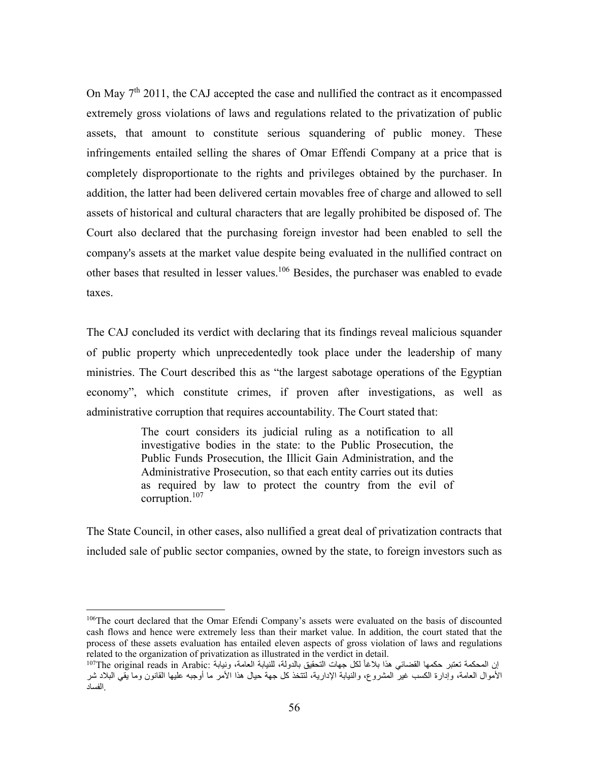On May 7th 2011, the CAJ accepted the case and nullified the contract as it encompassed extremely gross violations of laws and regulations related to the privatization of public assets, that amount to constitute serious squandering of public money. These infringements entailed selling the shares of Omar Effendi Company at a price that is completely disproportionate to the rights and privileges obtained by the purchaser. In addition, the latter had been delivered certain movables free of charge and allowed to sell assets of historical and cultural characters that are legally prohibited be disposed of. The Court also declared that the purchasing foreign investor had been enabled to sell the company's assets at the market value despite being evaluated in the nullified contract on other bases that resulted in lesser values.[106] Besides, the purchaser was enabled to evade taxes.

The CAJ concluded its verdict with declaring that its findings reveal malicious squander of public property which unprecedentedly took place under the leadership of many ministries. The Court described this as "the largest sabotage operations of the Egyptian economy", which constitute crimes, if proven after investigations, as well as administrative corruption that requires accountability. The Court stated that:

> The court considers its judicial ruling as a notification to all investigative bodies in the state: to the Public Prosecution, the Public Funds Prosecution, the Illicit Gain Administration, and the Administrative Prosecution, so that each entity carries out its duties as required by law to protect the country from the evil of corruption.[107]

The State Council, in other cases, also nullified a great deal of privatization contracts that included sale of public sector companies, owned by the state, to foreign investors such as

---

[106]The court declared that the Omar Efendi Company's assets were evaluated on the basis of discounted cash flows and hence were extremely less than their market value. In addition, the court stated that the process of these assets evaluation has entailed eleven aspects of gross violation of laws and regulations related to the organization of privatization as illustrated in the verdict in detail.

[107]The original reads in Arabic: إن المحكمة تعتبر حكمها القضائي هذا بلاغاً لكل جهات التحقيق بالدولة، للنيابة العامة، ونيابة الأموال العامة، وإدارة الكسب غير المشروع، والنيابة الإدارية، لتتخذ كل جهة حيال هذا الأمر ما أوجبه عليها القانون وما يقي البلاد شر الفساد.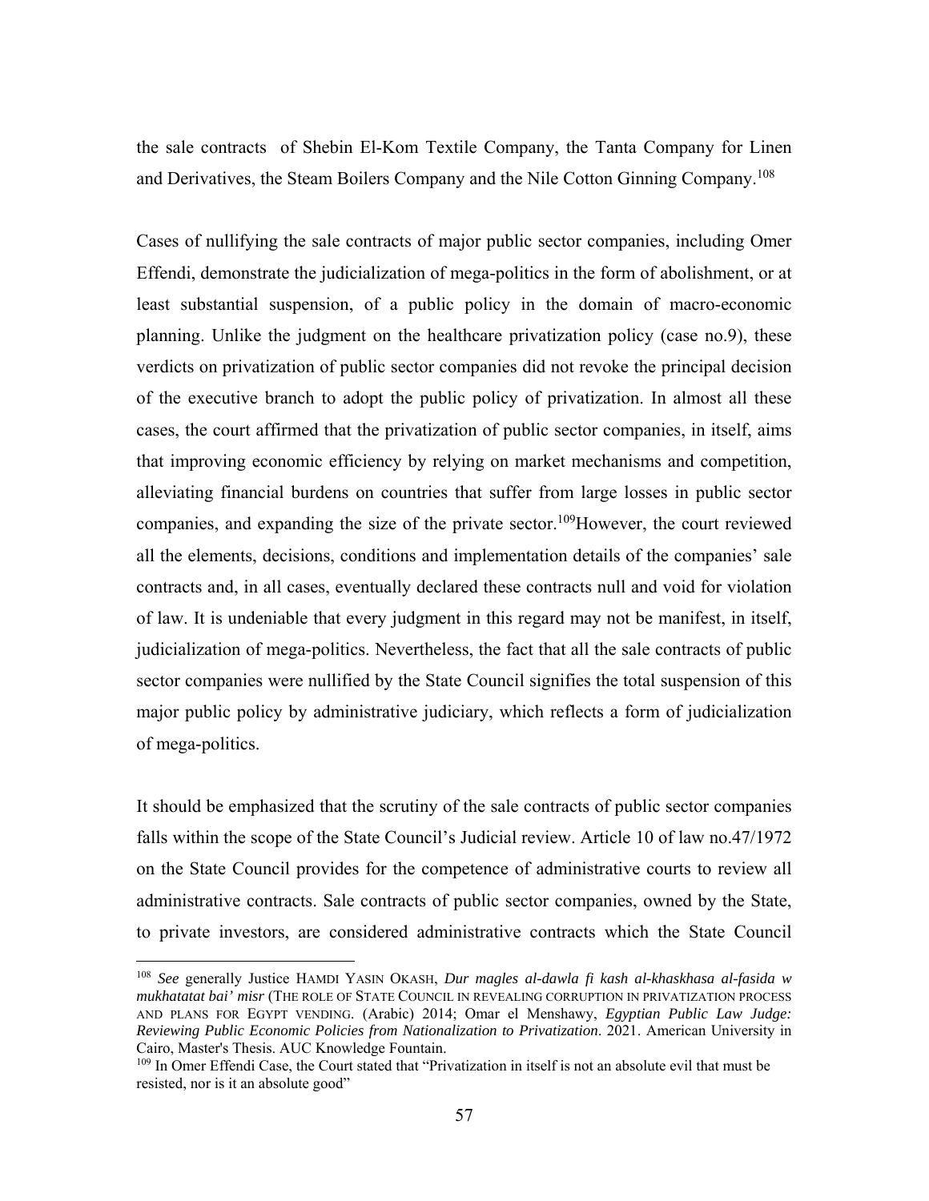the sale contracts of Shebin El-Kom Textile Company, the Tanta Company for Linen and Derivatives, the Steam Boilers Company and the Nile Cotton Ginning Company.[108]

Cases of nullifying the sale contracts of major public sector companies, including Omer Effendi, demonstrate the judicialization of mega-politics in the form of abolishment, or at least substantial suspension, of a public policy in the domain of macro-economic planning. Unlike the judgment on the healthcare privatization policy (case no.9), these verdicts on privatization of public sector companies did not revoke the principal decision of the executive branch to adopt the public policy of privatization. In almost all these cases, the court affirmed that the privatization of public sector companies, in itself, aims that improving economic efficiency by relying on market mechanisms and competition, alleviating financial burdens on countries that suffer from large losses in public sector companies, and expanding the size of the private sector.[109]However, the court reviewed all the elements, decisions, conditions and implementation details of the companies' sale contracts and, in all cases, eventually declared these contracts null and void for violation of law. It is undeniable that every judgment in this regard may not be manifest, in itself, judicialization of mega-politics. Nevertheless, the fact that all the sale contracts of public sector companies were nullified by the State Council signifies the total suspension of this major public policy by administrative judiciary, which reflects a form of judicialization of mega-politics.

It should be emphasized that the scrutiny of the sale contracts of public sector companies falls within the scope of the State Council's Judicial review. Article 10 of law no.47/1972 on the State Council provides for the competence of administrative courts to review all administrative contracts. Sale contracts of public sector companies, owned by the State, to private investors, are considered administrative contracts which the State Council

---

[108] *See* generally Justice HAMDI YASIN OKASH, *Dur magles al-dawla fi kash al-khaskhasa al-fasida w mukhatatat bai' misr* (THE ROLE OF STATE COUNCIL IN REVEALING CORRUPTION IN PRIVATIZATION PROCESS AND PLANS FOR EGYPT VENDING. (Arabic) 2014; Omar el Menshawy, *Egyptian Public Law Judge: Reviewing Public Economic Policies from Nationalization to Privatization*. 2021. American University in Cairo, Master's Thesis. AUC Knowledge Fountain.

[109] In Omer Effendi Case, the Court stated that "Privatization in itself is not an absolute evil that must be resisted, nor is it an absolute good"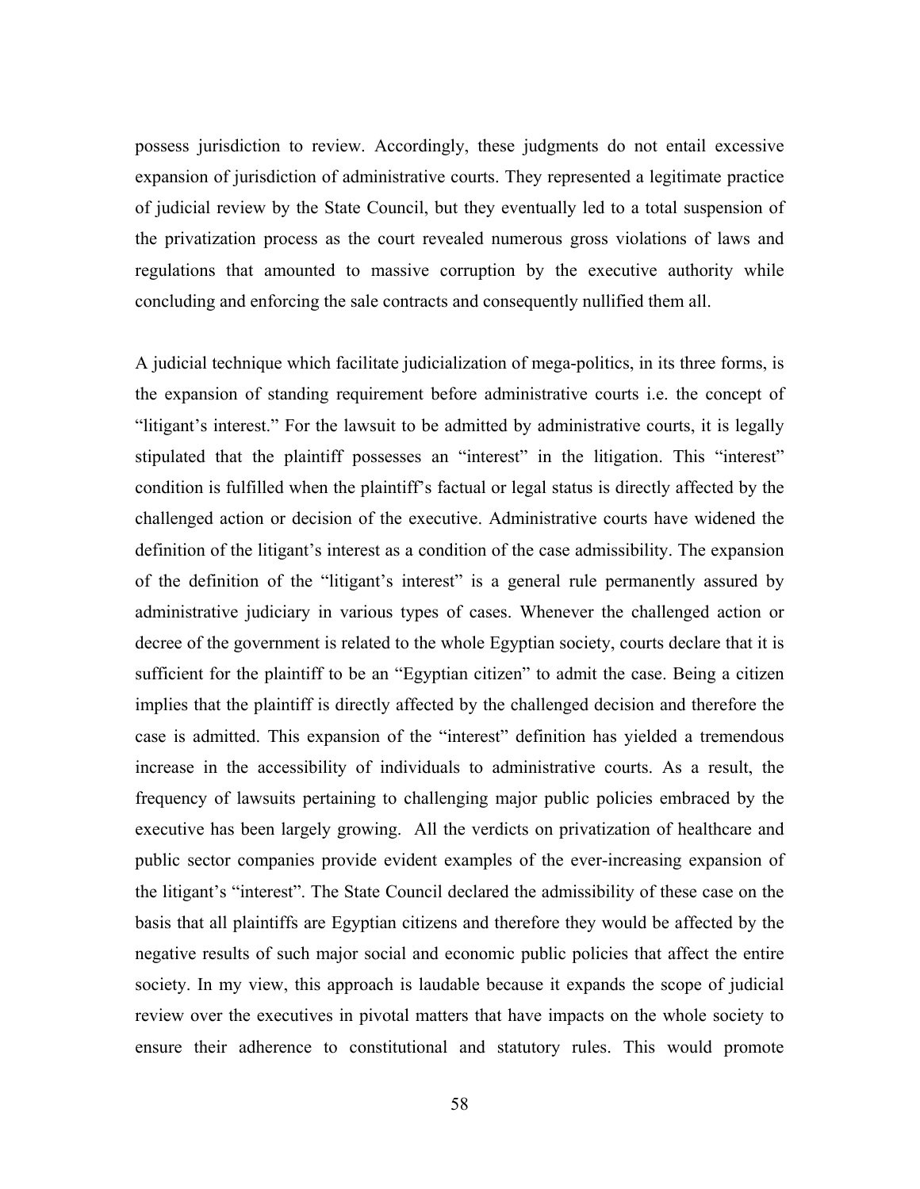possess jurisdiction to review. Accordingly, these judgments do not entail excessive expansion of jurisdiction of administrative courts. They represented a legitimate practice of judicial review by the State Council, but they eventually led to a total suspension of the privatization process as the court revealed numerous gross violations of laws and regulations that amounted to massive corruption by the executive authority while concluding and enforcing the sale contracts and consequently nullified them all.

A judicial technique which facilitate judicialization of mega-politics, in its three forms, is the expansion of standing requirement before administrative courts i.e. the concept of "litigant's interest." For the lawsuit to be admitted by administrative courts, it is legally stipulated that the plaintiff possesses an "interest" in the litigation. This "interest" condition is fulfilled when the plaintiff's factual or legal status is directly affected by the challenged action or decision of the executive. Administrative courts have widened the definition of the litigant's interest as a condition of the case admissibility. The expansion of the definition of the "litigant's interest" is a general rule permanently assured by administrative judiciary in various types of cases. Whenever the challenged action or decree of the government is related to the whole Egyptian society, courts declare that it is sufficient for the plaintiff to be an "Egyptian citizen" to admit the case. Being a citizen implies that the plaintiff is directly affected by the challenged decision and therefore the case is admitted. This expansion of the "interest" definition has yielded a tremendous increase in the accessibility of individuals to administrative courts. As a result, the frequency of lawsuits pertaining to challenging major public policies embraced by the executive has been largely growing. All the verdicts on privatization of healthcare and public sector companies provide evident examples of the ever-increasing expansion of the litigant's "interest". The State Council declared the admissibility of these case on the basis that all plaintiffs are Egyptian citizens and therefore they would be affected by the negative results of such major social and economic public policies that affect the entire society. In my view, this approach is laudable because it expands the scope of judicial review over the executives in pivotal matters that have impacts on the whole society to ensure their adherence to constitutional and statutory rules. This would promote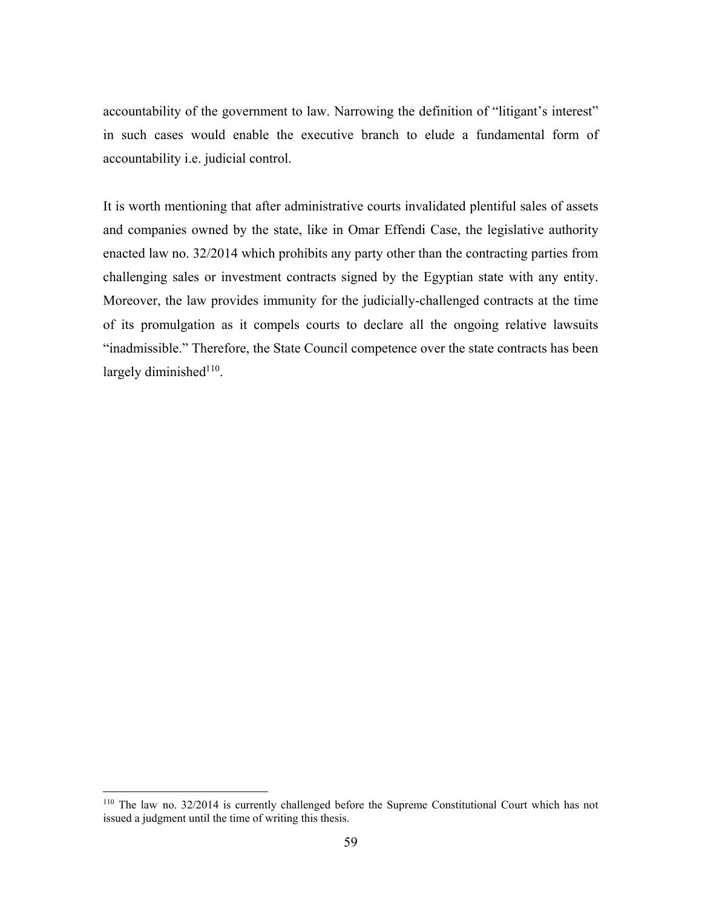accountability of the government to law. Narrowing the definition of "litigant's interest" in such cases would enable the executive branch to elude a fundamental form of accountability i.e. judicial control.

It is worth mentioning that after administrative courts invalidated plentiful sales of assets and companies owned by the state, like in Omar Effendi Case, the legislative authority enacted law no. 32/2014 which prohibits any party other than the contracting parties from challenging sales or investment contracts signed by the Egyptian state with any entity. Moreover, the law provides immunity for the judicially-challenged contracts at the time of its promulgation as it compels courts to declare all the ongoing relative lawsuits "inadmissible." Therefore, the State Council competence over the state contracts has been largely diminished[110].

---

[110] The law no. 32/2014 is currently challenged before the Supreme Constitutional Court which has not issued a judgment until the time of writing this thesis.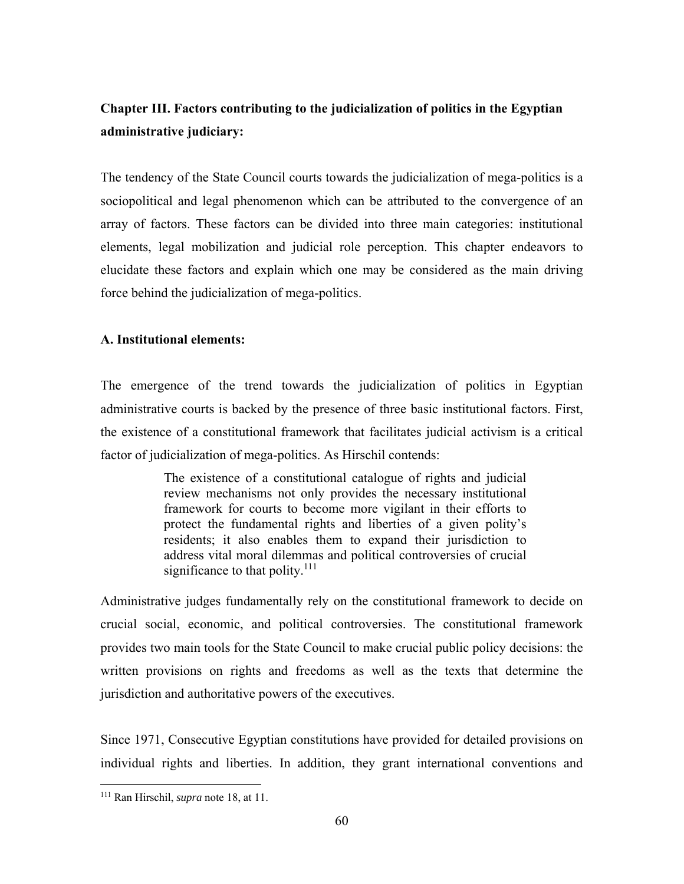## Chapter III. Factors contributing to the judicialization of politics in the Egyptian administrative judiciary:

The tendency of the State Council courts towards the judicialization of mega-politics is a sociopolitical and legal phenomenon which can be attributed to the convergence of an array of factors. These factors can be divided into three main categories: institutional elements, legal mobilization and judicial role perception. This chapter endeavors to elucidate these factors and explain which one may be considered as the main driving force behind the judicialization of mega-politics.

### A. Institutional elements:

The emergence of the trend towards the judicialization of politics in Egyptian administrative courts is backed by the presence of three basic institutional factors. First, the existence of a constitutional framework that facilitates judicial activism is a critical factor of judicialization of mega-politics. As Hirschil contends:

> The existence of a constitutional catalogue of rights and judicial review mechanisms not only provides the necessary institutional framework for courts to become more vigilant in their efforts to protect the fundamental rights and liberties of a given polity's residents; it also enables them to expand their jurisdiction to address vital moral dilemmas and political controversies of crucial significance to that polity.[111]

Administrative judges fundamentally rely on the constitutional framework to decide on crucial social, economic, and political controversies. The constitutional framework provides two main tools for the State Council to make crucial public policy decisions: the written provisions on rights and freedoms as well as the texts that determine the jurisdiction and authoritative powers of the executives.

Since 1971, Consecutive Egyptian constitutions have provided for detailed provisions on individual rights and liberties. In addition, they grant international conventions and

[111] Ran Hirschil, *supra* note 18, at 11.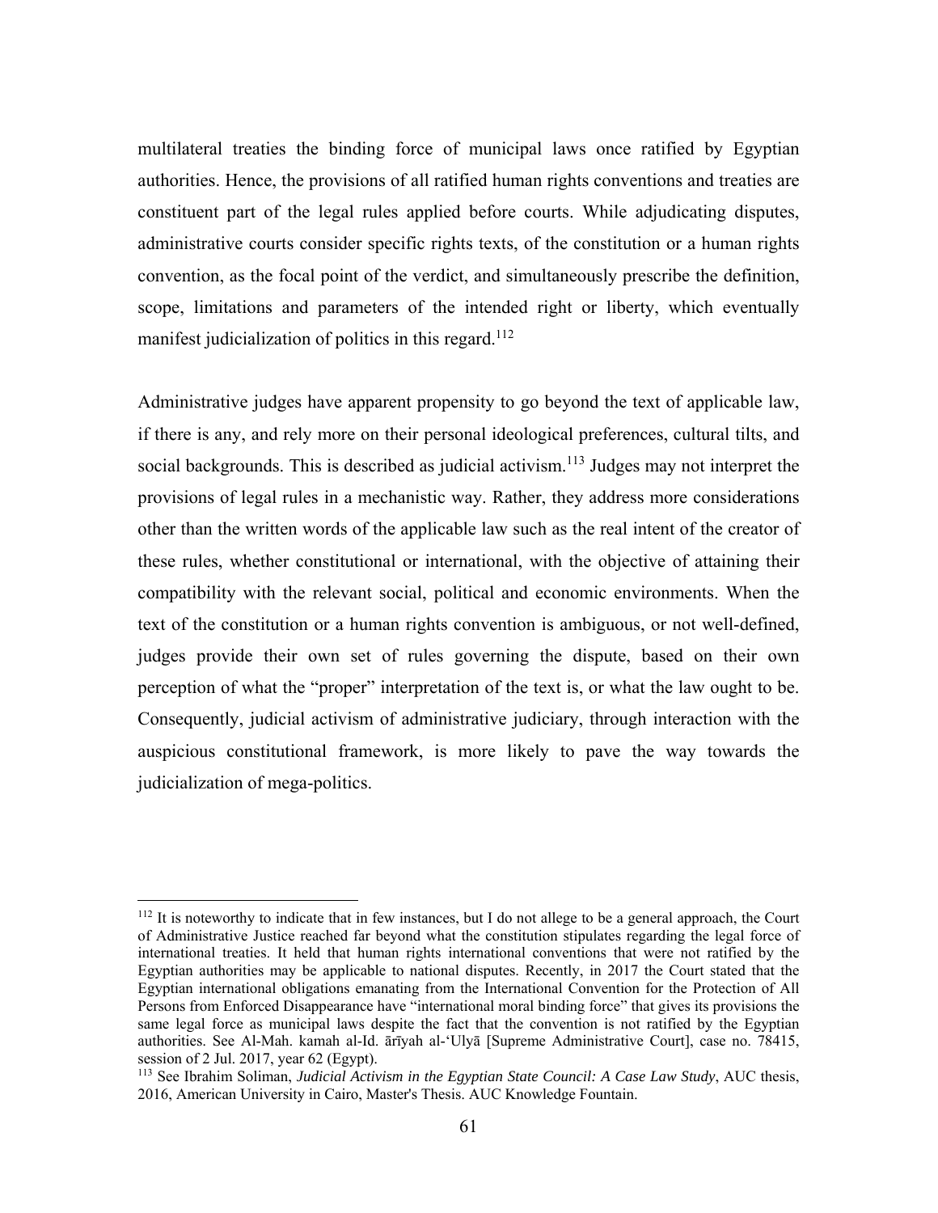multilateral treaties the binding force of municipal laws once ratified by Egyptian authorities. Hence, the provisions of all ratified human rights conventions and treaties are constituent part of the legal rules applied before courts. While adjudicating disputes, administrative courts consider specific rights texts, of the constitution or a human rights convention, as the focal point of the verdict, and simultaneously prescribe the definition, scope, limitations and parameters of the intended right or liberty, which eventually manifest judicialization of politics in this regard.[112]

Administrative judges have apparent propensity to go beyond the text of applicable law, if there is any, and rely more on their personal ideological preferences, cultural tilts, and social backgrounds. This is described as judicial activism.[113] Judges may not interpret the provisions of legal rules in a mechanistic way. Rather, they address more considerations other than the written words of the applicable law such as the real intent of the creator of these rules, whether constitutional or international, with the objective of attaining their compatibility with the relevant social, political and economic environments. When the text of the constitution or a human rights convention is ambiguous, or not well-defined, judges provide their own set of rules governing the dispute, based on their own perception of what the "proper" interpretation of the text is, or what the law ought to be. Consequently, judicial activism of administrative judiciary, through interaction with the auspicious constitutional framework, is more likely to pave the way towards the judicialization of mega-politics.

---

[112] It is noteworthy to indicate that in few instances, but I do not allege to be a general approach, the Court of Administrative Justice reached far beyond what the constitution stipulates regarding the legal force of international treaties. It held that human rights international conventions that were not ratified by the Egyptian authorities may be applicable to national disputes. Recently, in 2017 the Court stated that the Egyptian international obligations emanating from the International Convention for the Protection of All Persons from Enforced Disappearance have "international moral binding force" that gives its provisions the same legal force as municipal laws despite the fact that the convention is not ratified by the Egyptian authorities. See Al-Mah. kamah al-Id. ārīyah al-'Ulyā [Supreme Administrative Court], case no. 78415, session of 2 Jul. 2017, year 62 (Egypt).

[113] See Ibrahim Soliman, *Judicial Activism in the Egyptian State Council: A Case Law Study*, AUC thesis, 2016, American University in Cairo, Master's Thesis. AUC Knowledge Fountain.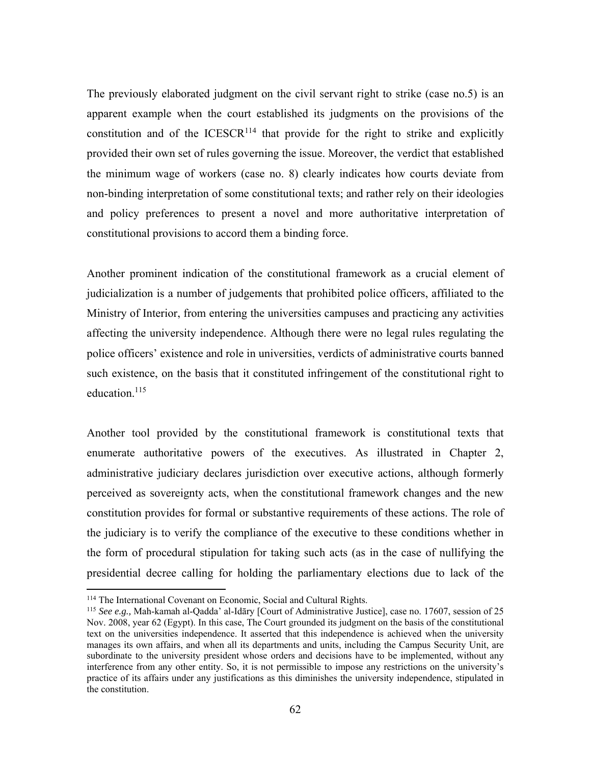The previously elaborated judgment on the civil servant right to strike (case no.5) is an apparent example when the court established its judgments on the provisions of the constitution and of the ICESCR[114] that provide for the right to strike and explicitly provided their own set of rules governing the issue. Moreover, the verdict that established the minimum wage of workers (case no. 8) clearly indicates how courts deviate from non-binding interpretation of some constitutional texts; and rather rely on their ideologies and policy preferences to present a novel and more authoritative interpretation of constitutional provisions to accord them a binding force.

Another prominent indication of the constitutional framework as a crucial element of judicialization is a number of judgements that prohibited police officers, affiliated to the Ministry of Interior, from entering the universities campuses and practicing any activities affecting the university independence. Although there were no legal rules regulating the police officers' existence and role in universities, verdicts of administrative courts banned such existence, on the basis that it constituted infringement of the constitutional right to education.[115]

Another tool provided by the constitutional framework is constitutional texts that enumerate authoritative powers of the executives. As illustrated in Chapter 2, administrative judiciary declares jurisdiction over executive actions, although formerly perceived as sovereignty acts, when the constitutional framework changes and the new constitution provides for formal or substantive requirements of these actions. The role of the judiciary is to verify the compliance of the executive to these conditions whether in the form of procedural stipulation for taking such acts (as in the case of nullifying the presidential decree calling for holding the parliamentary elections due to lack of the

---

[114] The International Covenant on Economic, Social and Cultural Rights.

[115] *See e.g.,* Mah-kamah al-Qadda' al-Idāry [Court of Administrative Justice], case no. 17607, session of 25 Nov. 2008, year 62 (Egypt). In this case, The Court grounded its judgment on the basis of the constitutional text on the universities independence. It asserted that this independence is achieved when the university manages its own affairs, and when all its departments and units, including the Campus Security Unit, are subordinate to the university president whose orders and decisions have to be implemented, without any interference from any other entity. So, it is not permissible to impose any restrictions on the university's practice of its affairs under any justifications as this diminishes the university independence, stipulated in the constitution.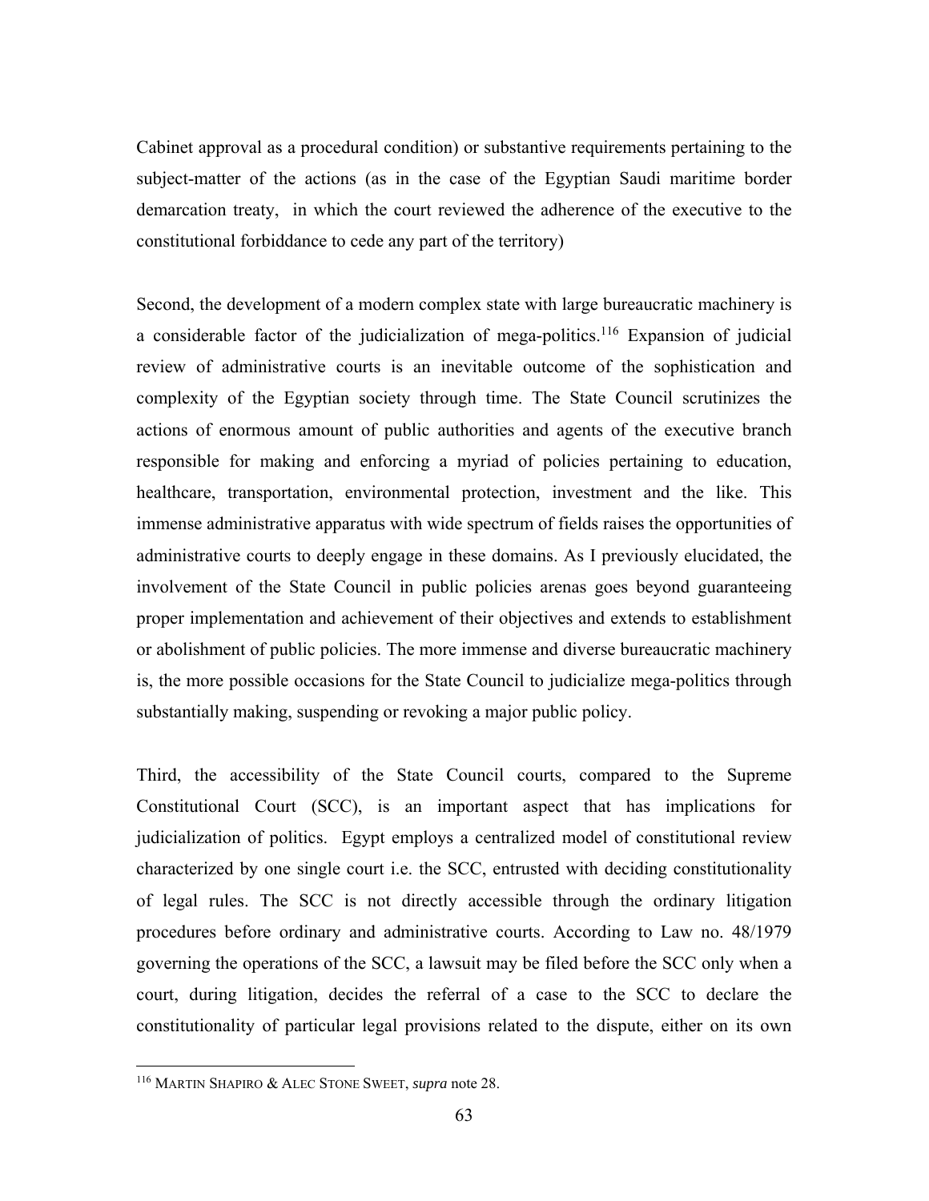Cabinet approval as a procedural condition) or substantive requirements pertaining to the subject-matter of the actions (as in the case of the Egyptian Saudi maritime border demarcation treaty, in which the court reviewed the adherence of the executive to the constitutional forbiddance to cede any part of the territory)

Second, the development of a modern complex state with large bureaucratic machinery is a considerable factor of the judicialization of mega-politics.[116] Expansion of judicial review of administrative courts is an inevitable outcome of the sophistication and complexity of the Egyptian society through time. The State Council scrutinizes the actions of enormous amount of public authorities and agents of the executive branch responsible for making and enforcing a myriad of policies pertaining to education, healthcare, transportation, environmental protection, investment and the like. This immense administrative apparatus with wide spectrum of fields raises the opportunities of administrative courts to deeply engage in these domains. As I previously elucidated, the involvement of the State Council in public policies arenas goes beyond guaranteeing proper implementation and achievement of their objectives and extends to establishment or abolishment of public policies. The more immense and diverse bureaucratic machinery is, the more possible occasions for the State Council to judicialize mega-politics through substantially making, suspending or revoking a major public policy.

Third, the accessibility of the State Council courts, compared to the Supreme Constitutional Court (SCC), is an important aspect that has implications for judicialization of politics. Egypt employs a centralized model of constitutional review characterized by one single court i.e. the SCC, entrusted with deciding constitutionality of legal rules. The SCC is not directly accessible through the ordinary litigation procedures before ordinary and administrative courts. According to Law no. 48/1979 governing the operations of the SCC, a lawsuit may be filed before the SCC only when a court, during litigation, decides the referral of a case to the SCC to declare the constitutionality of particular legal provisions related to the dispute, either on its own

---

[116] MARTIN SHAPIRO & ALEC STONE SWEET, *supra* note 28.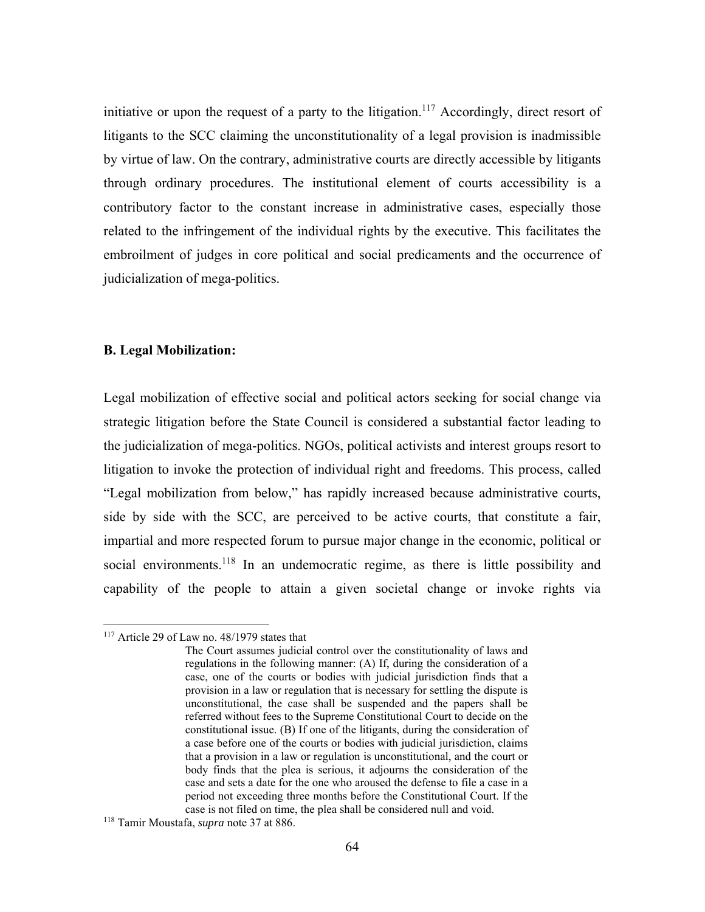initiative or upon the request of a party to the litigation.[117] Accordingly, direct resort of litigants to the SCC claiming the unconstitutionality of a legal provision is inadmissible by virtue of law. On the contrary, administrative courts are directly accessible by litigants through ordinary procedures. The institutional element of courts accessibility is a contributory factor to the constant increase in administrative cases, especially those related to the infringement of the individual rights by the executive. This facilitates the embroilment of judges in core political and social predicaments and the occurrence of judicialization of mega-politics.

**B. Legal Mobilization:**

Legal mobilization of effective social and political actors seeking for social change via strategic litigation before the State Council is considered a substantial factor leading to the judicialization of mega-politics. NGOs, political activists and interest groups resort to litigation to invoke the protection of individual right and freedoms. This process, called "Legal mobilization from below," has rapidly increased because administrative courts, side by side with the SCC, are perceived to be active courts, that constitute a fair, impartial and more respected forum to pursue major change in the economic, political or social environments.[118] In an undemocratic regime, as there is little possibility and capability of the people to attain a given societal change or invoke rights via

---

[117] Article 29 of Law no. 48/1979 states that

> The Court assumes judicial control over the constitutionality of laws and regulations in the following manner: (A) If, during the consideration of a case, one of the courts or bodies with judicial jurisdiction finds that a provision in a law or regulation that is necessary for settling the dispute is unconstitutional, the case shall be suspended and the papers shall be referred without fees to the Supreme Constitutional Court to decide on the constitutional issue. (B) If one of the litigants, during the consideration of a case before one of the courts or bodies with judicial jurisdiction, claims that a provision in a law or regulation is unconstitutional, and the court or body finds that the plea is serious, it adjourns the consideration of the case and sets a date for the one who aroused the defense to file a case in a period not exceeding three months before the Constitutional Court. If the case is not filed on time, the plea shall be considered null and void.

[118] Tamir Moustafa, *supra* note 37 at 886.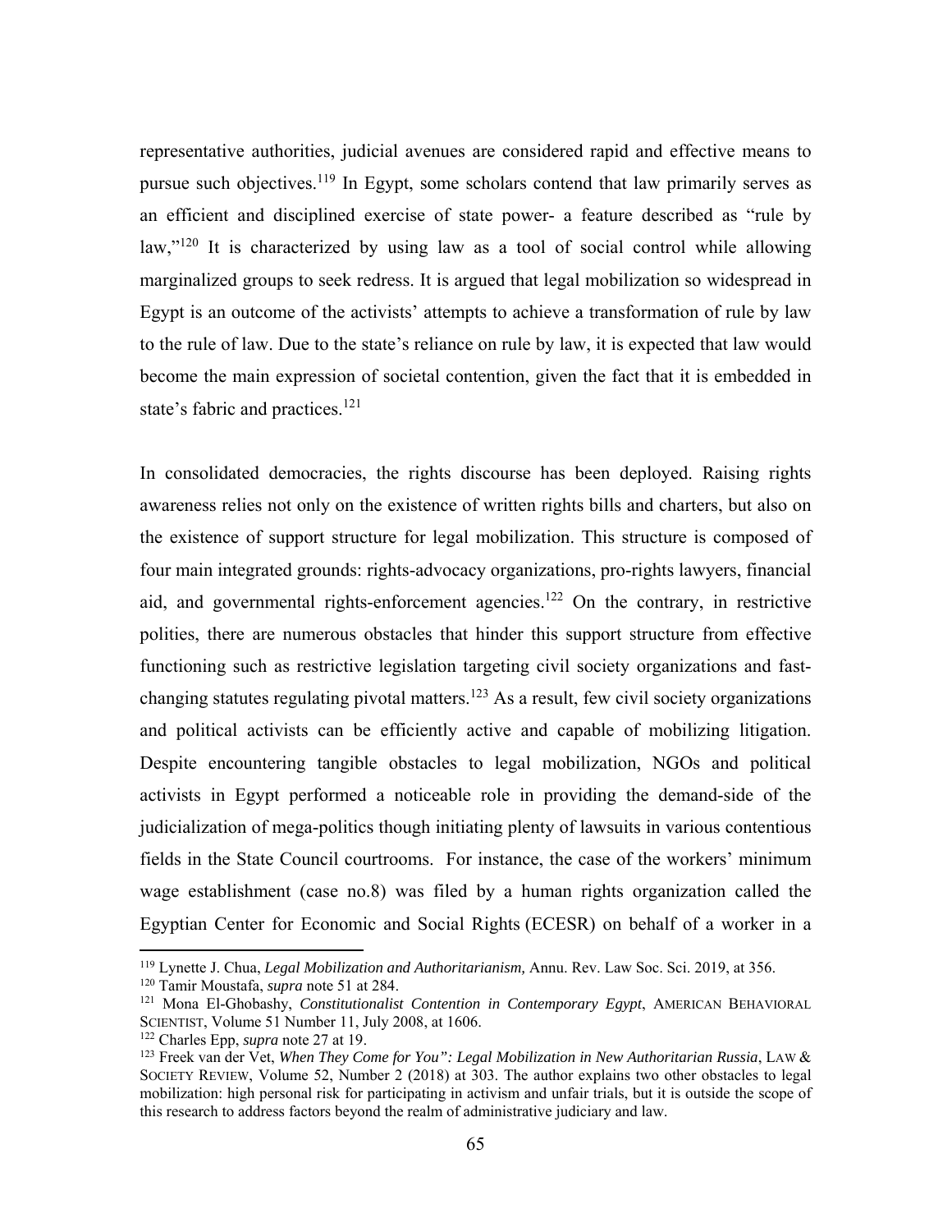representative authorities, judicial avenues are considered rapid and effective means to pursue such objectives.[119] In Egypt, some scholars contend that law primarily serves as an efficient and disciplined exercise of state power- a feature described as "rule by law,"[120] It is characterized by using law as a tool of social control while allowing marginalized groups to seek redress. It is argued that legal mobilization so widespread in Egypt is an outcome of the activists' attempts to achieve a transformation of rule by law to the rule of law. Due to the state's reliance on rule by law, it is expected that law would become the main expression of societal contention, given the fact that it is embedded in state's fabric and practices.[121]

In consolidated democracies, the rights discourse has been deployed. Raising rights awareness relies not only on the existence of written rights bills and charters, but also on the existence of support structure for legal mobilization. This structure is composed of four main integrated grounds: rights-advocacy organizations, pro-rights lawyers, financial aid, and governmental rights-enforcement agencies.[122] On the contrary, in restrictive polities, there are numerous obstacles that hinder this support structure from effective functioning such as restrictive legislation targeting civil society organizations and fast-changing statutes regulating pivotal matters.[123] As a result, few civil society organizations and political activists can be efficiently active and capable of mobilizing litigation. Despite encountering tangible obstacles to legal mobilization, NGOs and political activists in Egypt performed a noticeable role in providing the demand-side of the judicialization of mega-politics though initiating plenty of lawsuits in various contentious fields in the State Council courtrooms. For instance, the case of the workers' minimum wage establishment (case no.8) was filed by a human rights organization called the Egyptian Center for Economic and Social Rights (ECESR) on behalf of a worker in a

---

[119] Lynette J. Chua, *Legal Mobilization and Authoritarianism,* Annu. Rev. Law Soc. Sci. 2019, at 356.

[120] Tamir Moustafa, *supra* note 51 at 284.

[121] Mona El-Ghobashy, *Constitutionalist Contention in Contemporary Egypt*, AMERICAN BEHAVIORAL SCIENTIST, Volume 51 Number 11, July 2008, at 1606.

[122] Charles Epp, *supra* note 27 at 19.

[123] Freek van der Vet, *When They Come for You": Legal Mobilization in New Authoritarian Russia*, LAW & SOCIETY REVIEW, Volume 52, Number 2 (2018) at 303. The author explains two other obstacles to legal mobilization: high personal risk for participating in activism and unfair trials, but it is outside the scope of this research to address factors beyond the realm of administrative judiciary and law.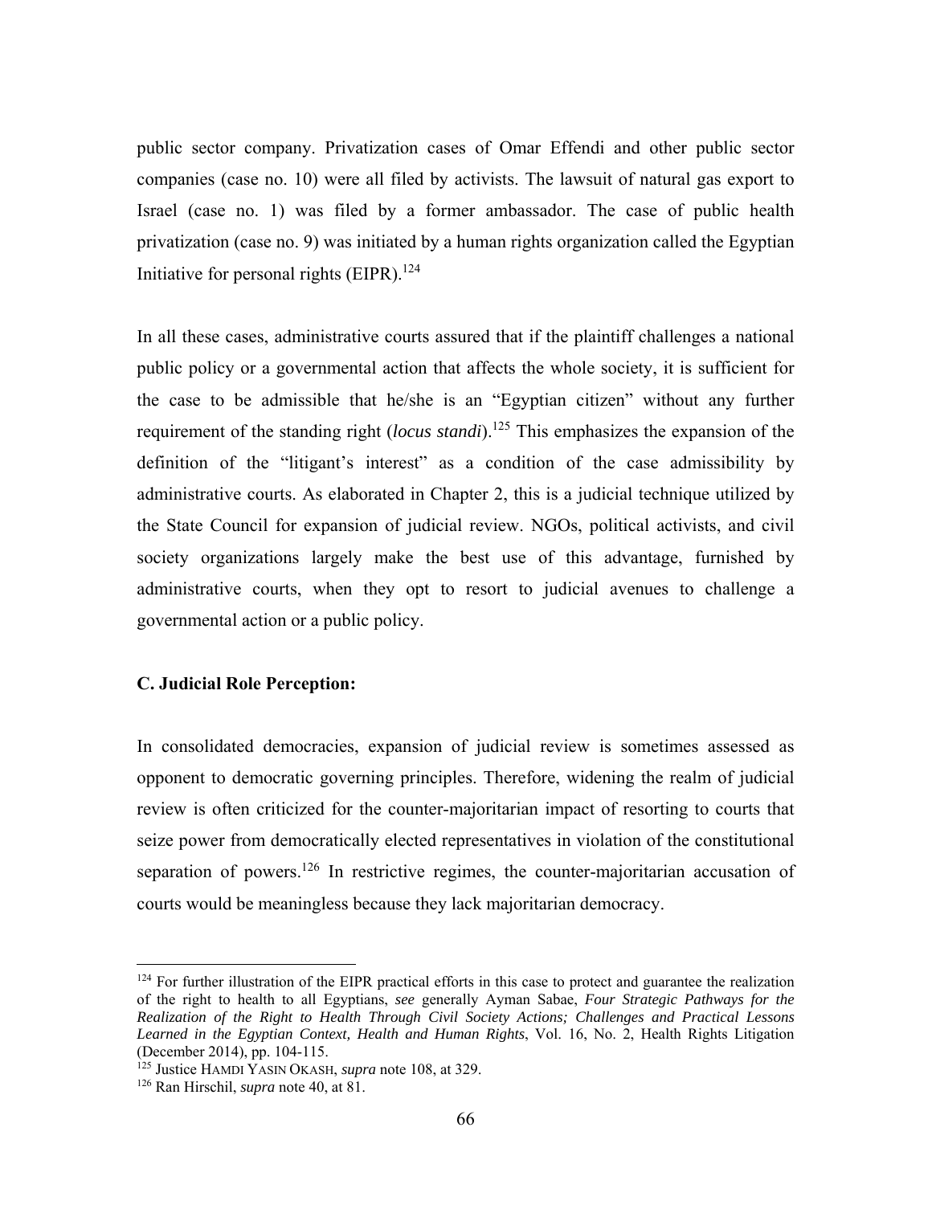public sector company. Privatization cases of Omar Effendi and other public sector companies (case no. 10) were all filed by activists. The lawsuit of natural gas export to Israel (case no. 1) was filed by a former ambassador. The case of public health privatization (case no. 9) was initiated by a human rights organization called the Egyptian Initiative for personal rights (EIPR).[124]

In all these cases, administrative courts assured that if the plaintiff challenges a national public policy or a governmental action that affects the whole society, it is sufficient for the case to be admissible that he/she is an "Egyptian citizen" without any further requirement of the standing right (*locus standi*).[125] This emphasizes the expansion of the definition of the "litigant's interest" as a condition of the case admissibility by administrative courts. As elaborated in Chapter 2, this is a judicial technique utilized by the State Council for expansion of judicial review. NGOs, political activists, and civil society organizations largely make the best use of this advantage, furnished by administrative courts, when they opt to resort to judicial avenues to challenge a governmental action or a public policy.

### C. Judicial Role Perception:

In consolidated democracies, expansion of judicial review is sometimes assessed as opponent to democratic governing principles. Therefore, widening the realm of judicial review is often criticized for the counter-majoritarian impact of resorting to courts that seize power from democratically elected representatives in violation of the constitutional separation of powers.[126] In restrictive regimes, the counter-majoritarian accusation of courts would be meaningless because they lack majoritarian democracy.

---

[124] For further illustration of the EIPR practical efforts in this case to protect and guarantee the realization of the right to health to all Egyptians, *see* generally Ayman Sabae, *Four Strategic Pathways for the Realization of the Right to Health Through Civil Society Actions; Challenges and Practical Lessons Learned in the Egyptian Context, Health and Human Rights*, Vol. 16, No. 2, Health Rights Litigation (December 2014), pp. 104-115.

[125] Justice HAMDI YASIN OKASH, *supra* note 108, at 329.

[126] Ran Hirschil, *supra* note 40, at 81.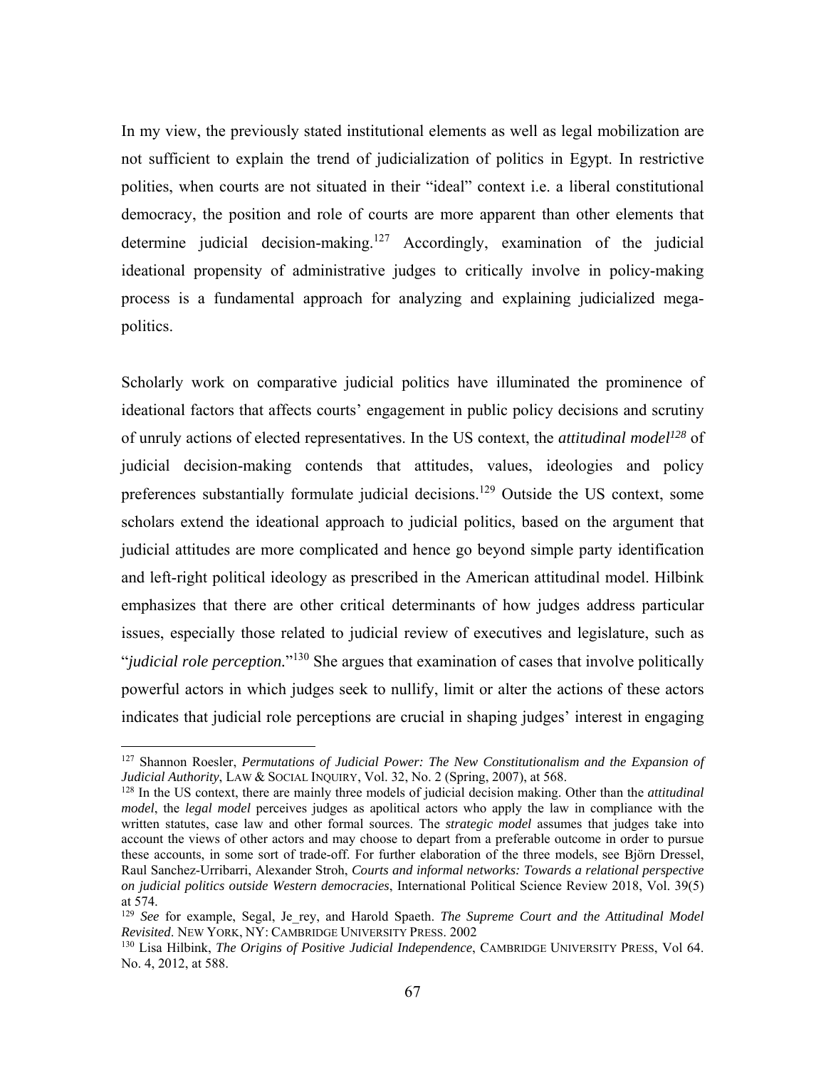In my view, the previously stated institutional elements as well as legal mobilization are not sufficient to explain the trend of judicialization of politics in Egypt. In restrictive polities, when courts are not situated in their "ideal" context i.e. a liberal constitutional democracy, the position and role of courts are more apparent than other elements that determine judicial decision-making.[127] Accordingly, examination of the judicial ideational propensity of administrative judges to critically involve in policy-making process is a fundamental approach for analyzing and explaining judicialized mega-politics.

Scholarly work on comparative judicial politics have illuminated the prominence of ideational factors that affects courts' engagement in public policy decisions and scrutiny of unruly actions of elected representatives. In the US context, the *attitudinal model*[128] of judicial decision-making contends that attitudes, values, ideologies and policy preferences substantially formulate judicial decisions.[129] Outside the US context, some scholars extend the ideational approach to judicial politics, based on the argument that judicial attitudes are more complicated and hence go beyond simple party identification and left-right political ideology as prescribed in the American attitudinal model. Hilbink emphasizes that there are other critical determinants of how judges address particular issues, especially those related to judicial review of executives and legislature, such as "*judicial role perception.*"[130] She argues that examination of cases that involve politically powerful actors in which judges seek to nullify, limit or alter the actions of these actors indicates that judicial role perceptions are crucial in shaping judges' interest in engaging

---

[127] Shannon Roesler, *Permutations of Judicial Power: The New Constitutionalism and the Expansion of Judicial Authority*, LAW & SOCIAL INQUIRY, Vol. 32, No. 2 (Spring, 2007), at 568.

[128] In the US context, there are mainly three models of judicial decision making. Other than the *attitudinal model*, the *legal model* perceives judges as apolitical actors who apply the law in compliance with the written statutes, case law and other formal sources. The *strategic model* assumes that judges take into account the views of other actors and may choose to depart from a preferable outcome in order to pursue these accounts, in some sort of trade-off. For further elaboration of the three models, see Björn Dressel, Raul Sanchez-Urribarri, Alexander Stroh, *Courts and informal networks: Towards a relational perspective on judicial politics outside Western democracies*, International Political Science Review 2018, Vol. 39(5) at 574.

[129] *See* for example, Segal, Je_rey, and Harold Spaeth. *The Supreme Court and the Attitudinal Model Revisited*. NEW YORK, NY: CAMBRIDGE UNIVERSITY PRESS. 2002

[130] Lisa Hilbink, *The Origins of Positive Judicial Independence*, CAMBRIDGE UNIVERSITY PRESS, Vol 64. No. 4, 2012, at 588.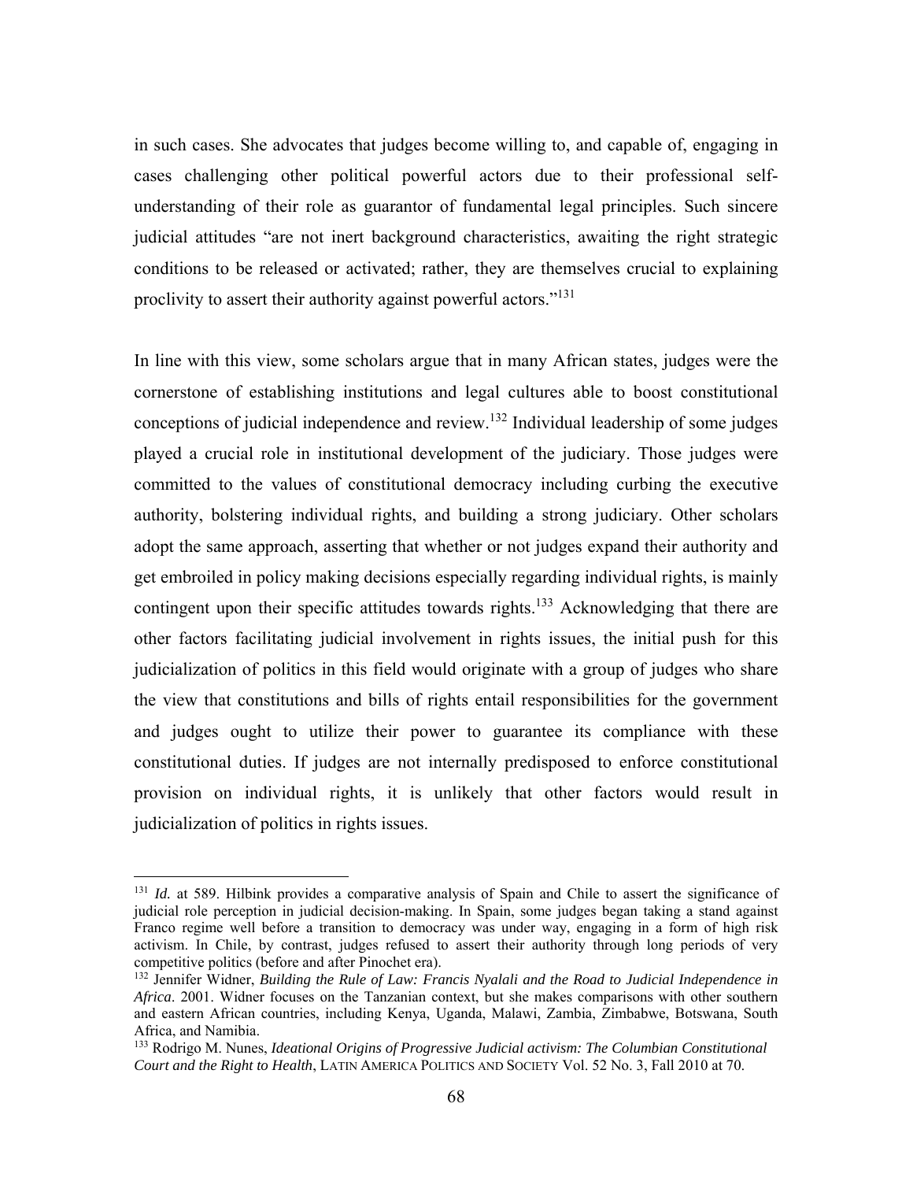in such cases. She advocates that judges become willing to, and capable of, engaging in cases challenging other political powerful actors due to their professional self-understanding of their role as guarantor of fundamental legal principles. Such sincere judicial attitudes "are not inert background characteristics, awaiting the right strategic conditions to be released or activated; rather, they are themselves crucial to explaining proclivity to assert their authority against powerful actors."[131]

In line with this view, some scholars argue that in many African states, judges were the cornerstone of establishing institutions and legal cultures able to boost constitutional conceptions of judicial independence and review.[132] Individual leadership of some judges played a crucial role in institutional development of the judiciary. Those judges were committed to the values of constitutional democracy including curbing the executive authority, bolstering individual rights, and building a strong judiciary. Other scholars adopt the same approach, asserting that whether or not judges expand their authority and get embroiled in policy making decisions especially regarding individual rights, is mainly contingent upon their specific attitudes towards rights.[133] Acknowledging that there are other factors facilitating judicial involvement in rights issues, the initial push for this judicialization of politics in this field would originate with a group of judges who share the view that constitutions and bills of rights entail responsibilities for the government and judges ought to utilize their power to guarantee its compliance with these constitutional duties. If judges are not internally predisposed to enforce constitutional provision on individual rights, it is unlikely that other factors would result in judicialization of politics in rights issues.

---

[131] *Id.* at 589. Hilbink provides a comparative analysis of Spain and Chile to assert the significance of judicial role perception in judicial decision-making. In Spain, some judges began taking a stand against Franco regime well before a transition to democracy was under way, engaging in a form of high risk activism. In Chile, by contrast, judges refused to assert their authority through long periods of very competitive politics (before and after Pinochet era).

[132] Jennifer Widner, *Building the Rule of Law: Francis Nyalali and the Road to Judicial Independence in Africa*. 2001. Widner focuses on the Tanzanian context, but she makes comparisons with other southern and eastern African countries, including Kenya, Uganda, Malawi, Zambia, Zimbabwe, Botswana, South Africa, and Namibia.

[133] Rodrigo M. Nunes, *Ideational Origins of Progressive Judicial activism: The Columbian Constitutional Court and the Right to Health*, LATIN AMERICA POLITICS AND SOCIETY Vol. 52 No. 3, Fall 2010 at 70.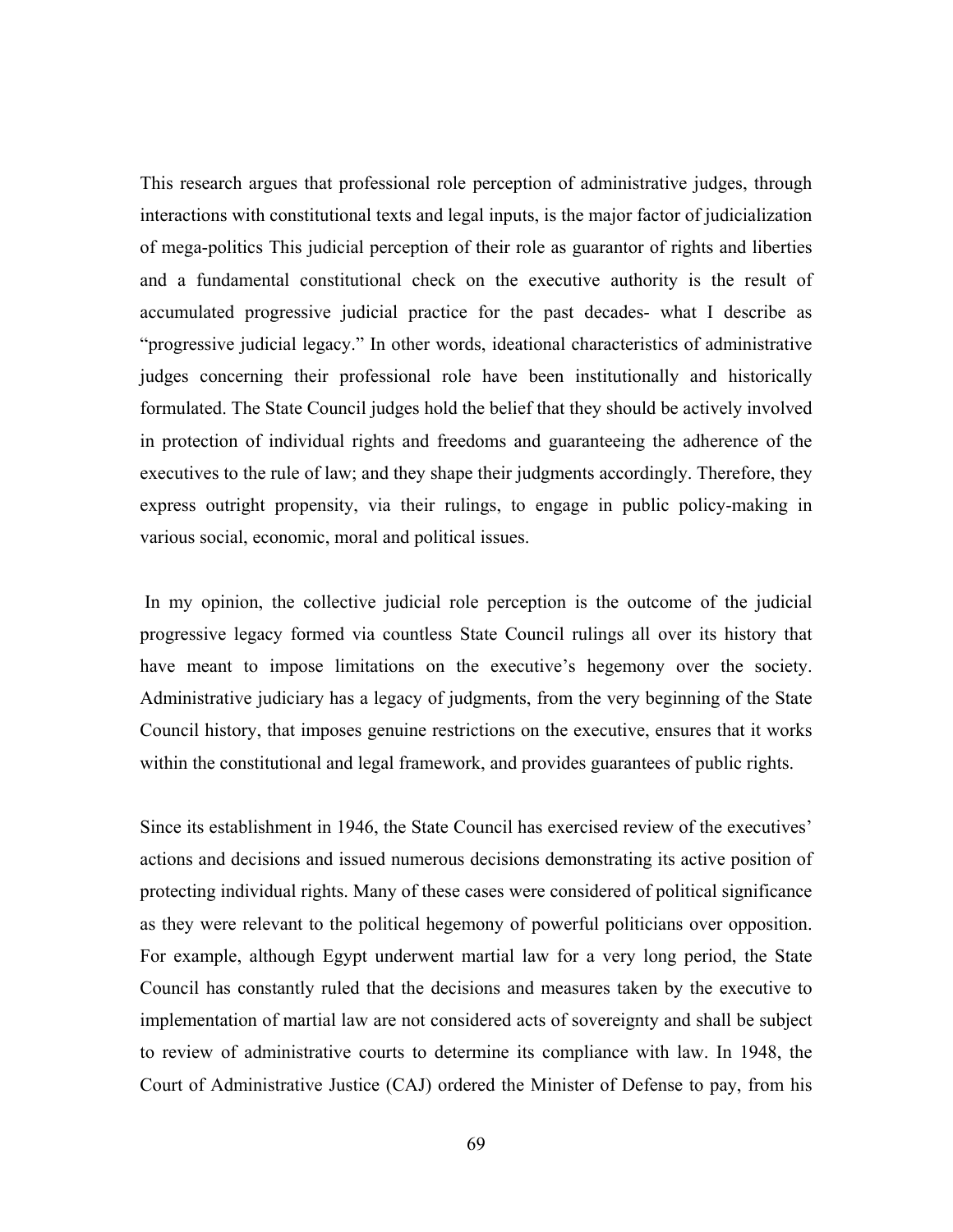This research argues that professional role perception of administrative judges, through interactions with constitutional texts and legal inputs, is the major factor of judicialization of mega-politics This judicial perception of their role as guarantor of rights and liberties and a fundamental constitutional check on the executive authority is the result of accumulated progressive judicial practice for the past decades- what I describe as "progressive judicial legacy." In other words, ideational characteristics of administrative judges concerning their professional role have been institutionally and historically formulated. The State Council judges hold the belief that they should be actively involved in protection of individual rights and freedoms and guaranteeing the adherence of the executives to the rule of law; and they shape their judgments accordingly. Therefore, they express outright propensity, via their rulings, to engage in public policy-making in various social, economic, moral and political issues.

In my opinion, the collective judicial role perception is the outcome of the judicial progressive legacy formed via countless State Council rulings all over its history that have meant to impose limitations on the executive's hegemony over the society. Administrative judiciary has a legacy of judgments, from the very beginning of the State Council history, that imposes genuine restrictions on the executive, ensures that it works within the constitutional and legal framework, and provides guarantees of public rights.

Since its establishment in 1946, the State Council has exercised review of the executives' actions and decisions and issued numerous decisions demonstrating its active position of protecting individual rights. Many of these cases were considered of political significance as they were relevant to the political hegemony of powerful politicians over opposition. For example, although Egypt underwent martial law for a very long period, the State Council has constantly ruled that the decisions and measures taken by the executive to implementation of martial law are not considered acts of sovereignty and shall be subject to review of administrative courts to determine its compliance with law. In 1948, the Court of Administrative Justice (CAJ) ordered the Minister of Defense to pay, from his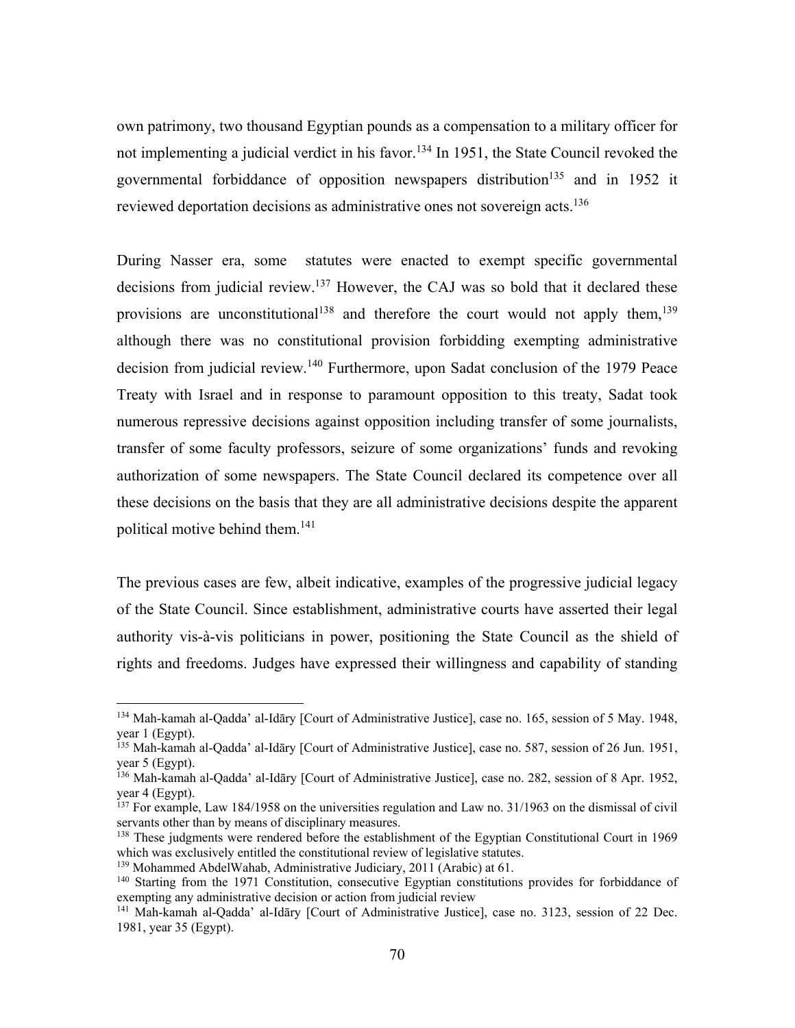own patrimony, two thousand Egyptian pounds as a compensation to a military officer for not implementing a judicial verdict in his favor.[134] In 1951, the State Council revoked the governmental forbiddance of opposition newspapers distribution[135] and in 1952 it reviewed deportation decisions as administrative ones not sovereign acts.[136]

During Nasser era, some statutes were enacted to exempt specific governmental decisions from judicial review.[137] However, the CAJ was so bold that it declared these provisions are unconstitutional[138] and therefore the court would not apply them,[139] although there was no constitutional provision forbidding exempting administrative decision from judicial review.[140] Furthermore, upon Sadat conclusion of the 1979 Peace Treaty with Israel and in response to paramount opposition to this treaty, Sadat took numerous repressive decisions against opposition including transfer of some journalists, transfer of some faculty professors, seizure of some organizations' funds and revoking authorization of some newspapers. The State Council declared its competence over all these decisions on the basis that they are all administrative decisions despite the apparent political motive behind them.[141]

The previous cases are few, albeit indicative, examples of the progressive judicial legacy of the State Council. Since establishment, administrative courts have asserted their legal authority vis-à-vis politicians in power, positioning the State Council as the shield of rights and freedoms. Judges have expressed their willingness and capability of standing

---

[134] Mah-kamah al-Qadda' al-Idāry [Court of Administrative Justice], case no. 165, session of 5 May. 1948, year 1 (Egypt).

[135] Mah-kamah al-Qadda' al-Idāry [Court of Administrative Justice], case no. 587, session of 26 Jun. 1951, year 5 (Egypt).

[136] Mah-kamah al-Qadda' al-Idāry [Court of Administrative Justice], case no. 282, session of 8 Apr. 1952, year 4 (Egypt).

[137] For example, Law 184/1958 on the universities regulation and Law no. 31/1963 on the dismissal of civil servants other than by means of disciplinary measures.

[138] These judgments were rendered before the establishment of the Egyptian Constitutional Court in 1969 which was exclusively entitled the constitutional review of legislative statutes.

[139] Mohammed AbdelWahab, Administrative Judiciary, 2011 (Arabic) at 61.

[140] Starting from the 1971 Constitution, consecutive Egyptian constitutions provides for forbiddance of exempting any administrative decision or action from judicial review

[141] Mah-kamah al-Qadda' al-Idāry [Court of Administrative Justice], case no. 3123, session of 22 Dec. 1981, year 35 (Egypt).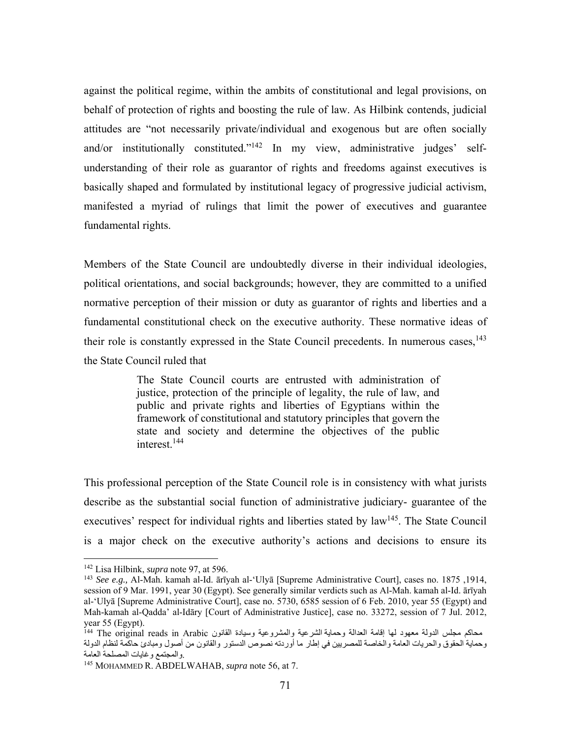against the political regime, within the ambits of constitutional and legal provisions, on behalf of protection of rights and boosting the rule of law. As Hilbink contends, judicial attitudes are "not necessarily private/individual and exogenous but are often socially and/or institutionally constituted."[142] In my view, administrative judges' self-understanding of their role as guarantor of rights and freedoms against executives is basically shaped and formulated by institutional legacy of progressive judicial activism, manifested a myriad of rulings that limit the power of executives and guarantee fundamental rights.

Members of the State Council are undoubtedly diverse in their individual ideologies, political orientations, and social backgrounds; however, they are committed to a unified normative perception of their mission or duty as guarantor of rights and liberties and a fundamental constitutional check on the executive authority. These normative ideas of their role is constantly expressed in the State Council precedents. In numerous cases,[143] the State Council ruled that

> The State Council courts are entrusted with administration of justice, protection of the principle of legality, the rule of law, and public and private rights and liberties of Egyptians within the framework of constitutional and statutory principles that govern the state and society and determine the objectives of the public interest.[144]

This professional perception of the State Council role is in consistency with what jurists describe as the substantial social function of administrative judiciary- guarantee of the executives' respect for individual rights and liberties stated by law[145]. The State Council is a major check on the executive authority's actions and decisions to ensure its

---

[142] Lisa Hilbink, *supra* note 97, at 596.

[143] *See e.g.,* Al-Mah. kamah al-Id. ārīyah al-'Ulyā [Supreme Administrative Court], cases no. 1875 ,1914, session of 9 Mar. 1991, year 30 (Egypt). See generally similar verdicts such as Al-Mah. kamah al-Id. ārīyah al-'Ulyā [Supreme Administrative Court], case no. 5730, 6585 session of 6 Feb. 2010, year 55 (Egypt) and Mah-kamah al-Qadda' al-Idāry [Court of Administrative Justice], case no. 33272, session of 7 Jul. 2012, year 55 (Egypt).

[144] The original reads in Arabic محاكم مجلس الدولة معهود لها إقامة العدالة وحماية الشرعية والمشروعية وسيادة القانون وحماية الحقوق والحريات العامة والخاصة للمصريين في إطار ما أوردته نصوص الدستور والقانون من أصول ومبادئ حاكمة لنظام الدولة والمجتمع وغايات المصلحة العامة.

[145] MOHAMMED R. ABDELWAHAB, *supra* note 56, at 7.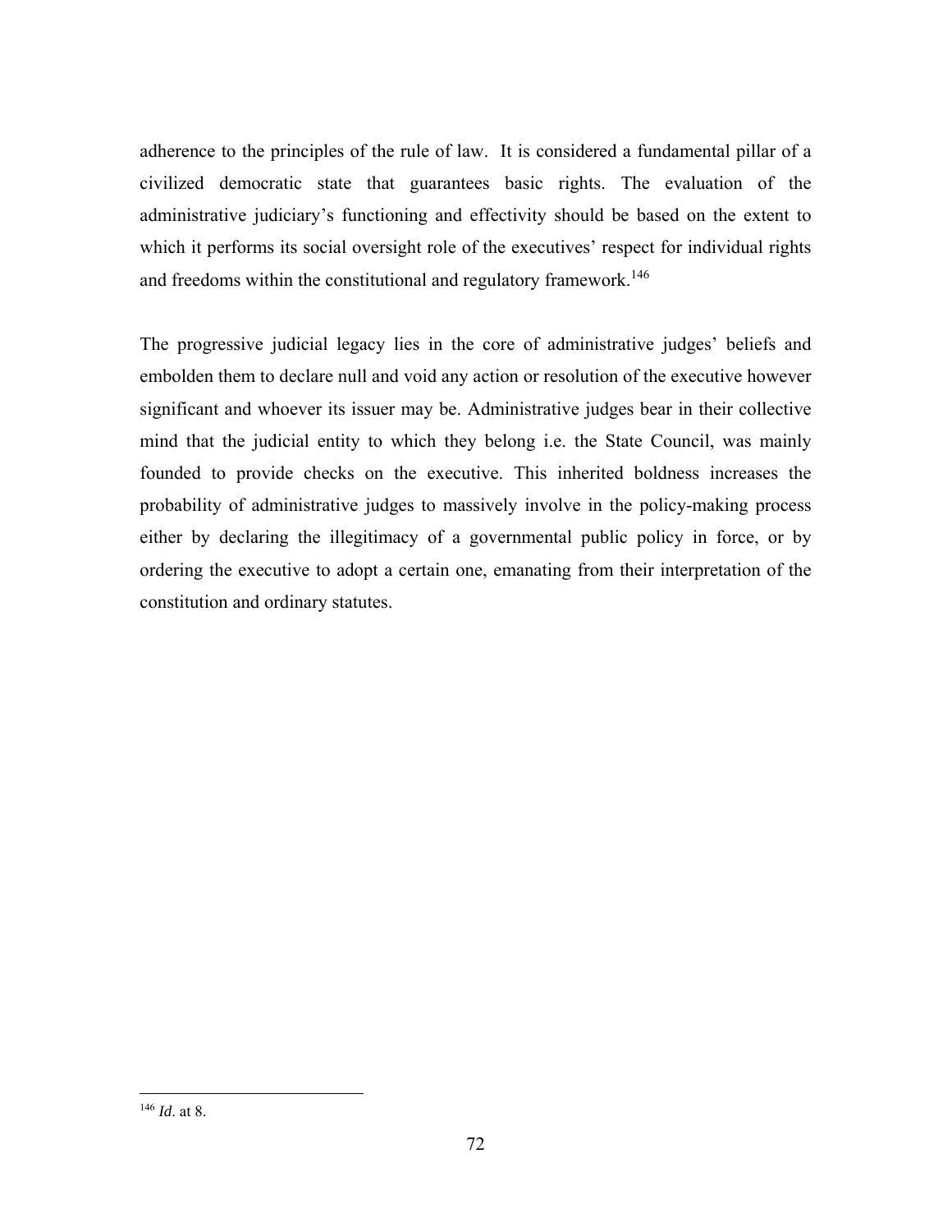adherence to the principles of the rule of law. It is considered a fundamental pillar of a civilized democratic state that guarantees basic rights. The evaluation of the administrative judiciary's functioning and effectivity should be based on the extent to which it performs its social oversight role of the executives' respect for individual rights and freedoms within the constitutional and regulatory framework.[146]

The progressive judicial legacy lies in the core of administrative judges' beliefs and embolden them to declare null and void any action or resolution of the executive however significant and whoever its issuer may be. Administrative judges bear in their collective mind that the judicial entity to which they belong i.e. the State Council, was mainly founded to provide checks on the executive. This inherited boldness increases the probability of administrative judges to massively involve in the policy-making process either by declaring the illegitimacy of a governmental public policy in force, or by ordering the executive to adopt a certain one, emanating from their interpretation of the constitution and ordinary statutes.

---

[146] *Id*. at 8.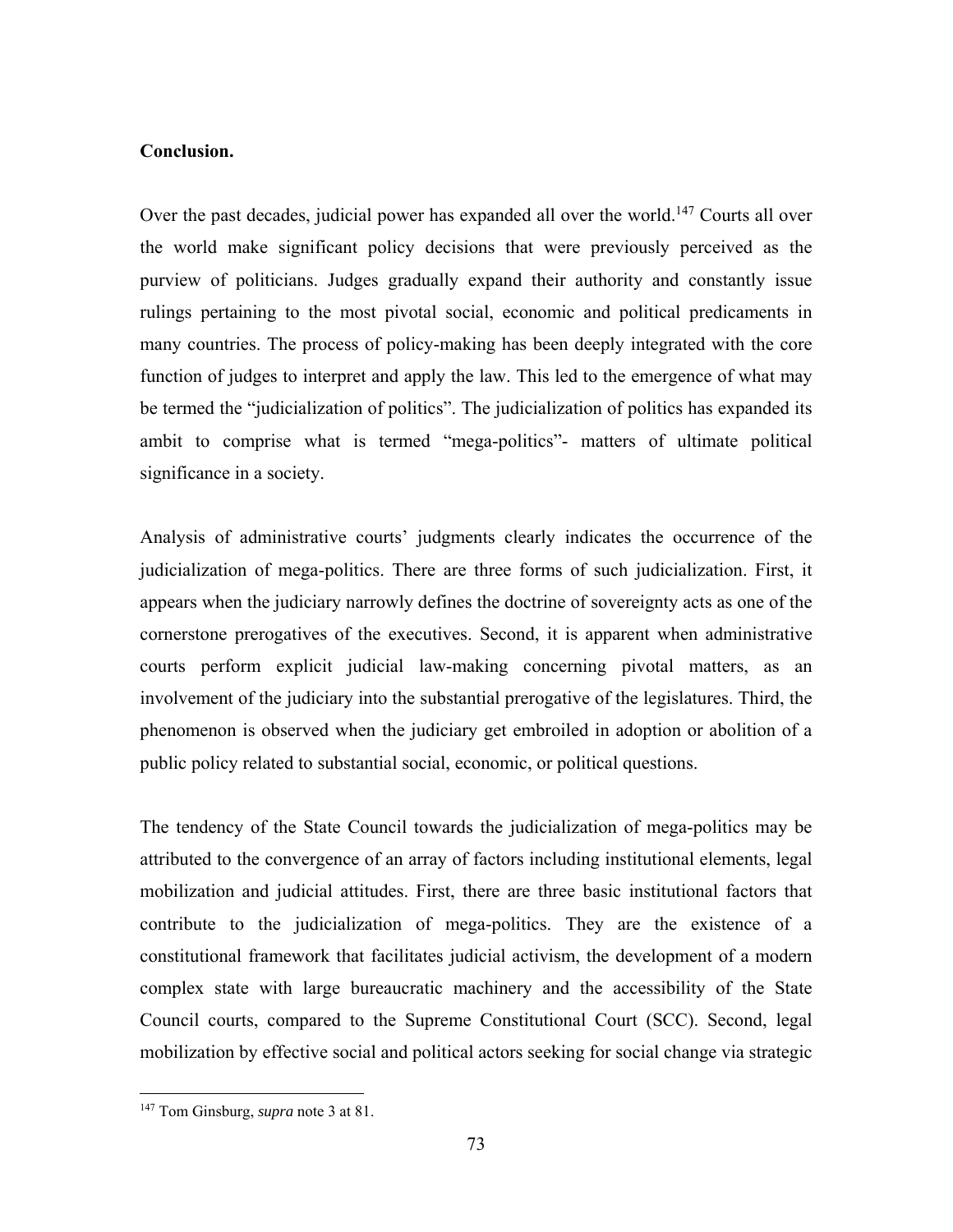**Conclusion.**

Over the past decades, judicial power has expanded all over the world.[147] Courts all over the world make significant policy decisions that were previously perceived as the purview of politicians. Judges gradually expand their authority and constantly issue rulings pertaining to the most pivotal social, economic and political predicaments in many countries. The process of policy-making has been deeply integrated with the core function of judges to interpret and apply the law. This led to the emergence of what may be termed the "judicialization of politics". The judicialization of politics has expanded its ambit to comprise what is termed "mega-politics"- matters of ultimate political significance in a society.

Analysis of administrative courts' judgments clearly indicates the occurrence of the judicialization of mega-politics. There are three forms of such judicialization. First, it appears when the judiciary narrowly defines the doctrine of sovereignty acts as one of the cornerstone prerogatives of the executives. Second, it is apparent when administrative courts perform explicit judicial law-making concerning pivotal matters, as an involvement of the judiciary into the substantial prerogative of the legislatures. Third, the phenomenon is observed when the judiciary get embroiled in adoption or abolition of a public policy related to substantial social, economic, or political questions.

The tendency of the State Council towards the judicialization of mega-politics may be attributed to the convergence of an array of factors including institutional elements, legal mobilization and judicial attitudes. First, there are three basic institutional factors that contribute to the judicialization of mega-politics. They are the existence of a constitutional framework that facilitates judicial activism, the development of a modern complex state with large bureaucratic machinery and the accessibility of the State Council courts, compared to the Supreme Constitutional Court (SCC). Second, legal mobilization by effective social and political actors seeking for social change via strategic

[147] Tom Ginsburg, *supra* note 3 at 81.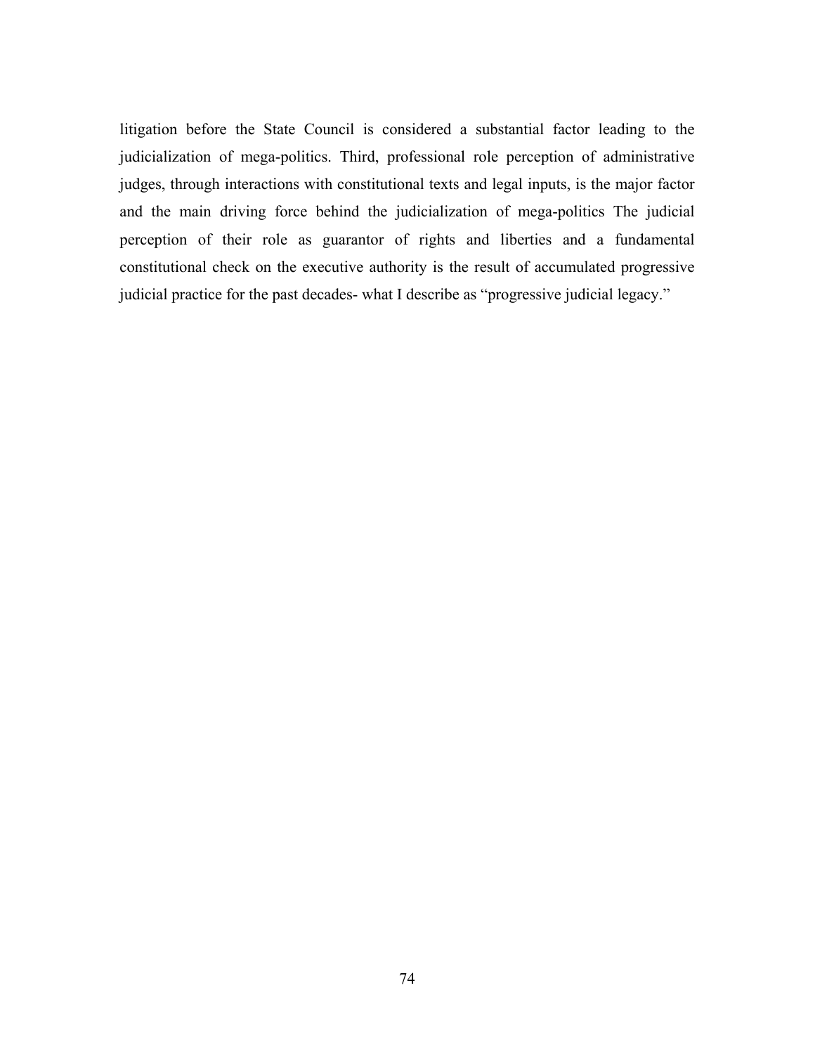litigation before the State Council is considered a substantial factor leading to the judicialization of mega-politics. Third, professional role perception of administrative judges, through interactions with constitutional texts and legal inputs, is the major factor and the main driving force behind the judicialization of mega-politics The judicial perception of their role as guarantor of rights and liberties and a fundamental constitutional check on the executive authority is the result of accumulated progressive judicial practice for the past decades- what I describe as "progressive judicial legacy."